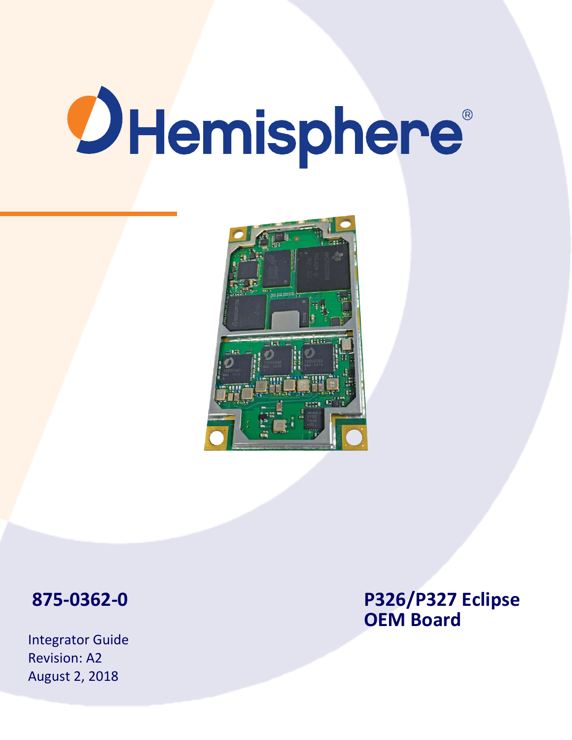Hemisphere®

# P326/P327 Eclipse OEM Board

**875-0362-0**

Integrator Guide
Revision: A2
August 2, 2018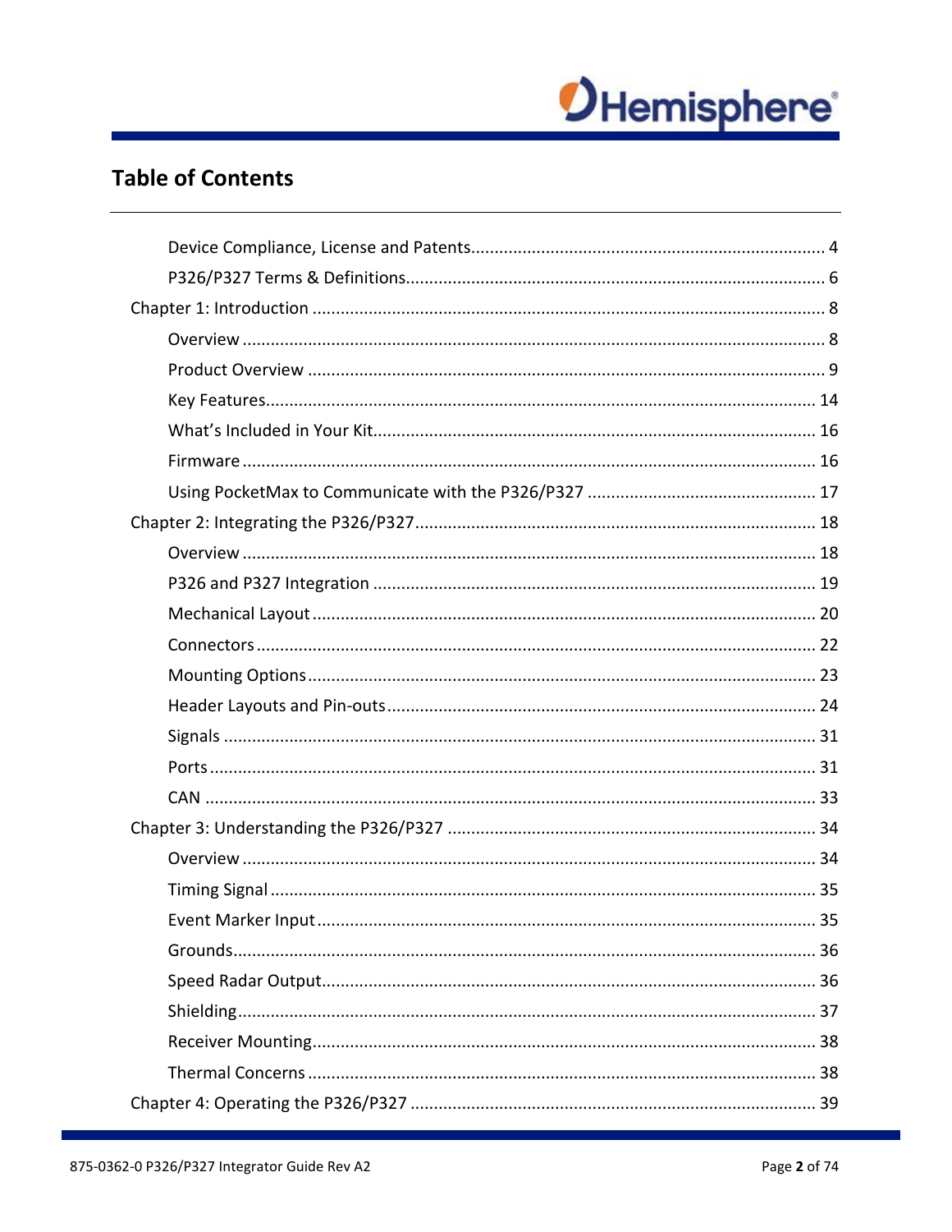# Table of Contents

- Device Compliance, License and Patents .......... 4
- P326/P327 Terms & Definitions .......... 6

Chapter 1: Introduction .......... 8

- Overview .......... 8
- Product Overview .......... 9
- Key Features .......... 14
- What's Included in Your Kit .......... 16
- Firmware .......... 16
- Using PocketMax to Communicate with the P326/P327 .......... 17

Chapter 2: Integrating the P326/P327 .......... 18

- Overview .......... 18
- P326 and P327 Integration .......... 19
- Mechanical Layout .......... 20
- Connectors .......... 22
- Mounting Options .......... 23
- Header Layouts and Pin-outs .......... 24
- Signals .......... 31
- Ports .......... 31
- CAN .......... 33

Chapter 3: Understanding the P326/P327 .......... 34

- Overview .......... 34
- Timing Signal .......... 35
- Event Marker Input .......... 35
- Grounds .......... 36
- Speed Radar Output .......... 36
- Shielding .......... 37
- Receiver Mounting .......... 38
- Thermal Concerns .......... 38

Chapter 4: Operating the P326/P327 .......... 39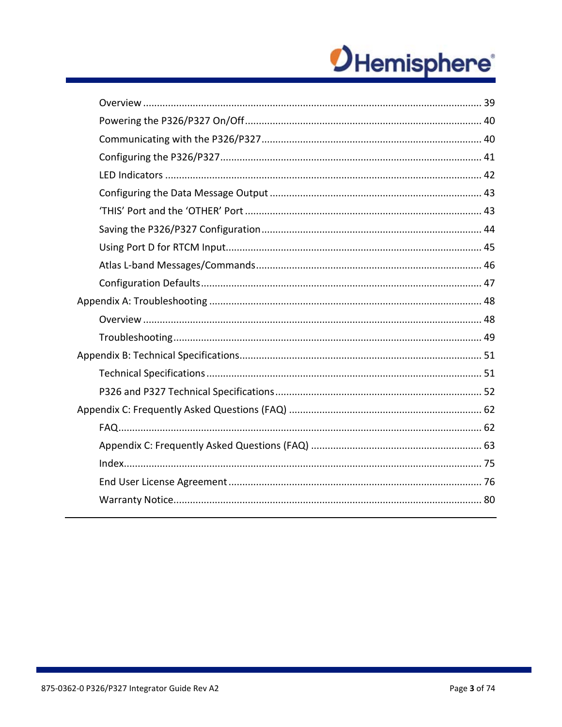- Overview ........................................................................................................ 39
- Powering the P326/P327 On/Off .................................................................... 40
- Communicating with the P326/P327 .............................................................. 40
- Configuring the P326/P327 ............................................................................ 41
- LED Indicators ................................................................................................ 42
- Configuring the Data Message Output ........................................................... 43
- 'THIS' Port and the 'OTHER' Port .................................................................... 43
- Saving the P326/P327 Configuration .............................................................. 44
- Using Port D for RTCM Input........................................................................... 45
- Atlas L-band Messages/Commands ................................................................ 46
- Configuration Defaults .................................................................................... 47

Appendix A: Troubleshooting ................................................................................. 48

- Overview ........................................................................................................ 48
- Troubleshooting .............................................................................................. 49

Appendix B: Technical Specifications...................................................................... 51

- Technical Specifications .................................................................................. 51
- P326 and P327 Technical Specifications .......................................................... 52

Appendix C: Frequently Asked Questions (FAQ) .................................................... 62

- FAQ................................................................................................................. 62
- Appendix C: Frequently Asked Questions (FAQ) ............................................. 63
- Index................................................................................................................ 75
- End User License Agreement .......................................................................... 76
- Warranty Notice.............................................................................................. 80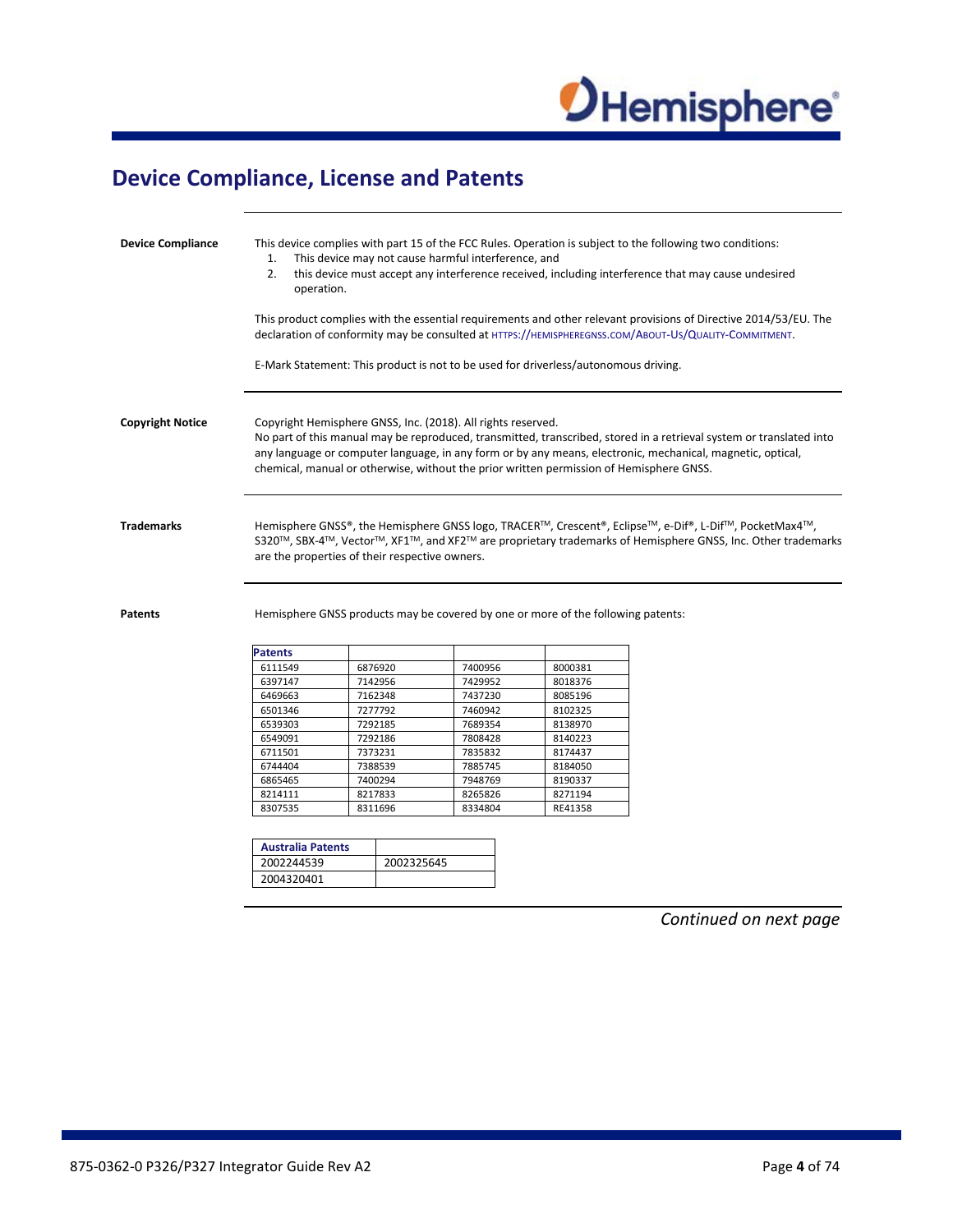# Device Compliance, License and Patents

**Device Compliance**

This device complies with part 15 of the FCC Rules. Operation is subject to the following two conditions:

1. This device may not cause harmful interference, and
2. this device must accept any interference received, including interference that may cause undesired operation.

This product complies with the essential requirements and other relevant provisions of Directive 2014/53/EU. The declaration of conformity may be consulted at HTTPS://HEMISPHEREGNSS.COM/ABOUT-US/QUALITY-COMMITMENT.

E-Mark Statement: This product is not to be used for driverless/autonomous driving.

**Copyright Notice**

Copyright Hemisphere GNSS, Inc. (2018). All rights reserved.
No part of this manual may be reproduced, transmitted, transcribed, stored in a retrieval system or translated into any language or computer language, in any form or by any means, electronic, mechanical, magnetic, optical, chemical, manual or otherwise, without the prior written permission of Hemisphere GNSS.

**Trademarks**

Hemisphere GNSS®, the Hemisphere GNSS logo, TRACER™, Crescent®, Eclipse™, e-Dif®, L-Dif™, PocketMax4™, S320™, SBX-4™, Vector™, XF1™, and XF2™ are proprietary trademarks of Hemisphere GNSS, Inc. Other trademarks are the properties of their respective owners.

**Patents**

Hemisphere GNSS products may be covered by one or more of the following patents:

| Patents | | | |
|---|---|---|---|
| 6111549 | 6876920 | 7400956 | 8000381 |
| 6397147 | 7142956 | 7429952 | 8018376 |
| 6469663 | 7162348 | 7437230 | 8085196 |
| 6501346 | 7277792 | 7460942 | 8102325 |
| 6539303 | 7292185 | 7689354 | 8138970 |
| 6549091 | 7292186 | 7808428 | 8140223 |
| 6711501 | 7373231 | 7835832 | 8174437 |
| 6744404 | 7388539 | 7885745 | 8184050 |
| 6865465 | 7400294 | 7948769 | 8190337 |
| 8214111 | 8217833 | 8265826 | 8271194 |
| 8307535 | 8311696 | 8334804 | RE41358 |

| Australia Patents | |
|---|---|
| 2002244539 | 2002325645 |
| 2004320401 | |

*Continued on next page*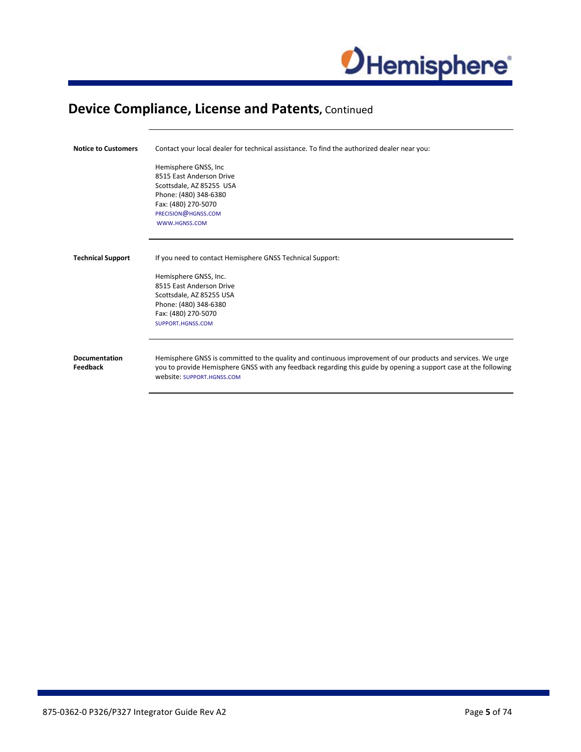# Device Compliance, License and Patents, Continued

**Notice to Customers**

Contact your local dealer for technical assistance. To find the authorized dealer near you:

Hemisphere GNSS, Inc
8515 East Anderson Drive
Scottsdale, AZ 85255 USA
Phone: (480) 348-6380
Fax: (480) 270-5070
PRECISION@HGNSS.COM
WWW.HGNSS.COM

**Technical Support**

If you need to contact Hemisphere GNSS Technical Support:

Hemisphere GNSS, Inc.
8515 East Anderson Drive
Scottsdale, AZ 85255 USA
Phone: (480) 348-6380
Fax: (480) 270-5070
SUPPORT.HGNSS.COM

**Documentation Feedback**

Hemisphere GNSS is committed to the quality and continuous improvement of our products and services. We urge you to provide Hemisphere GNSS with any feedback regarding this guide by opening a support case at the following website: SUPPORT.HGNSS.COM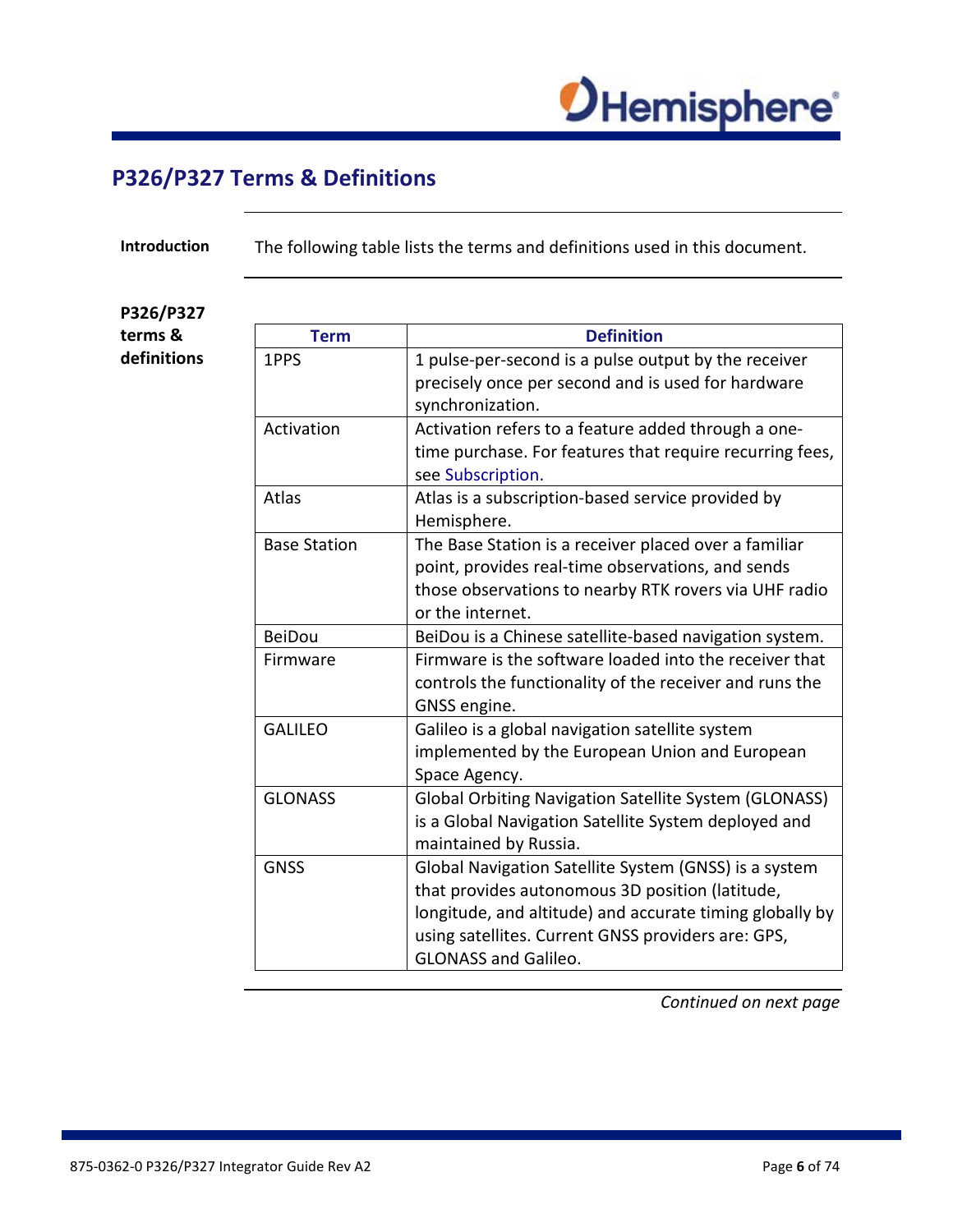## P326/P327 Terms & Definitions

**Introduction**

The following table lists the terms and definitions used in this document.

**P326/P327 terms & definitions**

| Term | Definition |
|---|---|
| 1PPS | 1 pulse-per-second is a pulse output by the receiver precisely once per second and is used for hardware synchronization. |
| Activation | Activation refers to a feature added through a one-time purchase. For features that require recurring fees, see Subscription. |
| Atlas | Atlas is a subscription-based service provided by Hemisphere. |
| Base Station | The Base Station is a receiver placed over a familiar point, provides real-time observations, and sends those observations to nearby RTK rovers via UHF radio or the internet. |
| BeiDou | BeiDou is a Chinese satellite-based navigation system. |
| Firmware | Firmware is the software loaded into the receiver that controls the functionality of the receiver and runs the GNSS engine. |
| GALILEO | Galileo is a global navigation satellite system implemented by the European Union and European Space Agency. |
| GLONASS | Global Orbiting Navigation Satellite System (GLONASS) is a Global Navigation Satellite System deployed and maintained by Russia. |
| GNSS | Global Navigation Satellite System (GNSS) is a system that provides autonomous 3D position (latitude, longitude, and altitude) and accurate timing globally by using satellites. Current GNSS providers are: GPS, GLONASS and Galileo. |

*Continued on next page*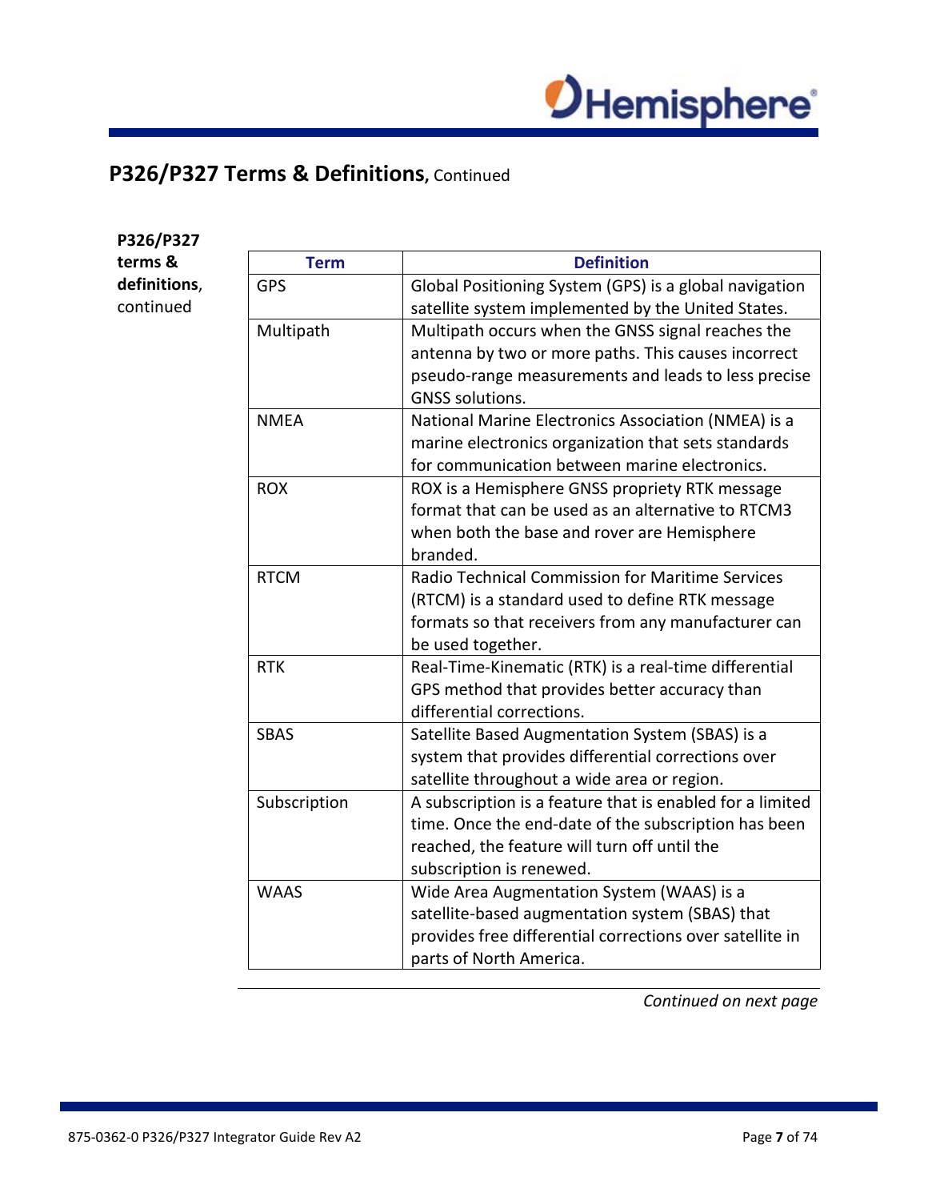## P326/P327 Terms & Definitions, Continued

**P326/P327 terms & definitions**, continued

| Term | Definition |
|---|---|
| GPS | Global Positioning System (GPS) is a global navigation satellite system implemented by the United States. |
| Multipath | Multipath occurs when the GNSS signal reaches the antenna by two or more paths. This causes incorrect pseudo-range measurements and leads to less precise GNSS solutions. |
| NMEA | National Marine Electronics Association (NMEA) is a marine electronics organization that sets standards for communication between marine electronics. |
| ROX | ROX is a Hemisphere GNSS propriety RTK message format that can be used as an alternative to RTCM3 when both the base and rover are Hemisphere branded. |
| RTCM | Radio Technical Commission for Maritime Services (RTCM) is a standard used to define RTK message formats so that receivers from any manufacturer can be used together. |
| RTK | Real-Time-Kinematic (RTK) is a real-time differential GPS method that provides better accuracy than differential corrections. |
| SBAS | Satellite Based Augmentation System (SBAS) is a system that provides differential corrections over satellite throughout a wide area or region. |
| Subscription | A subscription is a feature that is enabled for a limited time. Once the end-date of the subscription has been reached, the feature will turn off until the subscription is renewed. |
| WAAS | Wide Area Augmentation System (WAAS) is a satellite-based augmentation system (SBAS) that provides free differential corrections over satellite in parts of North America. |

*Continued on next page*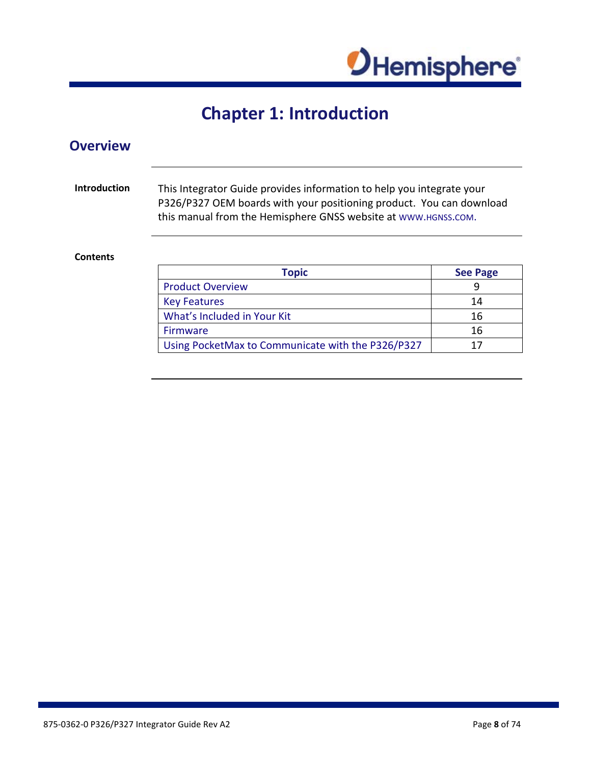# Chapter 1: Introduction

## Overview

**Introduction**

This Integrator Guide provides information to help you integrate your P326/P327 OEM boards with your positioning product. You can download this manual from the Hemisphere GNSS website at WWW.HGNSS.COM.

**Contents**

| Topic | See Page |
|---|---|
| Product Overview | 9 |
| Key Features | 14 |
| What's Included in Your Kit | 16 |
| Firmware | 16 |
| Using PocketMax to Communicate with the P326/P327 | 17 |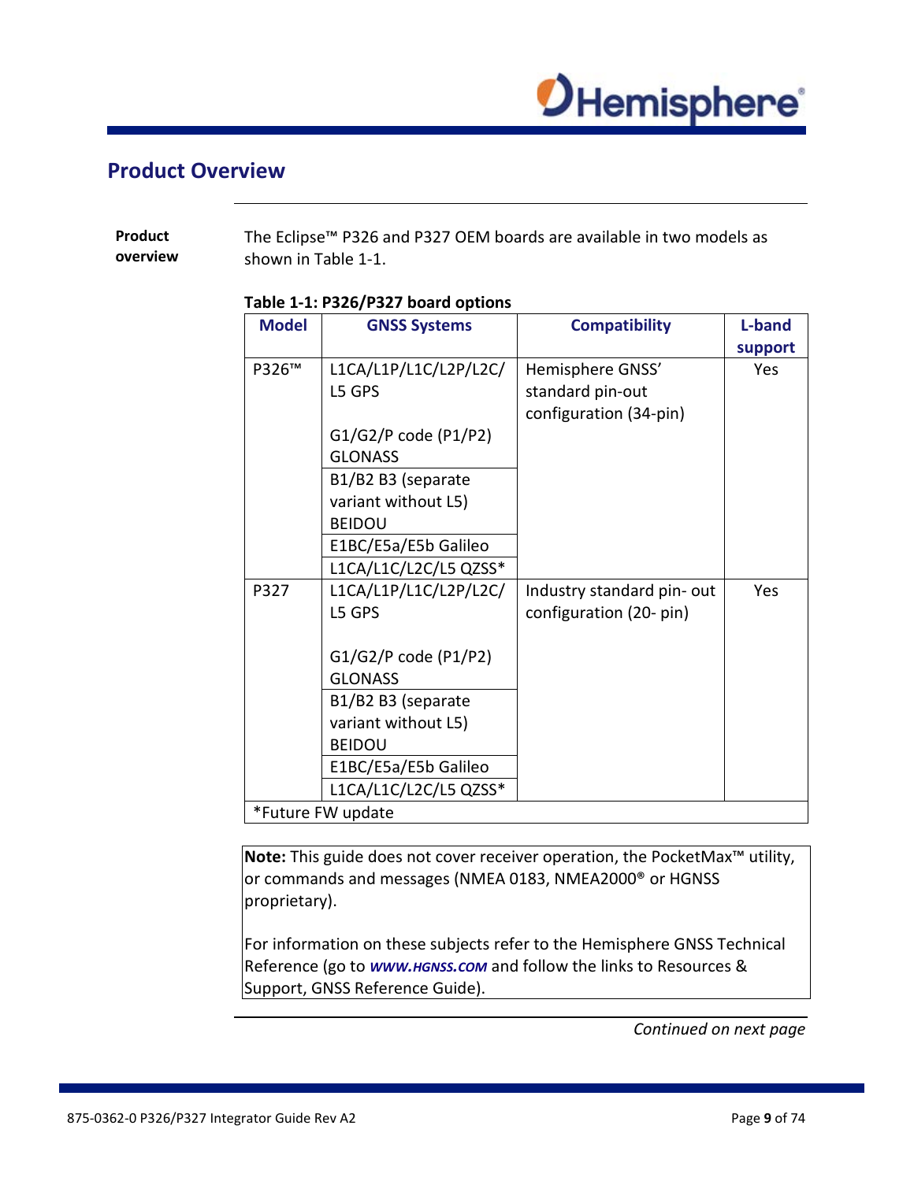# Product Overview

**Product overview**

The Eclipse™ P326 and P327 OEM boards are available in two models as shown in Table 1-1.

**Table 1-1: P326/P327 board options**

| Model | GNSS Systems | Compatibility | L-band support |
|---|---|---|---|
| P326™ | L1CA/L1P/L1C/L2P/L2C/ L5 GPS<br><br>G1/G2/P code (P1/P2) GLONASS | Hemisphere GNSS' standard pin-out configuration (34-pin) | Yes |
| | B1/B2 B3 (separate variant without L5) BEIDOU | | |
| | E1BC/E5a/E5b Galileo | | |
| | L1CA/L1C/L2C/L5 QZSS* | | |
| P327 | L1CA/L1P/L1C/L2P/L2C/ L5 GPS<br><br>G1/G2/P code (P1/P2) GLONASS | Industry standard pin- out configuration (20- pin) | Yes |
| | B1/B2 B3 (separate variant without L5) BEIDOU | | |
| | E1BC/E5a/E5b Galileo | | |
| | L1CA/L1C/L2C/L5 QZSS* | | |
| *Future FW update | | | |

**Note:** This guide does not cover receiver operation, the PocketMax™ utility, or commands and messages (NMEA 0183, NMEA2000® or HGNSS proprietary).

For information on these subjects refer to the Hemisphere GNSS Technical Reference (go to ***WWW.HGNSS.COM*** and follow the links to Resources & Support, GNSS Reference Guide).

*Continued on next page*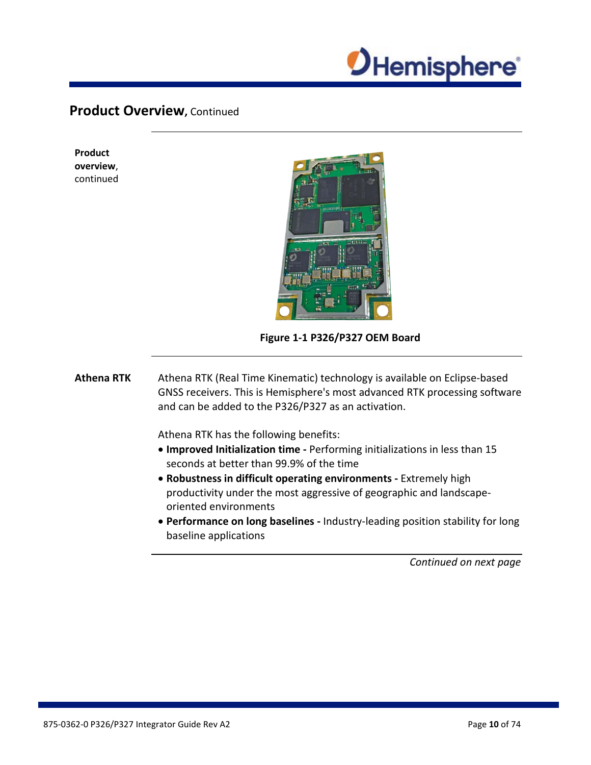## Product Overview, Continued

**Product overview**, continued

Figure 1-1 P326/P327 OEM Board

**Athena RTK**

Athena RTK (Real Time Kinematic) technology is available on Eclipse-based GNSS receivers. This is Hemisphere's most advanced RTK processing software and can be added to the P326/P327 as an activation.

Athena RTK has the following benefits:

- **Improved Initialization time -** Performing initializations in less than 15 seconds at better than 99.9% of the time
- **Robustness in difficult operating environments -** Extremely high productivity under the most aggressive of geographic and landscape-oriented environments
- **Performance on long baselines -** Industry-leading position stability for long baseline applications

*Continued on next page*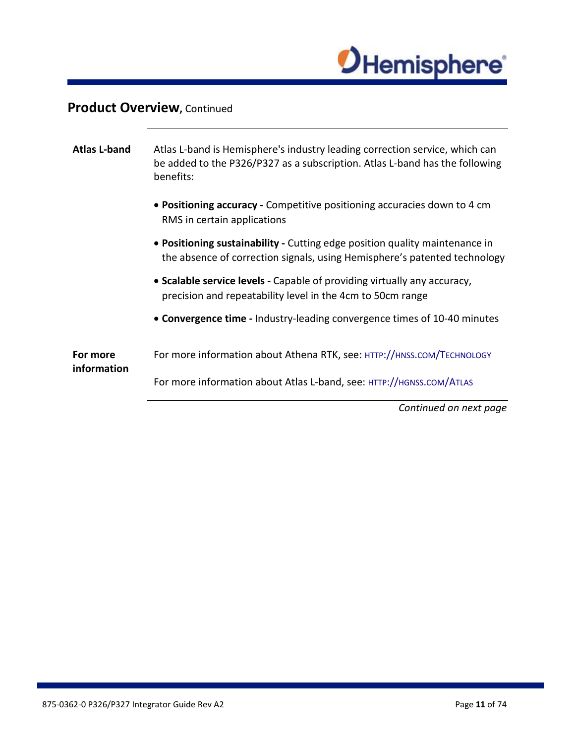## Product Overview, Continued

**Atlas L-band**

Atlas L-band is Hemisphere's industry leading correction service, which can be added to the P326/P327 as a subscription. Atlas L-band has the following benefits:

- **Positioning accuracy -** Competitive positioning accuracies down to 4 cm RMS in certain applications
- **Positioning sustainability -** Cutting edge position quality maintenance in the absence of correction signals, using Hemisphere's patented technology
- **Scalable service levels -** Capable of providing virtually any accuracy, precision and repeatability level in the 4cm to 50cm range
- **Convergence time -** Industry-leading convergence times of 10-40 minutes

**For more information**

For more information about Athena RTK, see: HTTP://HNSS.COM/TECHNOLOGY

For more information about Atlas L-band, see: HTTP://HGNSS.COM/ATLAS

*Continued on next page*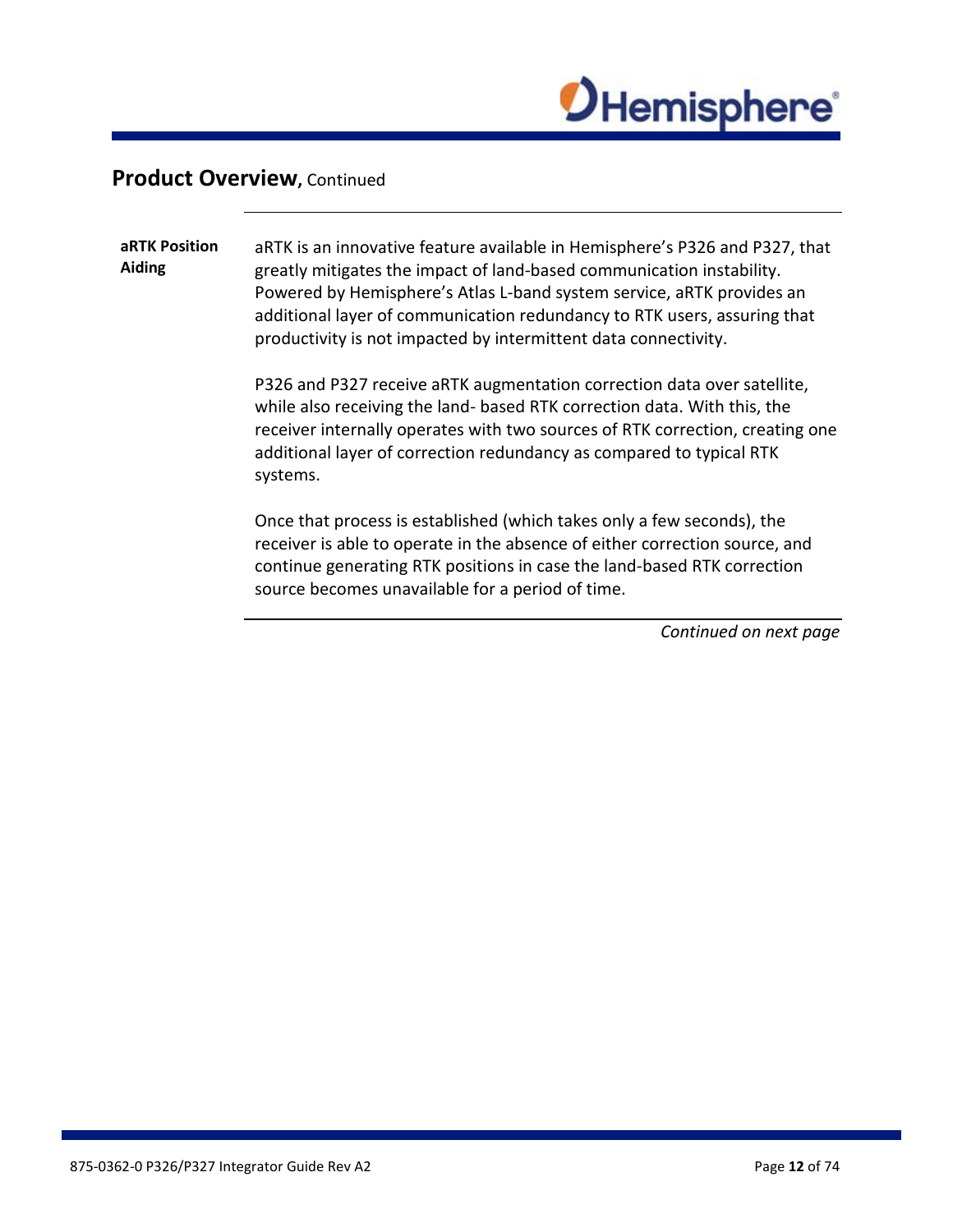## Product Overview, Continued

**aRTK Position Aiding**

aRTK is an innovative feature available in Hemisphere's P326 and P327, that greatly mitigates the impact of land-based communication instability. Powered by Hemisphere's Atlas L-band system service, aRTK provides an additional layer of communication redundancy to RTK users, assuring that productivity is not impacted by intermittent data connectivity.

P326 and P327 receive aRTK augmentation correction data over satellite, while also receiving the land- based RTK correction data. With this, the receiver internally operates with two sources of RTK correction, creating one additional layer of correction redundancy as compared to typical RTK systems.

Once that process is established (which takes only a few seconds), the receiver is able to operate in the absence of either correction source, and continue generating RTK positions in case the land-based RTK correction source becomes unavailable for a period of time.

*Continued on next page*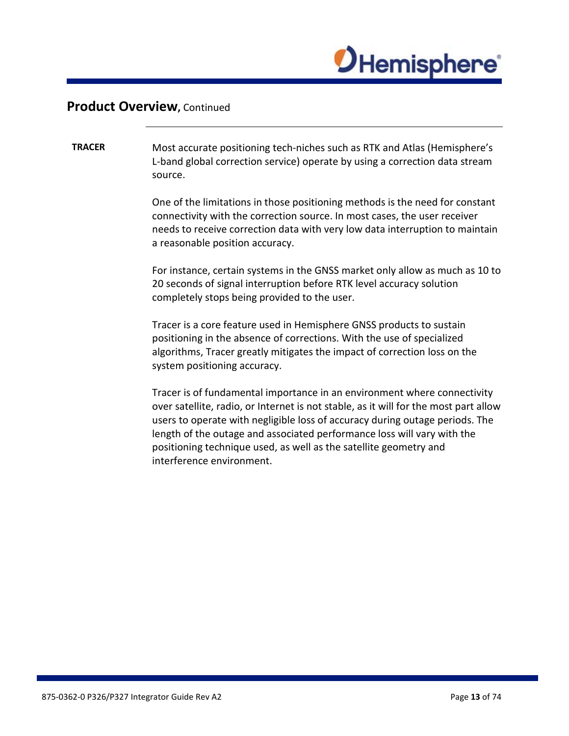## Product Overview, Continued

**TRACER**

Most accurate positioning tech-niches such as RTK and Atlas (Hemisphere's L-band global correction service) operate by using a correction data stream source.

One of the limitations in those positioning methods is the need for constant connectivity with the correction source. In most cases, the user receiver needs to receive correction data with very low data interruption to maintain a reasonable position accuracy.

For instance, certain systems in the GNSS market only allow as much as 10 to 20 seconds of signal interruption before RTK level accuracy solution completely stops being provided to the user.

Tracer is a core feature used in Hemisphere GNSS products to sustain positioning in the absence of corrections. With the use of specialized algorithms, Tracer greatly mitigates the impact of correction loss on the system positioning accuracy.

Tracer is of fundamental importance in an environment where connectivity over satellite, radio, or Internet is not stable, as it will for the most part allow users to operate with negligible loss of accuracy during outage periods. The length of the outage and associated performance loss will vary with the positioning technique used, as well as the satellite geometry and interference environment.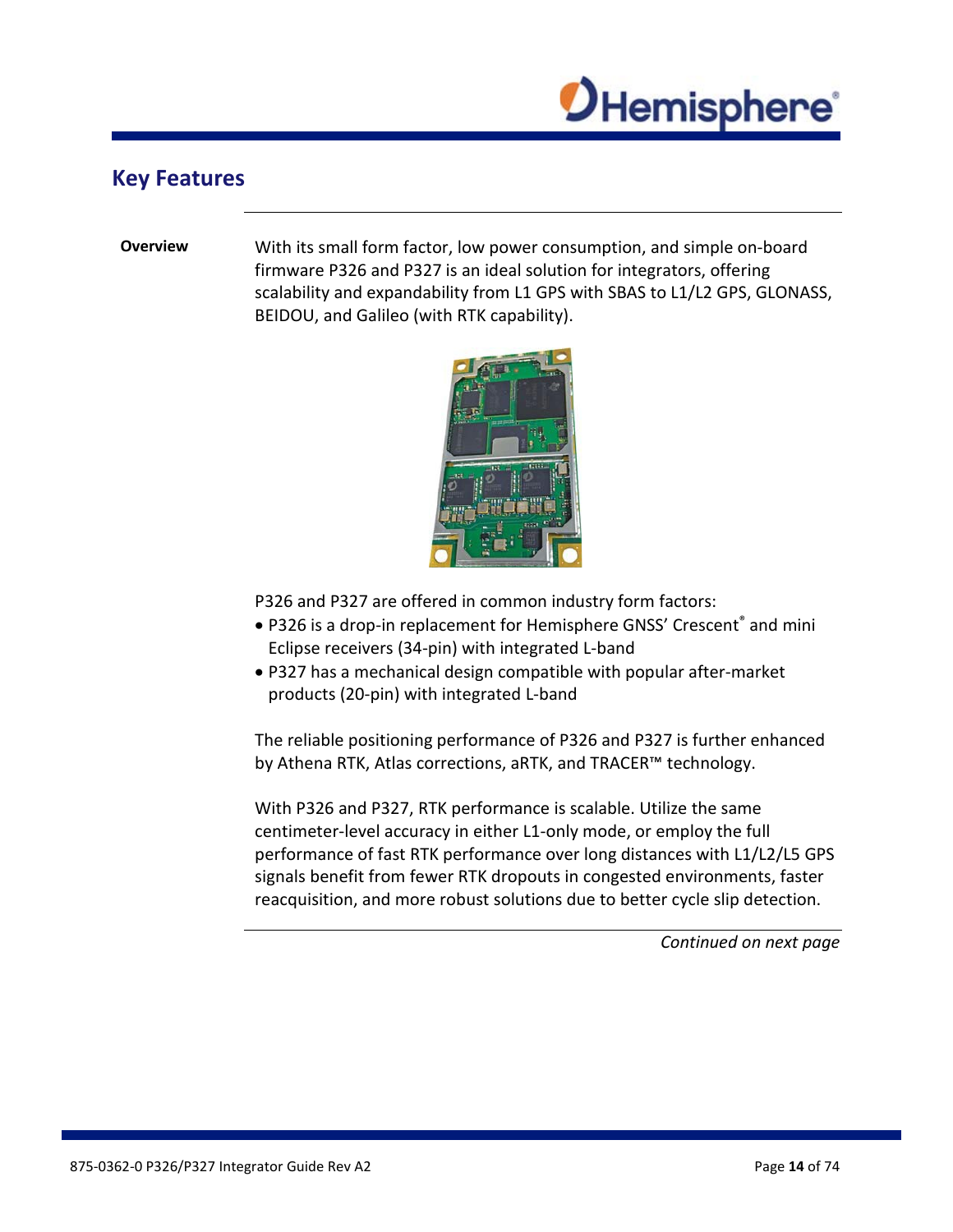## Key Features

**Overview**

With its small form factor, low power consumption, and simple on-board firmware P326 and P327 is an ideal solution for integrators, offering scalability and expandability from L1 GPS with SBAS to L1/L2 GPS, GLONASS, BEIDOU, and Galileo (with RTK capability).

P326 and P327 are offered in common industry form factors:

- P326 is a drop-in replacement for Hemisphere GNSS' Crescent® and mini Eclipse receivers (34-pin) with integrated L-band
- P327 has a mechanical design compatible with popular after-market products (20-pin) with integrated L-band

The reliable positioning performance of P326 and P327 is further enhanced by Athena RTK, Atlas corrections, aRTK, and TRACER™ technology.

With P326 and P327, RTK performance is scalable. Utilize the same centimeter-level accuracy in either L1-only mode, or employ the full performance of fast RTK performance over long distances with L1/L2/L5 GPS signals benefit from fewer RTK dropouts in congested environments, faster reacquisition, and more robust solutions due to better cycle slip detection.

*Continued on next page*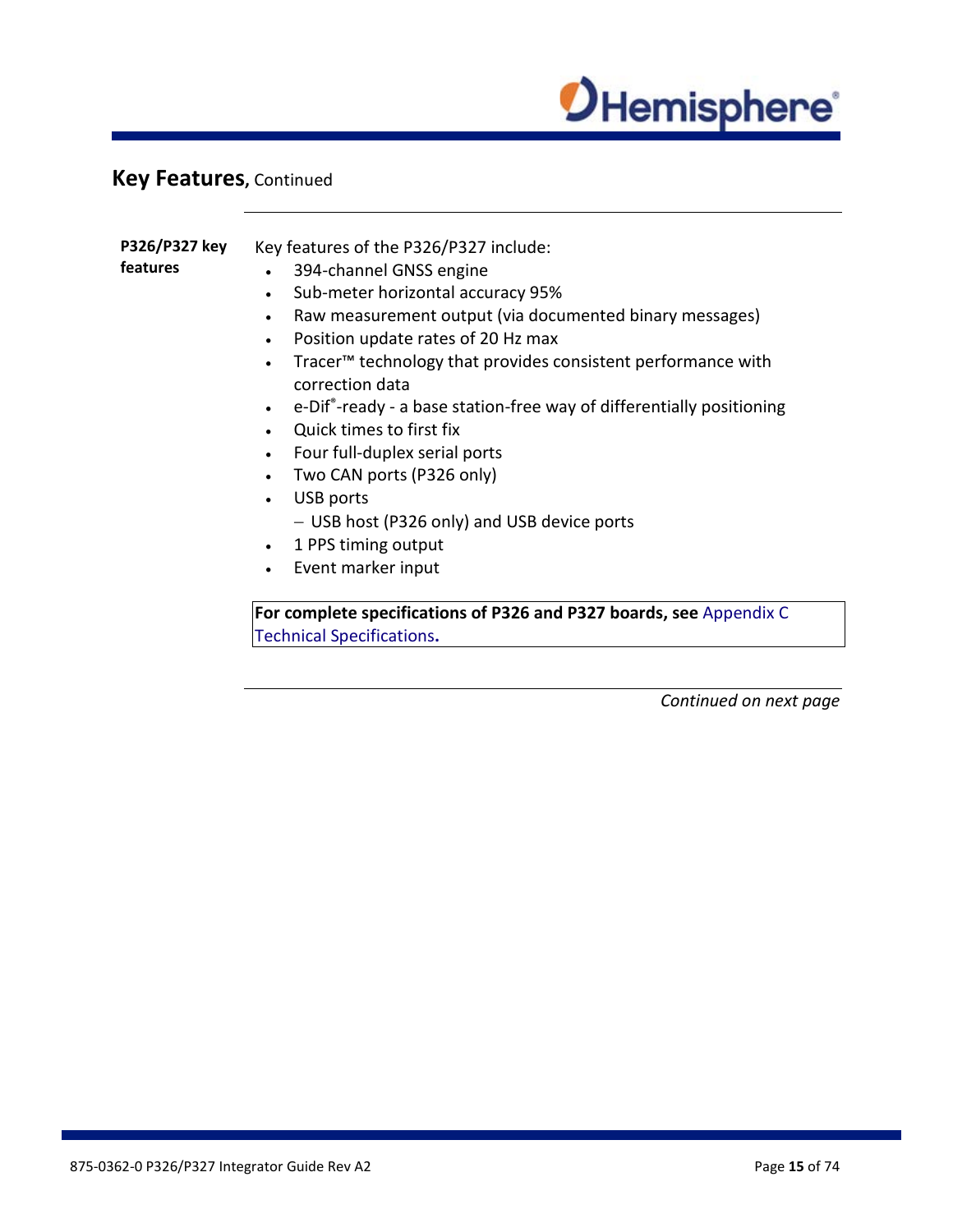## Key Features, Continued

**P326/P327 key features**

Key features of the P326/P327 include:

- 394-channel GNSS engine
- Sub-meter horizontal accuracy 95%
- Raw measurement output (via documented binary messages)
- Position update rates of 20 Hz max
- Tracer™ technology that provides consistent performance with correction data
- e-Dif®-ready - a base station-free way of differentially positioning
- Quick times to first fix
- Four full-duplex serial ports
- Two CAN ports (P326 only)
- USB ports
  - USB host (P326 only) and USB device ports
- 1 PPS timing output
- Event marker input

**For complete specifications of P326 and P327 boards, see** Appendix C Technical Specifications**.**

*Continued on next page*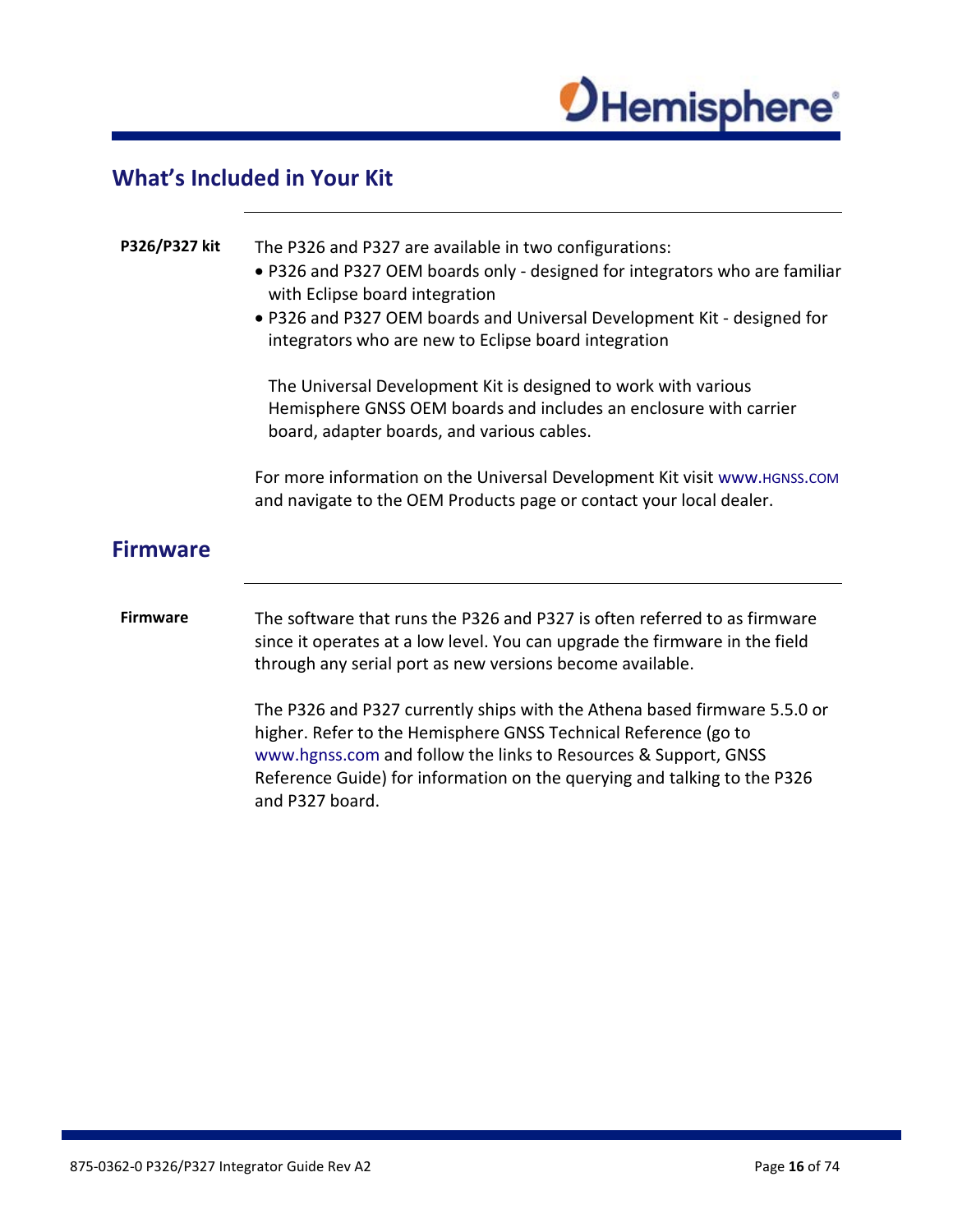## What's Included in Your Kit

**P326/P327 kit**

The P326 and P327 are available in two configurations:

- P326 and P327 OEM boards only - designed for integrators who are familiar with Eclipse board integration
- P326 and P327 OEM boards and Universal Development Kit - designed for integrators who are new to Eclipse board integration

  The Universal Development Kit is designed to work with various Hemisphere GNSS OEM boards and includes an enclosure with carrier board, adapter boards, and various cables.

For more information on the Universal Development Kit visit WWW.HGNSS.COM and navigate to the OEM Products page or contact your local dealer.

## Firmware

**Firmware**

The software that runs the P326 and P327 is often referred to as firmware since it operates at a low level. You can upgrade the firmware in the field through any serial port as new versions become available.

The P326 and P327 currently ships with the Athena based firmware 5.5.0 or higher. Refer to the Hemisphere GNSS Technical Reference (go to www.hgnss.com and follow the links to Resources & Support, GNSS Reference Guide) for information on the querying and talking to the P326 and P327 board.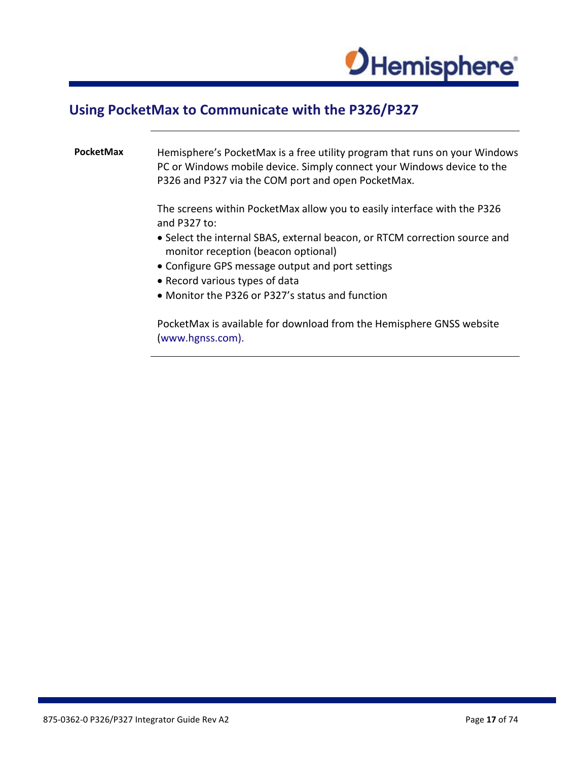# Using PocketMax to Communicate with the P326/P327

**PocketMax**

Hemisphere's PocketMax is a free utility program that runs on your Windows PC or Windows mobile device. Simply connect your Windows device to the P326 and P327 via the COM port and open PocketMax.

The screens within PocketMax allow you to easily interface with the P326 and P327 to:

- Select the internal SBAS, external beacon, or RTCM correction source and monitor reception (beacon optional)
- Configure GPS message output and port settings
- Record various types of data
- Monitor the P326 or P327's status and function

PocketMax is available for download from the Hemisphere GNSS website (www.hgnss.com).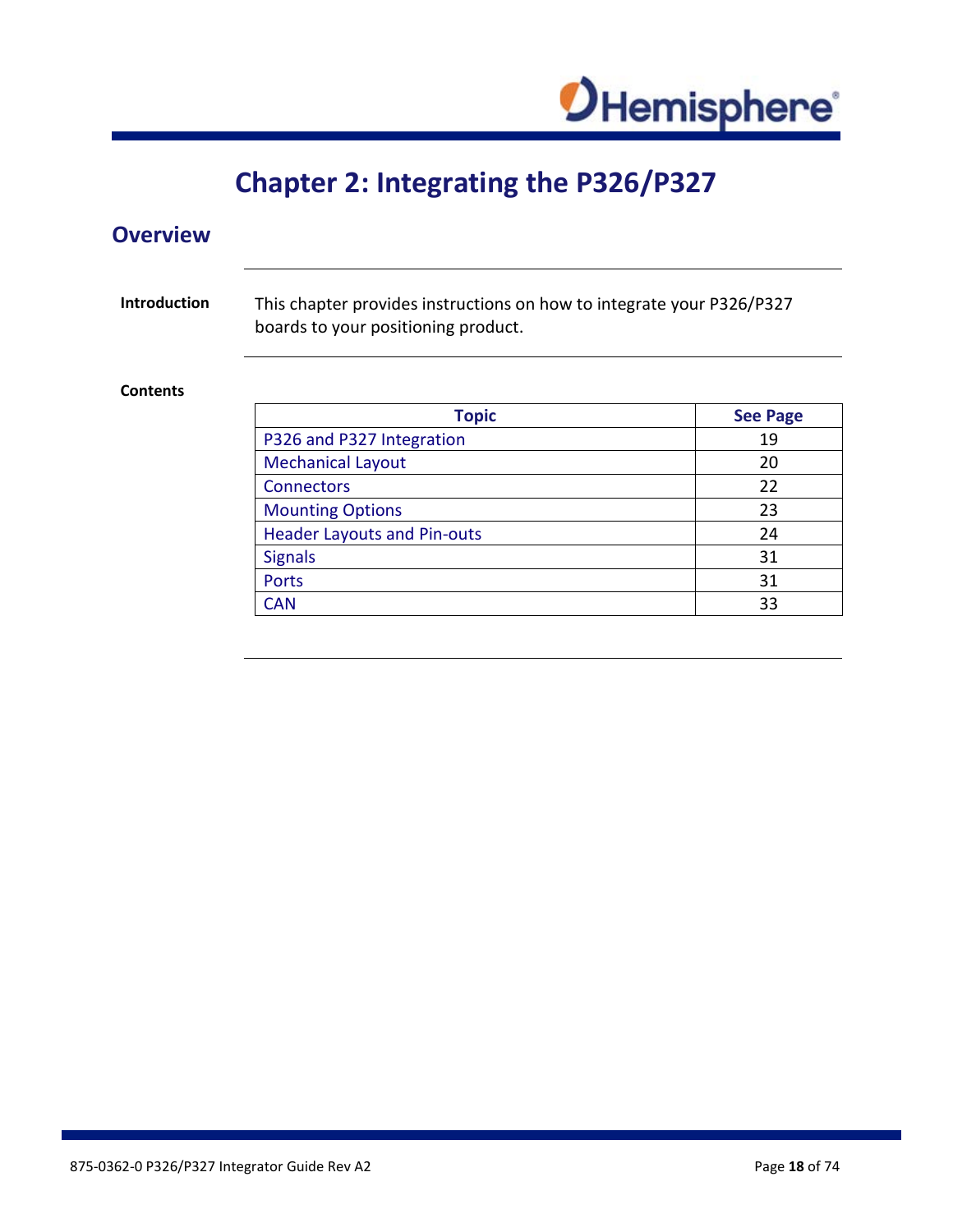# Chapter 2: Integrating the P326/P327

## Overview

**Introduction**

This chapter provides instructions on how to integrate your P326/P327 boards to your positioning product.

**Contents**

| Topic | See Page |
|---|---|
| P326 and P327 Integration | 19 |
| Mechanical Layout | 20 |
| Connectors | 22 |
| Mounting Options | 23 |
| Header Layouts and Pin-outs | 24 |
| Signals | 31 |
| Ports | 31 |
| CAN | 33 |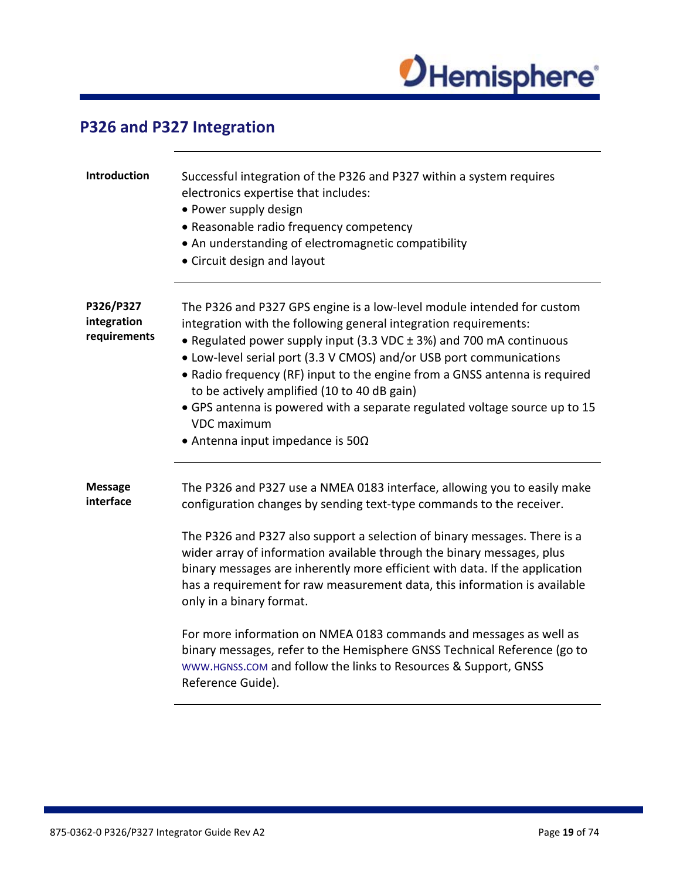## P326 and P327 Integration

**Introduction**

Successful integration of the P326 and P327 within a system requires electronics expertise that includes:

- Power supply design
- Reasonable radio frequency competency
- An understanding of electromagnetic compatibility
- Circuit design and layout

**P326/P327 integration requirements**

The P326 and P327 GPS engine is a low-level module intended for custom integration with the following general integration requirements:

- Regulated power supply input (3.3 VDC ± 3%) and 700 mA continuous
- Low-level serial port (3.3 V CMOS) and/or USB port communications
- Radio frequency (RF) input to the engine from a GNSS antenna is required to be actively amplified (10 to 40 dB gain)
- GPS antenna is powered with a separate regulated voltage source up to 15 VDC maximum
- Antenna input impedance is 50Ω

**Message interface**

The P326 and P327 use a NMEA 0183 interface, allowing you to easily make configuration changes by sending text-type commands to the receiver.

The P326 and P327 also support a selection of binary messages. There is a wider array of information available through the binary messages, plus binary messages are inherently more efficient with data. If the application has a requirement for raw measurement data, this information is available only in a binary format.

For more information on NMEA 0183 commands and messages as well as binary messages, refer to the Hemisphere GNSS Technical Reference (go to WWW.HGNSS.COM and follow the links to Resources & Support, GNSS Reference Guide).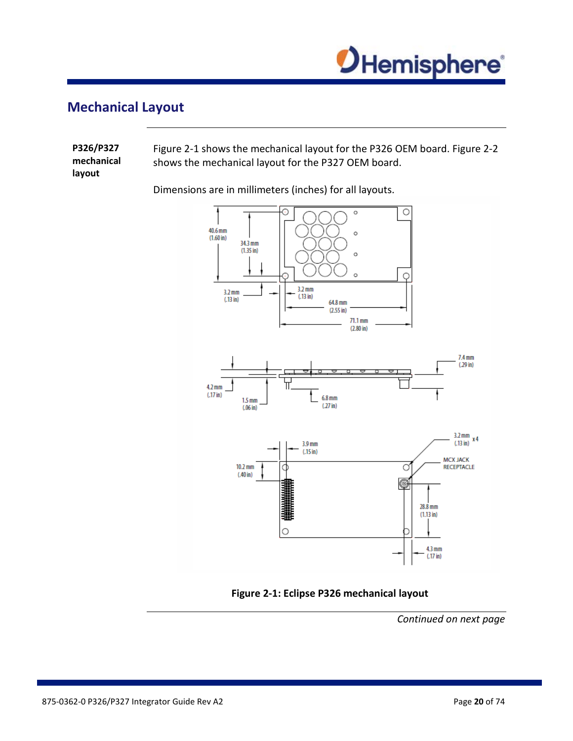## Mechanical Layout

**P326/P327 mechanical layout**

Figure 2-1 shows the mechanical layout for the P326 OEM board. Figure 2-2 shows the mechanical layout for the P327 OEM board.

Dimensions are in millimeters (inches) for all layouts.

**Figure 2-1: Eclipse P326 mechanical layout**

*Continued on next page*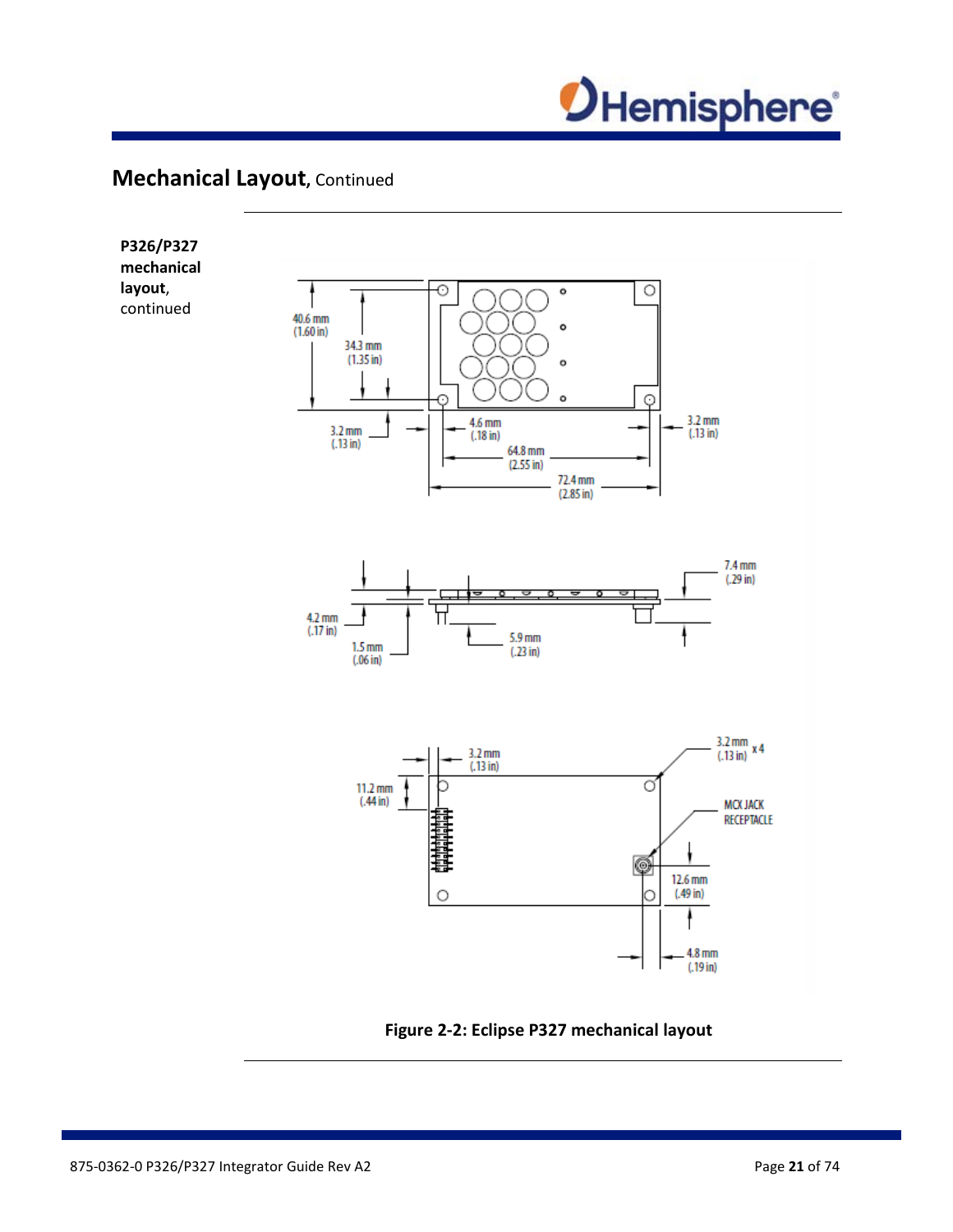## Mechanical Layout, Continued

**P326/P327 mechanical layout**, continued

40.6 mm (1.60 in)

34.3 mm (1.35 in)

3.2 mm (.13 in)

4.6 mm (.18 in)

64.8 mm (2.55 in)

72.4 mm (2.85 in)

3.2 mm (.13 in)

7.4 mm (.29 in)

4.2 mm (.17 in)

1.5 mm (.06 in)

5.9 mm (.23 in)

3.2 mm (.13 in)

3.2 mm (.13 in) x 4

11.2 mm (.44 in)

MCX JACK RECEPTACLE

12.6 mm (.49 in)

4.8 mm (.19 in)

**Figure 2-2: Eclipse P327 mechanical layout**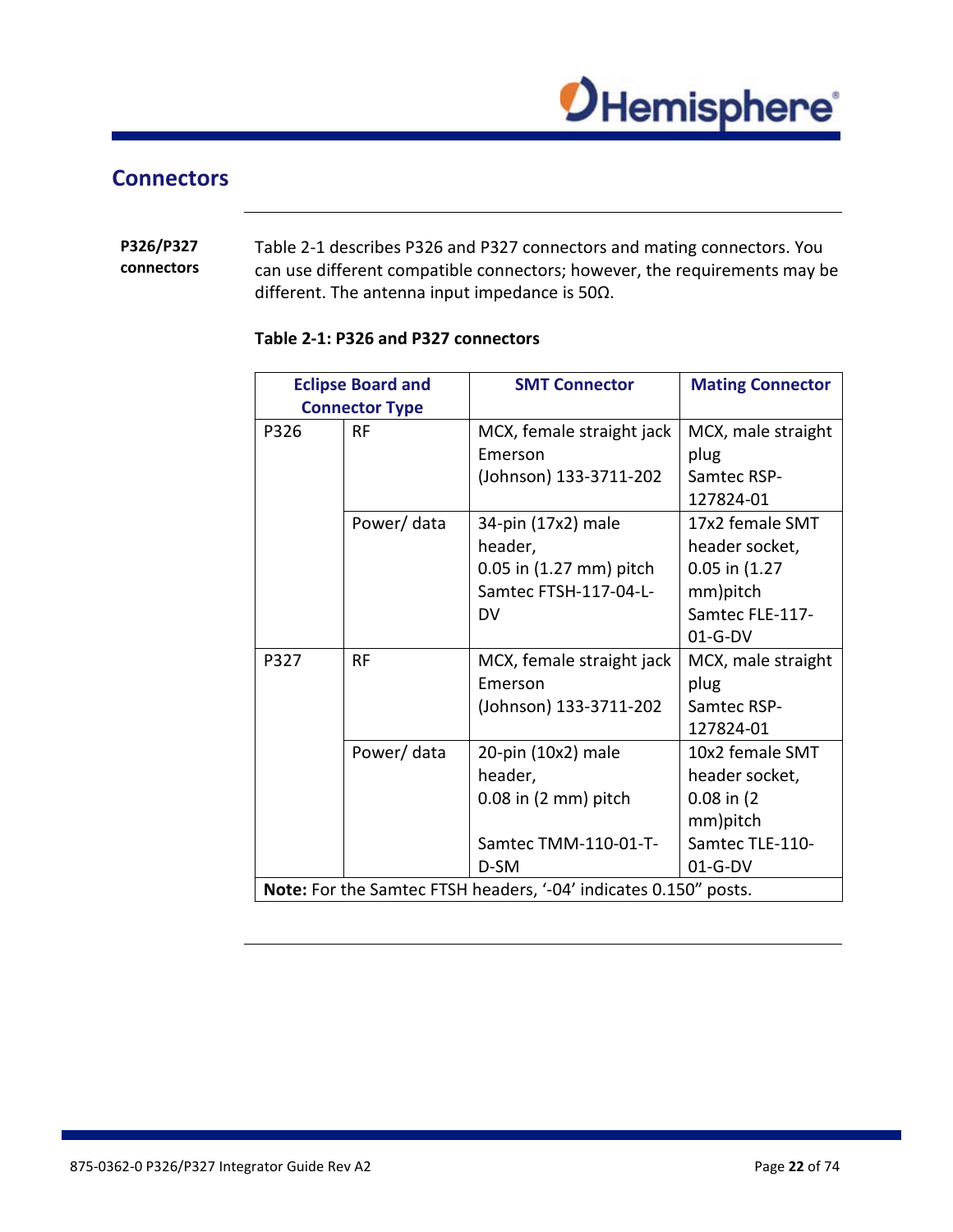## Connectors

**P326/P327 connectors**

Table 2-1 describes P326 and P327 connectors and mating connectors. You can use different compatible connectors; however, the requirements may be different. The antenna input impedance is 50Ω.

**Table 2-1: P326 and P327 connectors**

| Eclipse Board and Connector Type | | SMT Connector | Mating Connector |
|---|---|---|---|
| P326 | RF | MCX, female straight jack Emerson (Johnson) 133-3711-202 | MCX, male straight plug Samtec RSP-127824-01 |
| | Power/ data | 34-pin (17x2) male header, 0.05 in (1.27 mm) pitch Samtec FTSH-117-04-L-DV | 17x2 female SMT header socket, 0.05 in (1.27 mm)pitch Samtec FLE-117-01-G-DV |
| P327 | RF | MCX, female straight jack Emerson (Johnson) 133-3711-202 | MCX, male straight plug Samtec RSP-127824-01 |
| | Power/ data | 20-pin (10x2) male header, 0.08 in (2 mm) pitch Samtec TMM-110-01-T-D-SM | 10x2 female SMT header socket, 0.08 in (2 mm)pitch Samtec TLE-110-01-G-DV |
| **Note:** For the Samtec FTSH headers, '-04' indicates 0.150" posts. | | | |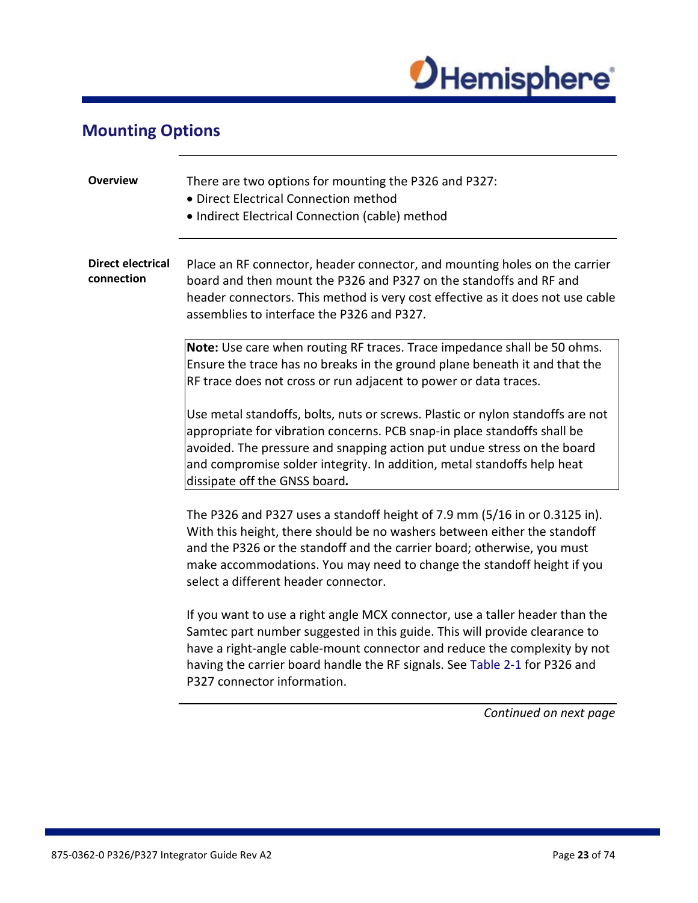## Mounting Options

**Overview**

There are two options for mounting the P326 and P327:

- Direct Electrical Connection method
- Indirect Electrical Connection (cable) method

**Direct electrical connection**

Place an RF connector, header connector, and mounting holes on the carrier board and then mount the P326 and P327 on the standoffs and RF and header connectors. This method is very cost effective as it does not use cable assemblies to interface the P326 and P327.

> **Note:** Use care when routing RF traces. Trace impedance shall be 50 ohms. Ensure the trace has no breaks in the ground plane beneath it and that the RF trace does not cross or run adjacent to power or data traces.
>
> Use metal standoffs, bolts, nuts or screws. Plastic or nylon standoffs are not appropriate for vibration concerns. PCB snap-in place standoffs shall be avoided. The pressure and snapping action put undue stress on the board and compromise solder integrity. In addition, metal standoffs help heat dissipate off the GNSS board.

The P326 and P327 uses a standoff height of 7.9 mm (5/16 in or 0.3125 in). With this height, there should be no washers between either the standoff and the P326 or the standoff and the carrier board; otherwise, you must make accommodations. You may need to change the standoff height if you select a different header connector.

If you want to use a right angle MCX connector, use a taller header than the Samtec part number suggested in this guide. This will provide clearance to have a right-angle cable-mount connector and reduce the complexity by not having the carrier board handle the RF signals. See Table 2-1 for P326 and P327 connector information.

*Continued on next page*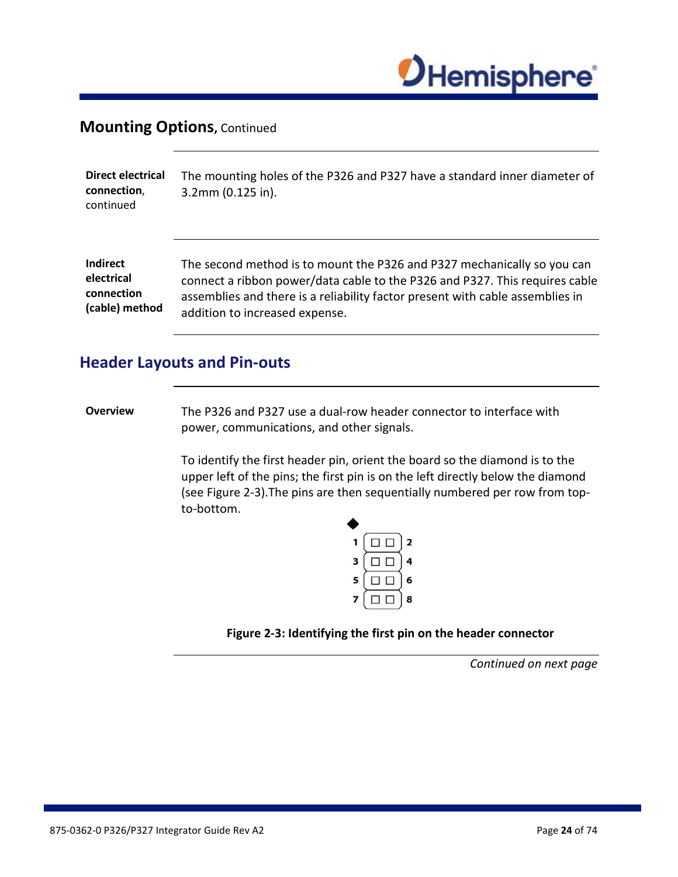## Mounting Options, Continued

**Direct electrical connection**, continued

The mounting holes of the P326 and P327 have a standard inner diameter of 3.2mm (0.125 in).

**Indirect electrical connection (cable) method**

The second method is to mount the P326 and P327 mechanically so you can connect a ribbon power/data cable to the P326 and P327. This requires cable assemblies and there is a reliability factor present with cable assemblies in addition to increased expense.

## Header Layouts and Pin-outs

**Overview**

The P326 and P327 use a dual-row header connector to interface with power, communications, and other signals.

To identify the first header pin, orient the board so the diamond is to the upper left of the pins; the first pin is on the left directly below the diamond (see Figure 2-3).The pins are then sequentially numbered per row from top-to-bottom.

| | |
|---|---|
| 1 | 2 |
| 3 | 4 |
| 5 | 6 |
| 7 | 8 |

**Figure 2-3: Identifying the first pin on the header connector**

*Continued on next page*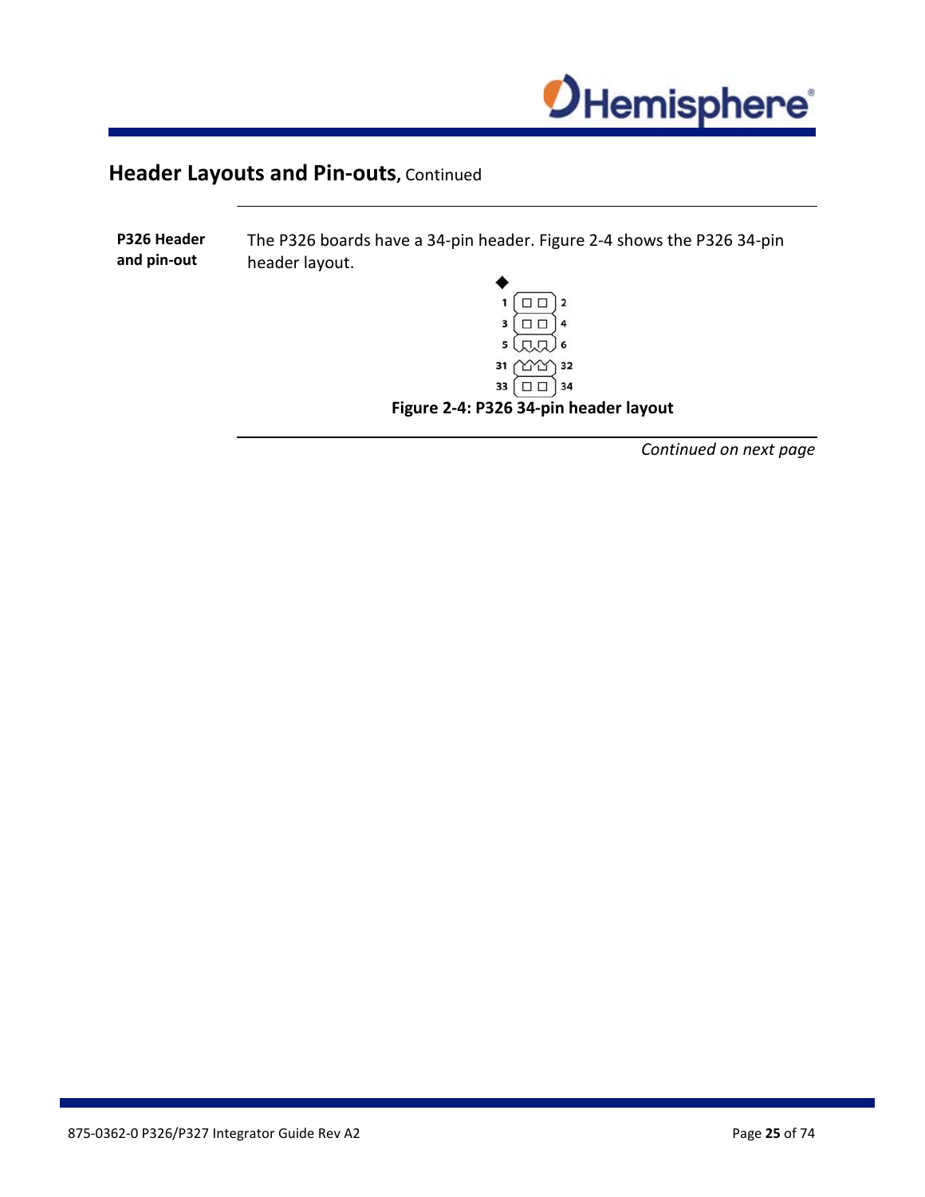## Header Layouts and Pin-outs, Continued

**P326 Header and pin-out**

The P326 boards have a 34-pin header. Figure 2-4 shows the P326 34-pin header layout.

**Figure 2-4: P326 34-pin header layout**

*Continued on next page*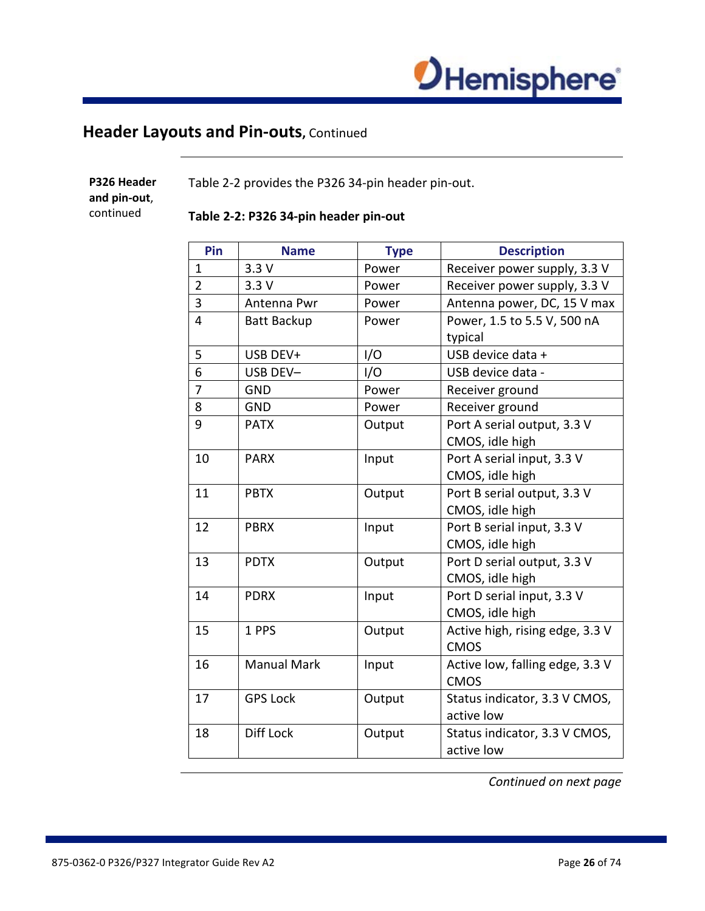## Header Layouts and Pin-outs, Continued

**P326 Header and pin-out**, continued

Table 2-2 provides the P326 34-pin header pin-out.

**Table 2-2: P326 34-pin header pin-out**

| Pin | Name | Type | Description |
|---|---|---|---|
| 1 | 3.3 V | Power | Receiver power supply, 3.3 V |
| 2 | 3.3 V | Power | Receiver power supply, 3.3 V |
| 3 | Antenna Pwr | Power | Antenna power, DC, 15 V max |
| 4 | Batt Backup | Power | Power, 1.5 to 5.5 V, 500 nA typical |
| 5 | USB DEV+ | I/O | USB device data + |
| 6 | USB DEV– | I/O | USB device data - |
| 7 | GND | Power | Receiver ground |
| 8 | GND | Power | Receiver ground |
| 9 | PATX | Output | Port A serial output, 3.3 V CMOS, idle high |
| 10 | PARX | Input | Port A serial input, 3.3 V CMOS, idle high |
| 11 | PBTX | Output | Port B serial output, 3.3 V CMOS, idle high |
| 12 | PBRX | Input | Port B serial input, 3.3 V CMOS, idle high |
| 13 | PDTX | Output | Port D serial output, 3.3 V CMOS, idle high |
| 14 | PDRX | Input | Port D serial input, 3.3 V CMOS, idle high |
| 15 | 1 PPS | Output | Active high, rising edge, 3.3 V CMOS |
| 16 | Manual Mark | Input | Active low, falling edge, 3.3 V CMOS |
| 17 | GPS Lock | Output | Status indicator, 3.3 V CMOS, active low |
| 18 | Diff Lock | Output | Status indicator, 3.3 V CMOS, active low |

*Continued on next page*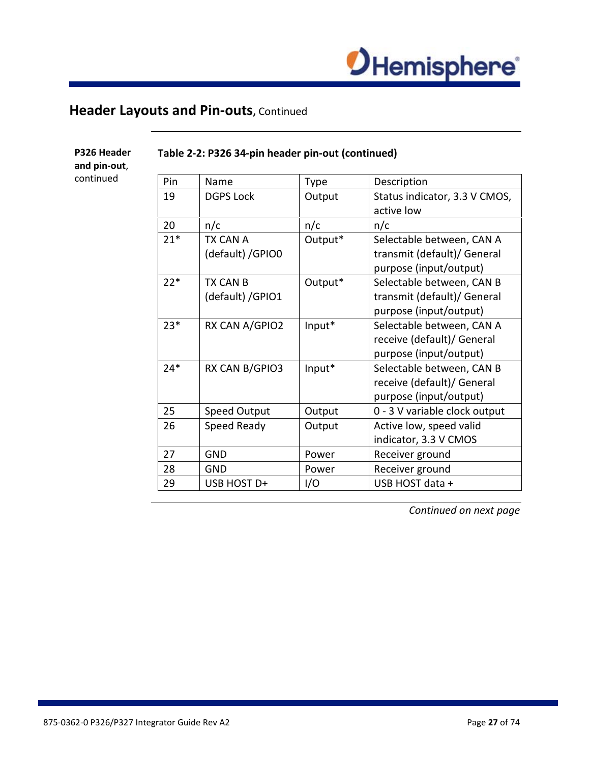## Header Layouts and Pin-outs, Continued

**P326 Header and pin-out**, continued

**Table 2-2: P326 34-pin header pin-out (continued)**

| Pin | Name | Type | Description |
|---|---|---|---|
| 19 | DGPS Lock | Output | Status indicator, 3.3 V CMOS, active low |
| 20 | n/c | n/c | n/c |
| 21* | TX CAN A (default) /GPIO0 | Output* | Selectable between, CAN A transmit (default)/ General purpose (input/output) |
| 22* | TX CAN B (default) /GPIO1 | Output* | Selectable between, CAN B transmit (default)/ General purpose (input/output) |
| 23* | RX CAN A/GPIO2 | Input* | Selectable between, CAN A receive (default)/ General purpose (input/output) |
| 24* | RX CAN B/GPIO3 | Input* | Selectable between, CAN B receive (default)/ General purpose (input/output) |
| 25 | Speed Output | Output | 0 - 3 V variable clock output |
| 26 | Speed Ready | Output | Active low, speed valid indicator, 3.3 V CMOS |
| 27 | GND | Power | Receiver ground |
| 28 | GND | Power | Receiver ground |
| 29 | USB HOST D+ | I/O | USB HOST data + |

*Continued on next page*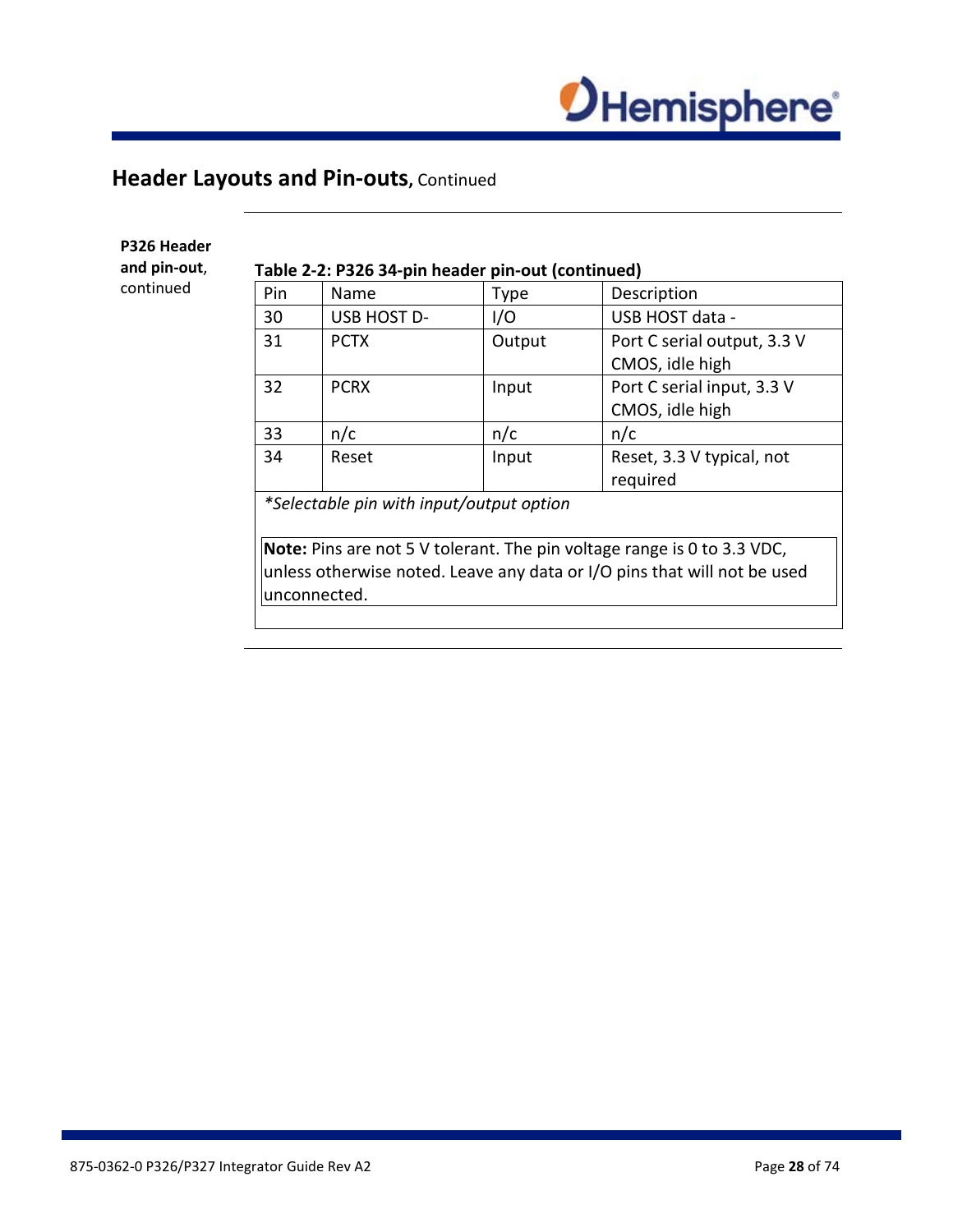## Header Layouts and Pin-outs, Continued

**P326 Header and pin-out**, continued

**Table 2-2: P326 34-pin header pin-out (continued)**

| Pin | Name | Type | Description |
|---|---|---|---|
| 30 | USB HOST D- | I/O | USB HOST data - |
| 31 | PCTX | Output | Port C serial output, 3.3 V CMOS, idle high |
| 32 | PCRX | Input | Port C serial input, 3.3 V CMOS, idle high |
| 33 | n/c | n/c | n/c |
| 34 | Reset | Input | Reset, 3.3 V typical, not required |

*\*Selectable pin with input/output option*

**Note:** Pins are not 5 V tolerant. The pin voltage range is 0 to 3.3 VDC, unless otherwise noted. Leave any data or I/O pins that will not be used unconnected.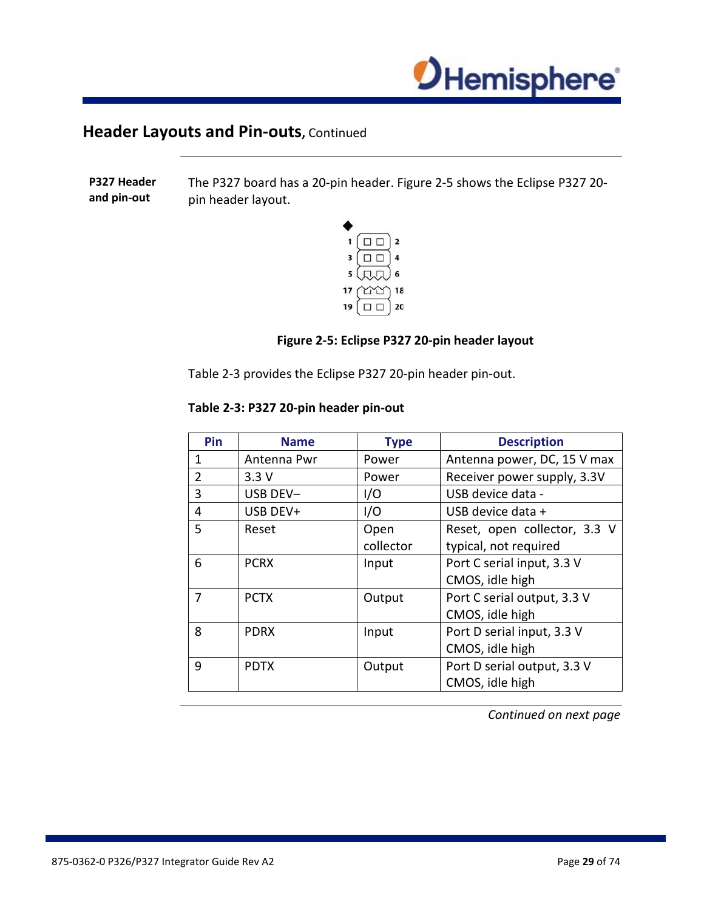## Header Layouts and Pin-outs, Continued

**P327 Header and pin-out**

The P327 board has a 20-pin header. Figure 2-5 shows the Eclipse P327 20-pin header layout.

**Figure 2-5: Eclipse P327 20-pin header layout**

Table 2-3 provides the Eclipse P327 20-pin header pin-out.

**Table 2-3: P327 20-pin header pin-out**

| Pin | Name | Type | Description |
|---|---|---|---|
| 1 | Antenna Pwr | Power | Antenna power, DC, 15 V max |
| 2 | 3.3 V | Power | Receiver power supply, 3.3V |
| 3 | USB DEV– | I/O | USB device data - |
| 4 | USB DEV+ | I/O | USB device data + |
| 5 | Reset | Open collector | Reset, open collector, 3.3 V typical, not required |
| 6 | PCRX | Input | Port C serial input, 3.3 V CMOS, idle high |
| 7 | PCTX | Output | Port C serial output, 3.3 V CMOS, idle high |
| 8 | PDRX | Input | Port D serial input, 3.3 V CMOS, idle high |
| 9 | PDTX | Output | Port D serial output, 3.3 V CMOS, idle high |

*Continued on next page*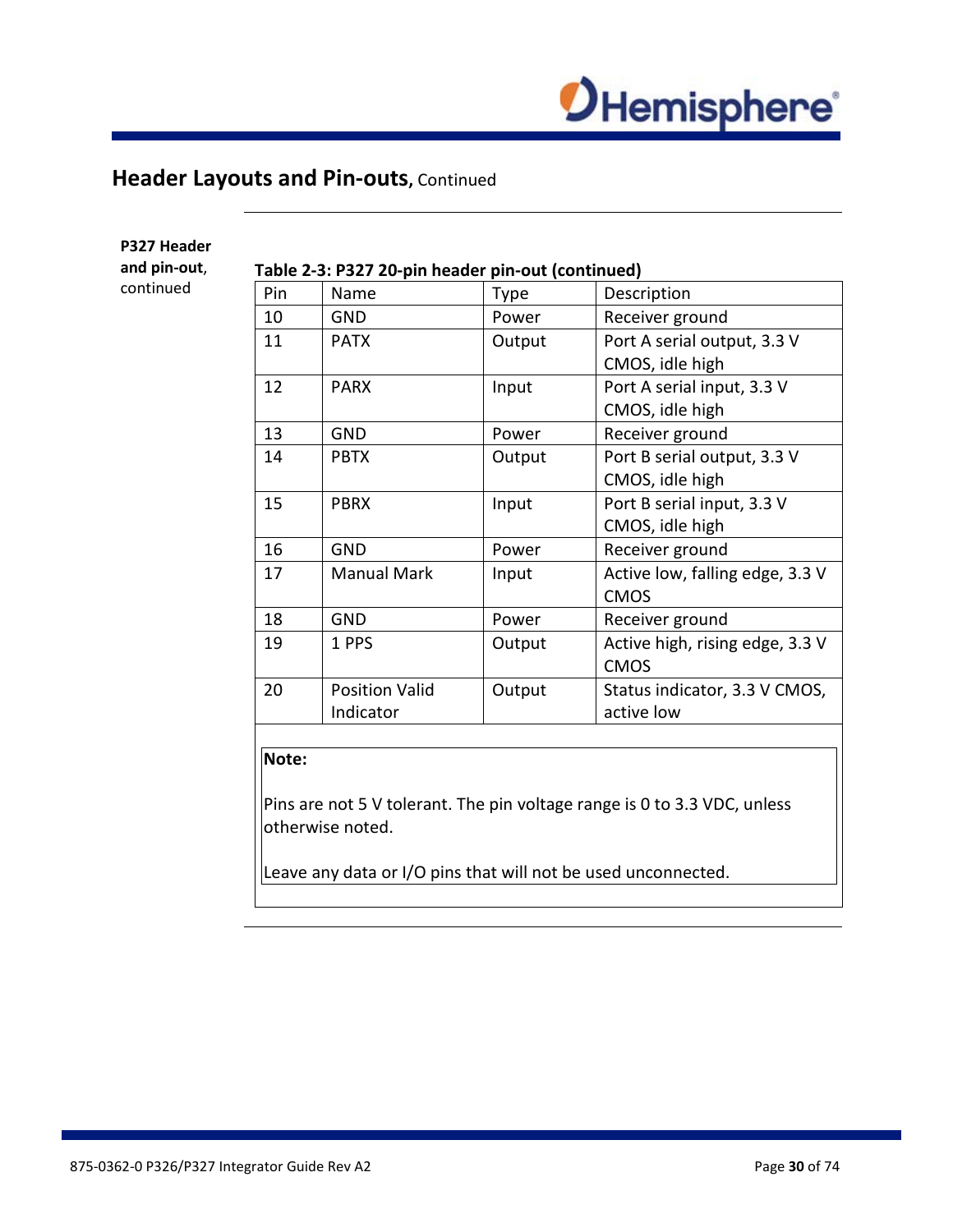## Header Layouts and Pin-outs, Continued

**P327 Header and pin-out**, continued

**Table 2-3: P327 20-pin header pin-out (continued)**

| Pin | Name | Type | Description |
|---|---|---|---|
| 10 | GND | Power | Receiver ground |
| 11 | PATX | Output | Port A serial output, 3.3 V CMOS, idle high |
| 12 | PARX | Input | Port A serial input, 3.3 V CMOS, idle high |
| 13 | GND | Power | Receiver ground |
| 14 | PBTX | Output | Port B serial output, 3.3 V CMOS, idle high |
| 15 | PBRX | Input | Port B serial input, 3.3 V CMOS, idle high |
| 16 | GND | Power | Receiver ground |
| 17 | Manual Mark | Input | Active low, falling edge, 3.3 V CMOS |
| 18 | GND | Power | Receiver ground |
| 19 | 1 PPS | Output | Active high, rising edge, 3.3 V CMOS |
| 20 | Position Valid Indicator | Output | Status indicator, 3.3 V CMOS, active low |

**Note:**

Pins are not 5 V tolerant. The pin voltage range is 0 to 3.3 VDC, unless otherwise noted.

Leave any data or I/O pins that will not be used unconnected.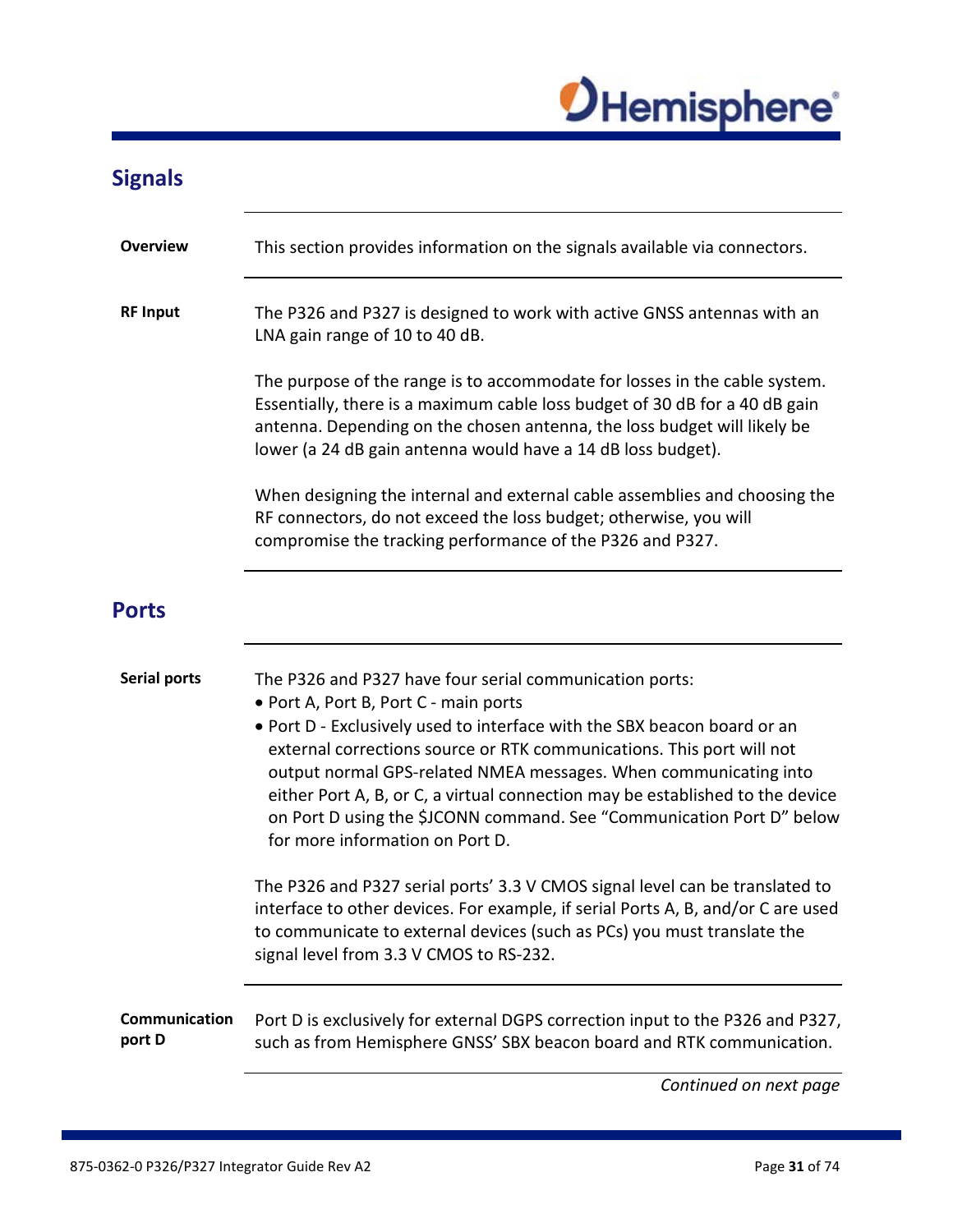## Signals

**Overview**

This section provides information on the signals available via connectors.

**RF Input**

The P326 and P327 is designed to work with active GNSS antennas with an LNA gain range of 10 to 40 dB.

The purpose of the range is to accommodate for losses in the cable system. Essentially, there is a maximum cable loss budget of 30 dB for a 40 dB gain antenna. Depending on the chosen antenna, the loss budget will likely be lower (a 24 dB gain antenna would have a 14 dB loss budget).

When designing the internal and external cable assemblies and choosing the RF connectors, do not exceed the loss budget; otherwise, you will compromise the tracking performance of the P326 and P327.

## Ports

**Serial ports**

The P326 and P327 have four serial communication ports:

- Port A, Port B, Port C - main ports
- Port D - Exclusively used to interface with the SBX beacon board or an external corrections source or RTK communications. This port will not output normal GPS-related NMEA messages. When communicating into either Port A, B, or C, a virtual connection may be established to the device on Port D using the $JCONN command. See "Communication Port D" below for more information on Port D.

The P326 and P327 serial ports' 3.3 V CMOS signal level can be translated to interface to other devices. For example, if serial Ports A, B, and/or C are used to communicate to external devices (such as PCs) you must translate the signal level from 3.3 V CMOS to RS-232.

**Communication port D**

Port D is exclusively for external DGPS correction input to the P326 and P327, such as from Hemisphere GNSS' SBX beacon board and RTK communication.

*Continued on next page*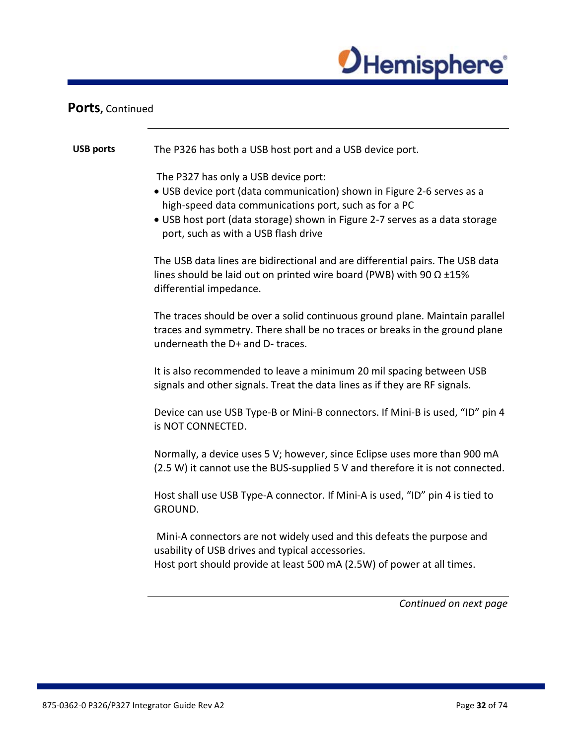## Ports, Continued

**USB ports**

The P326 has both a USB host port and a USB device port.

The P327 has only a USB device port:

- USB device port (data communication) shown in Figure 2-6 serves as a high-speed data communications port, such as for a PC
- USB host port (data storage) shown in Figure 2-7 serves as a data storage port, such as with a USB flash drive

The USB data lines are bidirectional and are differential pairs. The USB data lines should be laid out on printed wire board (PWB) with 90 Ω ±15% differential impedance.

The traces should be over a solid continuous ground plane. Maintain parallel traces and symmetry. There shall be no traces or breaks in the ground plane underneath the D+ and D- traces.

It is also recommended to leave a minimum 20 mil spacing between USB signals and other signals. Treat the data lines as if they are RF signals.

Device can use USB Type-B or Mini-B connectors. If Mini-B is used, “ID” pin 4 is NOT CONNECTED.

Normally, a device uses 5 V; however, since Eclipse uses more than 900 mA (2.5 W) it cannot use the BUS-supplied 5 V and therefore it is not connected.

Host shall use USB Type-A connector. If Mini-A is used, “ID” pin 4 is tied to GROUND.

Mini-A connectors are not widely used and this defeats the purpose and usability of USB drives and typical accessories.
Host port should provide at least 500 mA (2.5W) of power at all times.

*Continued on next page*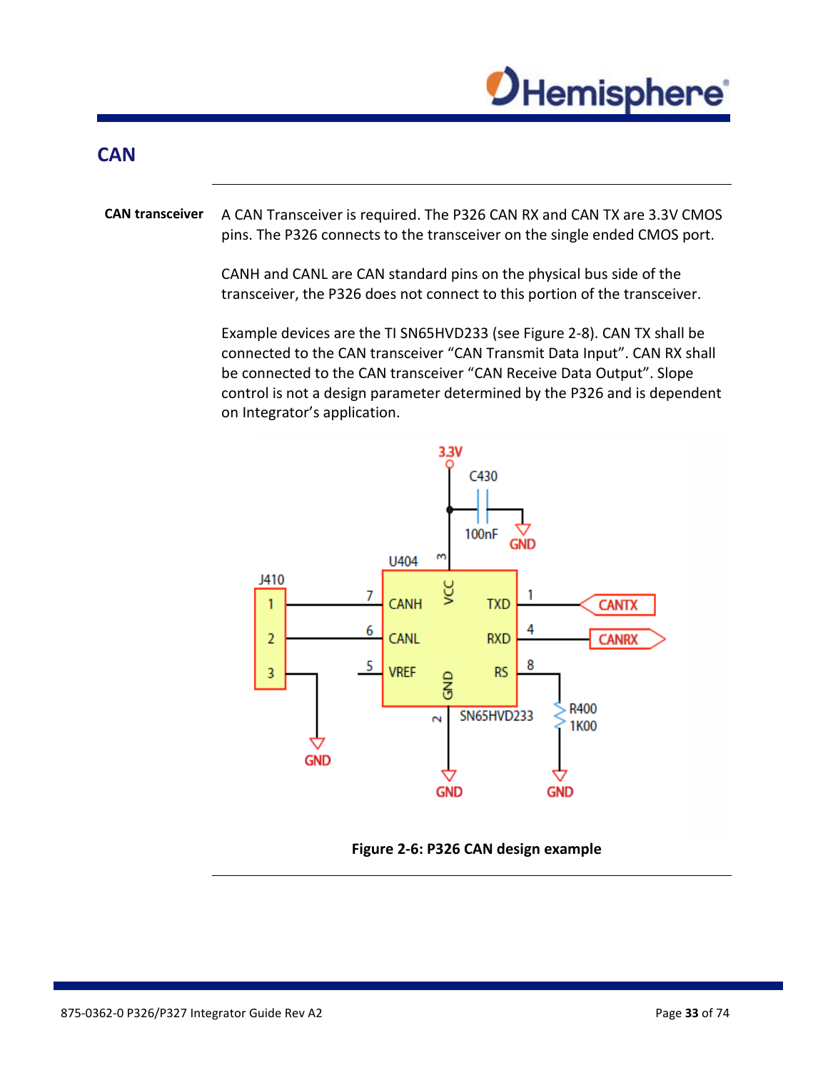## CAN

**CAN transceiver**

A CAN Transceiver is required. The P326 CAN RX and CAN TX are 3.3V CMOS pins. The P326 connects to the transceiver on the single ended CMOS port.

CANH and CANL are CAN standard pins on the physical bus side of the transceiver, the P326 does not connect to this portion of the transceiver.

Example devices are the TI SN65HVD233 (see Figure 2-8). CAN TX shall be connected to the CAN transceiver “CAN Transmit Data Input”. CAN RX shall be connected to the CAN transceiver “CAN Receive Data Output”. Slope control is not a design parameter determined by the P326 and is dependent on Integrator’s application.

**Figure 2-6: P326 CAN design example**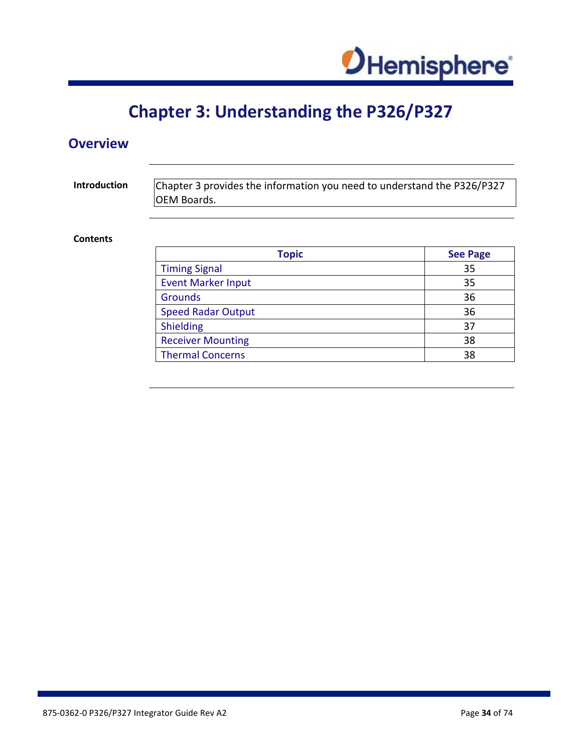# Chapter 3: Understanding the P326/P327

## Overview

**Introduction**

Chapter 3 provides the information you need to understand the P326/P327 OEM Boards.

**Contents**

| Topic | See Page |
|---|---|
| Timing Signal | 35 |
| Event Marker Input | 35 |
| Grounds | 36 |
| Speed Radar Output | 36 |
| Shielding | 37 |
| Receiver Mounting | 38 |
| Thermal Concerns | 38 |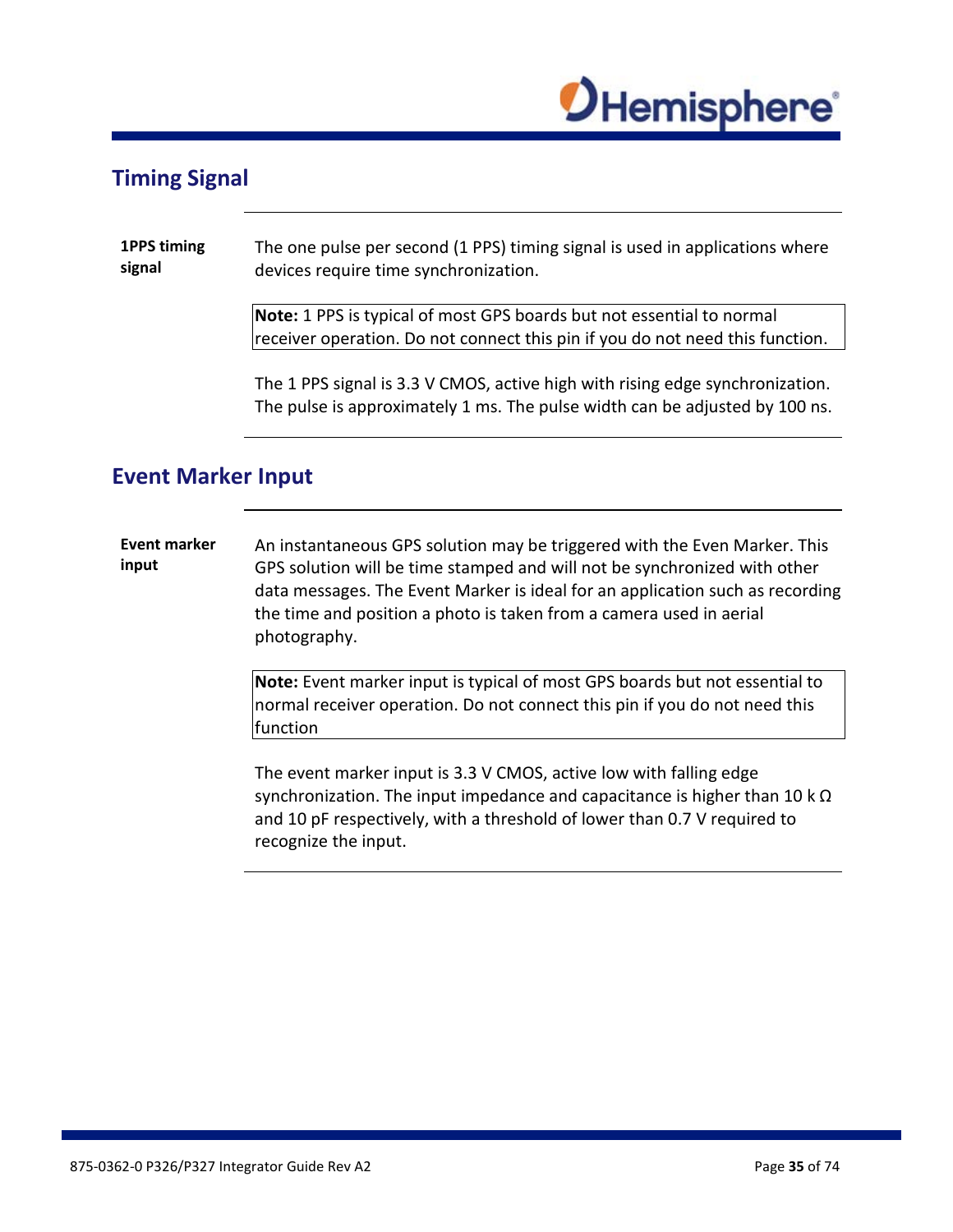## Timing Signal

| | |
|---|---|
| **1PPS timing signal** | The one pulse per second (1 PPS) timing signal is used in applications where devices require time synchronization.<br><br>**Note:** 1 PPS is typical of most GPS boards but not essential to normal receiver operation. Do not connect this pin if you do not need this function.<br><br>The 1 PPS signal is 3.3 V CMOS, active high with rising edge synchronization. The pulse is approximately 1 ms. The pulse width can be adjusted by 100 ns. |

## Event Marker Input

| | |
|---|---|
| **Event marker input** | An instantaneous GPS solution may be triggered with the Even Marker. This GPS solution will be time stamped and will not be synchronized with other data messages. The Event Marker is ideal for an application such as recording the time and position a photo is taken from a camera used in aerial photography.<br><br>**Note:** Event marker input is typical of most GPS boards but not essential to normal receiver operation. Do not connect this pin if you do not need this function<br><br>The event marker input is 3.3 V CMOS, active low with falling edge synchronization. The input impedance and capacitance is higher than 10 k Ω and 10 pF respectively, with a threshold of lower than 0.7 V required to recognize the input. |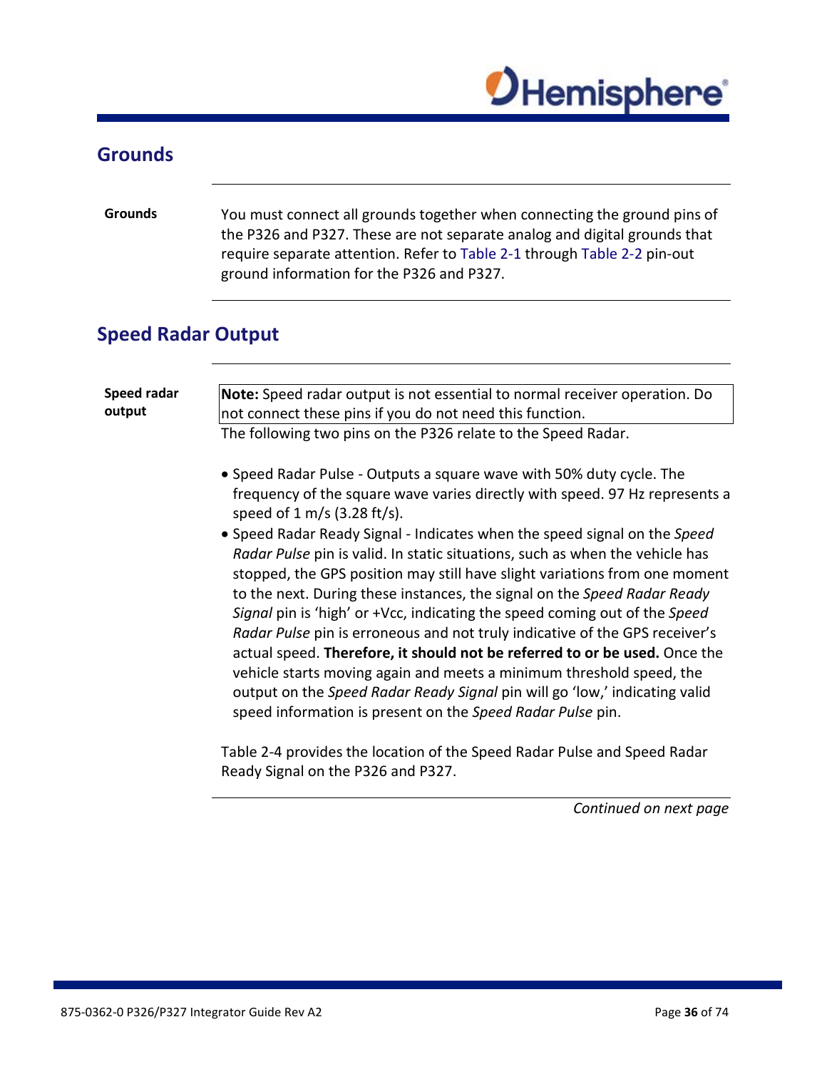## Grounds

**Grounds**

You must connect all grounds together when connecting the ground pins of the P326 and P327. These are not separate analog and digital grounds that require separate attention. Refer to Table 2-1 through Table 2-2 pin-out ground information for the P326 and P327.

## Speed Radar Output

**Speed radar output**

**Note:** Speed radar output is not essential to normal receiver operation. Do not connect these pins if you do not need this function.

The following two pins on the P326 relate to the Speed Radar.

- Speed Radar Pulse - Outputs a square wave with 50% duty cycle. The frequency of the square wave varies directly with speed. 97 Hz represents a speed of 1 m/s (3.28 ft/s).
- Speed Radar Ready Signal - Indicates when the speed signal on the *Speed Radar Pulse* pin is valid. In static situations, such as when the vehicle has stopped, the GPS position may still have slight variations from one moment to the next. During these instances, the signal on the *Speed Radar Ready Signal* pin is 'high' or +Vcc, indicating the speed coming out of the *Speed Radar Pulse* pin is erroneous and not truly indicative of the GPS receiver's actual speed. **Therefore, it should not be referred to or be used.** Once the vehicle starts moving again and meets a minimum threshold speed, the output on the *Speed Radar Ready Signal* pin will go 'low,' indicating valid speed information is present on the *Speed Radar Pulse* pin.

Table 2-4 provides the location of the Speed Radar Pulse and Speed Radar Ready Signal on the P326 and P327.

*Continued on next page*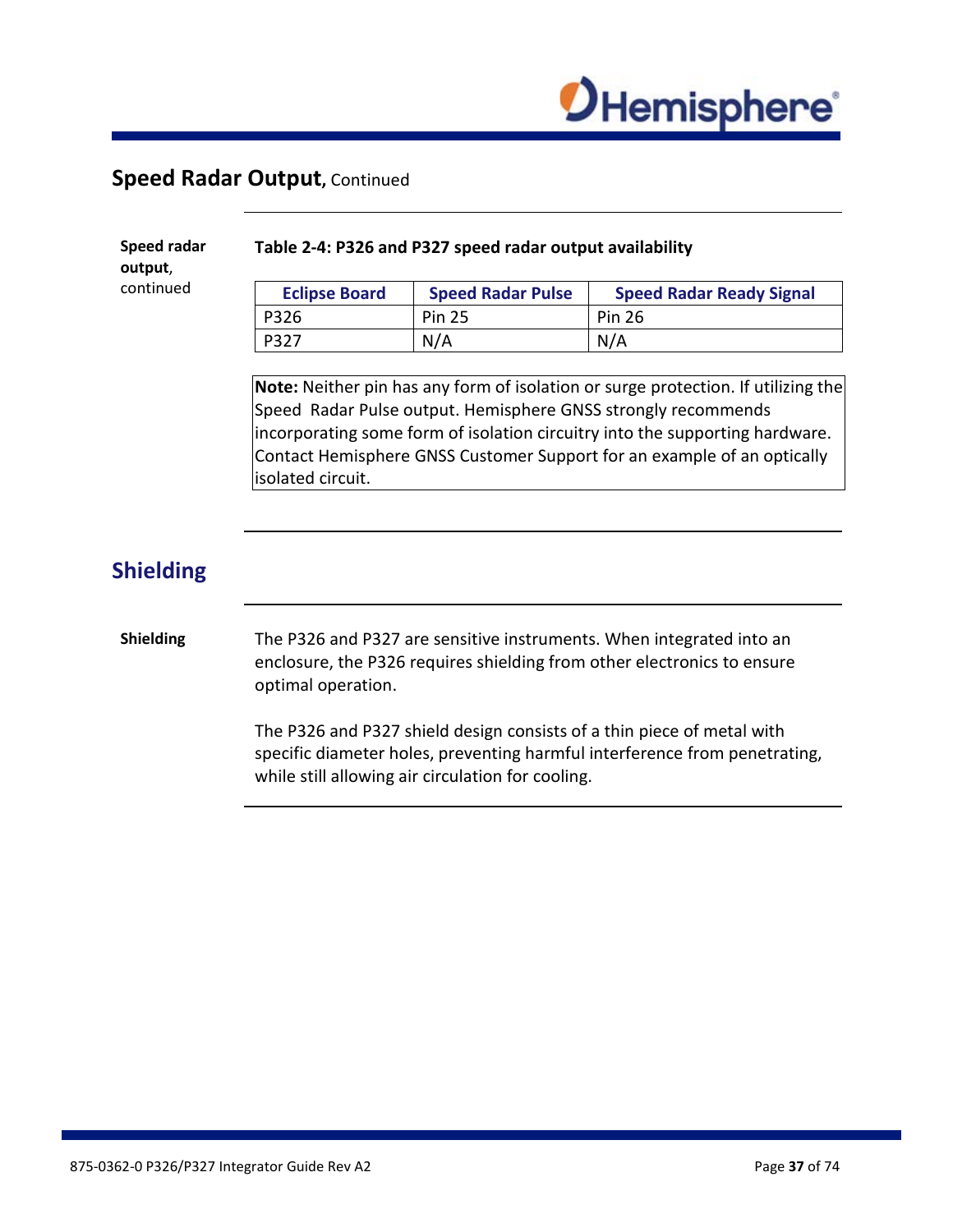## Speed Radar Output, Continued

**Speed radar output**, continued

**Table 2-4: P326 and P327 speed radar output availability**

| Eclipse Board | Speed Radar Pulse | Speed Radar Ready Signal |
|---|---|---|
| P326 | Pin 25 | Pin 26 |
| P327 | N/A | N/A |

**Note:** Neither pin has any form of isolation or surge protection. If utilizing the Speed Radar Pulse output. Hemisphere GNSS strongly recommends incorporating some form of isolation circuitry into the supporting hardware. Contact Hemisphere GNSS Customer Support for an example of an optically isolated circuit.

## Shielding

**Shielding**

The P326 and P327 are sensitive instruments. When integrated into an enclosure, the P326 requires shielding from other electronics to ensure optimal operation.

The P326 and P327 shield design consists of a thin piece of metal with specific diameter holes, preventing harmful interference from penetrating, while still allowing air circulation for cooling.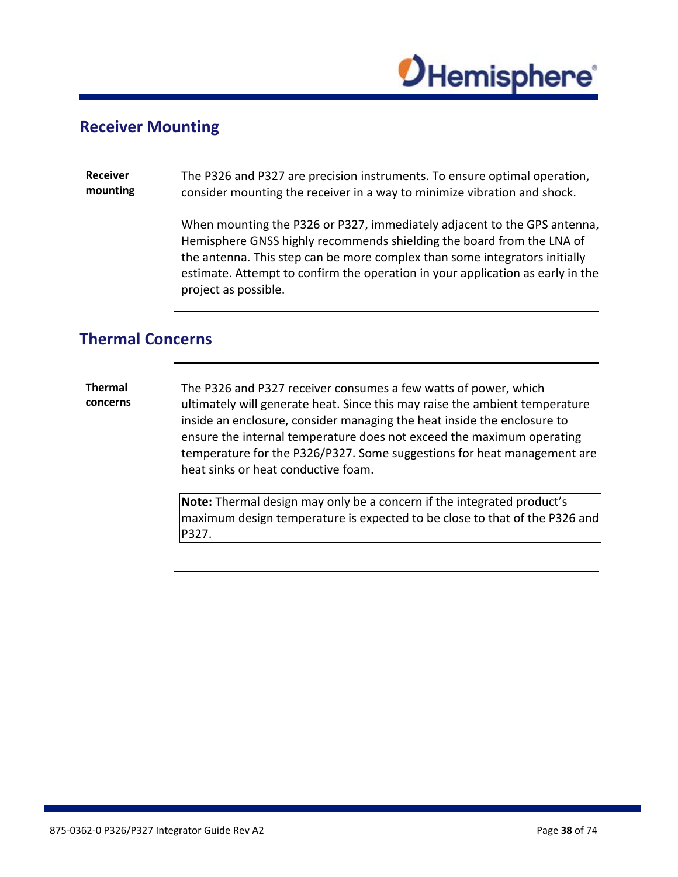## Receiver Mounting

**Receiver mounting**

The P326 and P327 are precision instruments. To ensure optimal operation, consider mounting the receiver in a way to minimize vibration and shock.

When mounting the P326 or P327, immediately adjacent to the GPS antenna, Hemisphere GNSS highly recommends shielding the board from the LNA of the antenna. This step can be more complex than some integrators initially estimate. Attempt to confirm the operation in your application as early in the project as possible.

## Thermal Concerns

**Thermal concerns**

The P326 and P327 receiver consumes a few watts of power, which ultimately will generate heat. Since this may raise the ambient temperature inside an enclosure, consider managing the heat inside the enclosure to ensure the internal temperature does not exceed the maximum operating temperature for the P326/P327. Some suggestions for heat management are heat sinks or heat conductive foam.

**Note:** Thermal design may only be a concern if the integrated product's maximum design temperature is expected to be close to that of the P326 and P327.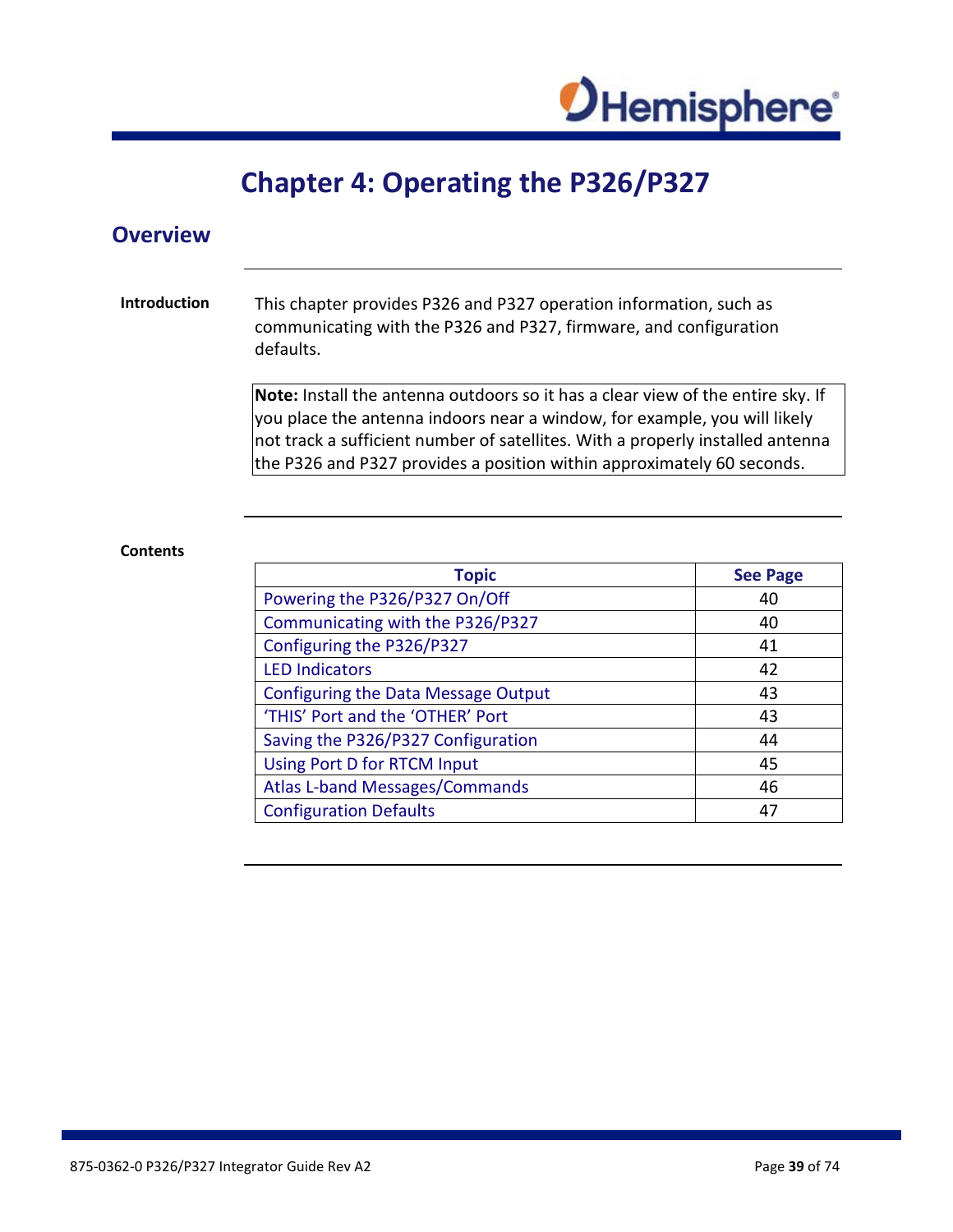# Chapter 4: Operating the P326/P327

## Overview

**Introduction**

This chapter provides P326 and P327 operation information, such as communicating with the P326 and P327, firmware, and configuration defaults.

**Note:** Install the antenna outdoors so it has a clear view of the entire sky. If you place the antenna indoors near a window, for example, you will likely not track a sufficient number of satellites. With a properly installed antenna the P326 and P327 provides a position within approximately 60 seconds.

**Contents**

| Topic | See Page |
|---|---|
| Powering the P326/P327 On/Off | 40 |
| Communicating with the P326/P327 | 40 |
| Configuring the P326/P327 | 41 |
| LED Indicators | 42 |
| Configuring the Data Message Output | 43 |
| 'THIS' Port and the 'OTHER' Port | 43 |
| Saving the P326/P327 Configuration | 44 |
| Using Port D for RTCM Input | 45 |
| Atlas L-band Messages/Commands | 46 |
| Configuration Defaults | 47 |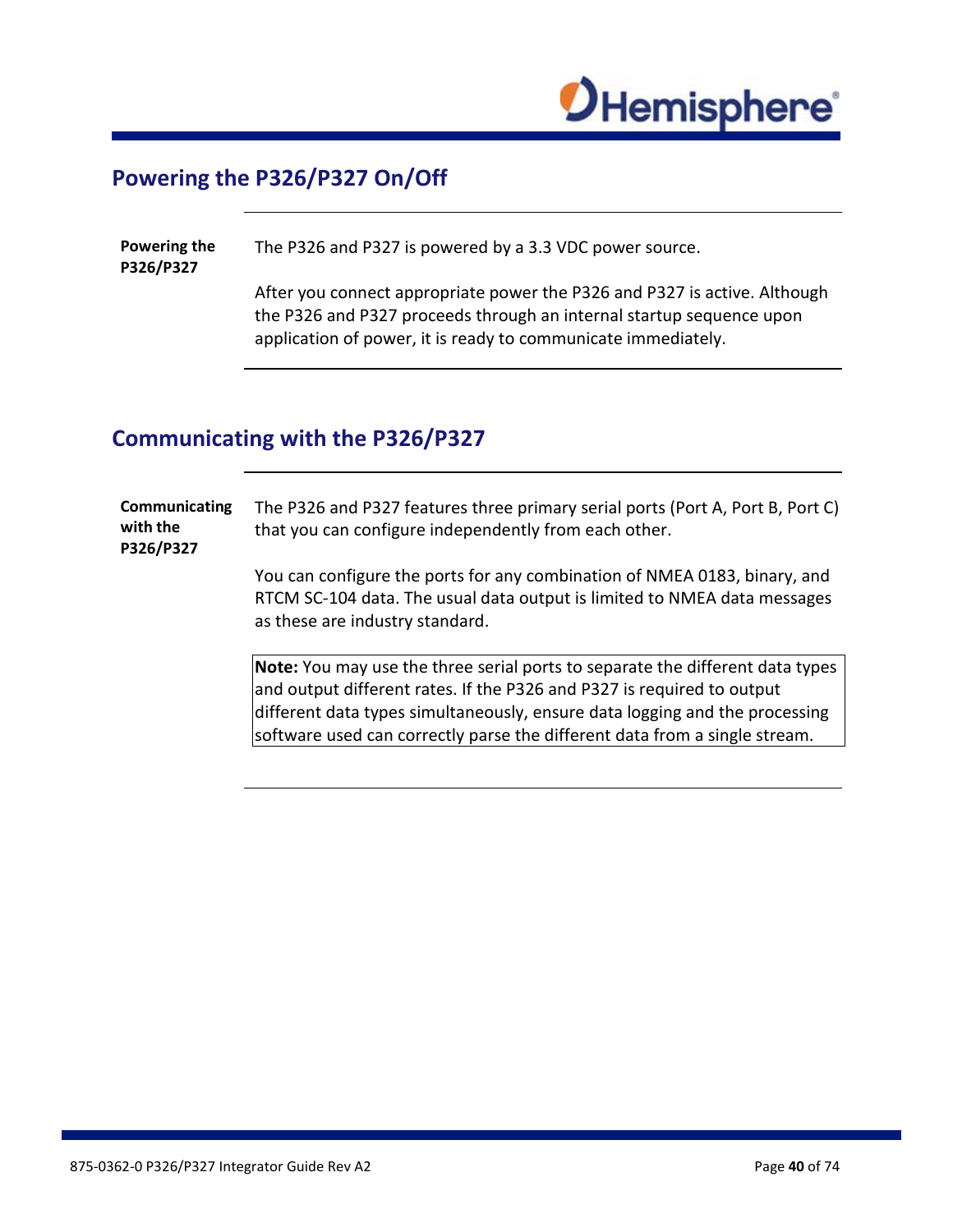## Powering the P326/P327 On/Off

**Powering the P326/P327**

The P326 and P327 is powered by a 3.3 VDC power source.

After you connect appropriate power the P326 and P327 is active. Although the P326 and P327 proceeds through an internal startup sequence upon application of power, it is ready to communicate immediately.

## Communicating with the P326/P327

**Communicating with the P326/P327**

The P326 and P327 features three primary serial ports (Port A, Port B, Port C) that you can configure independently from each other.

You can configure the ports for any combination of NMEA 0183, binary, and RTCM SC-104 data. The usual data output is limited to NMEA data messages as these are industry standard.

**Note:** You may use the three serial ports to separate the different data types and output different rates. If the P326 and P327 is required to output different data types simultaneously, ensure data logging and the processing software used can correctly parse the different data from a single stream.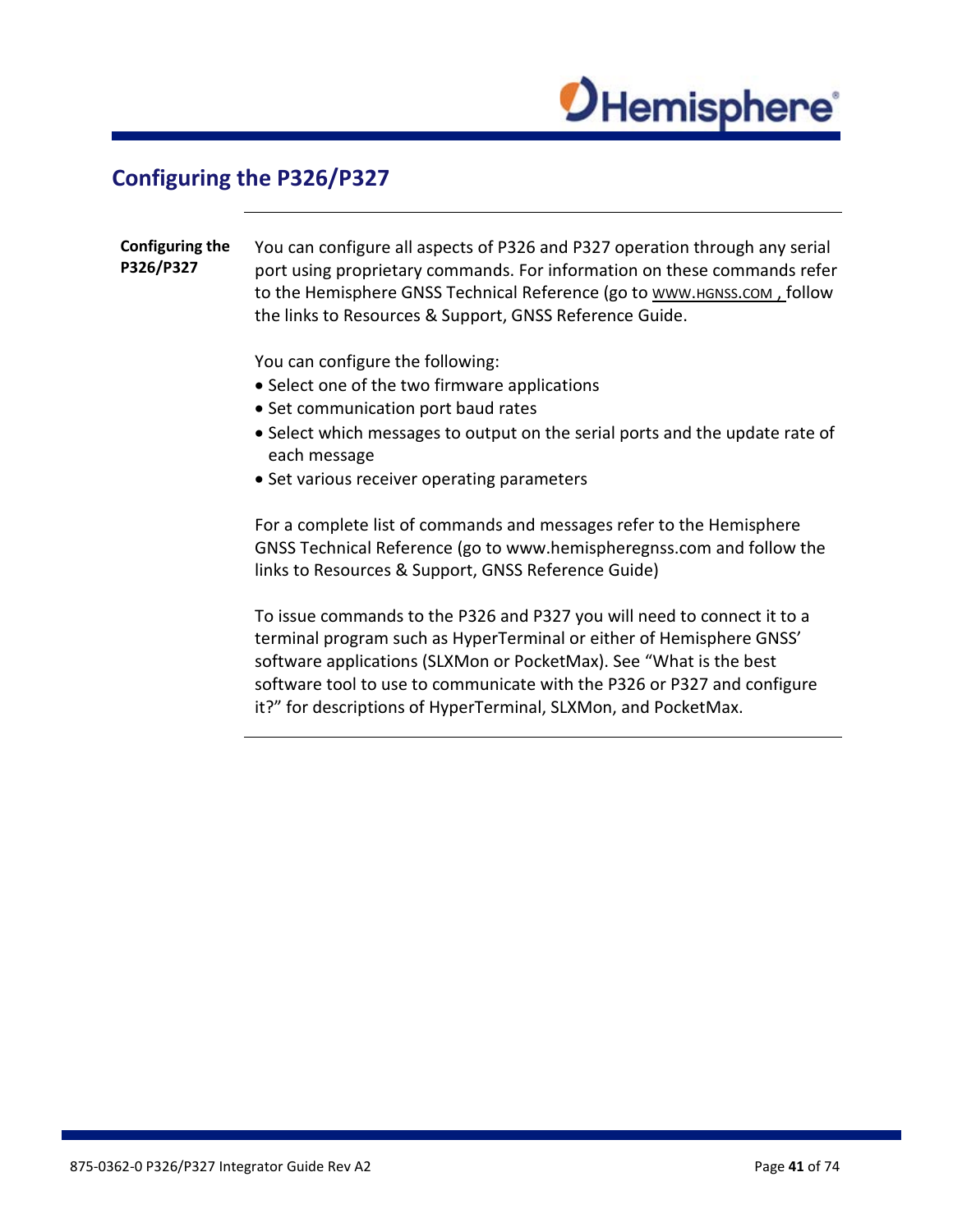# Configuring the P326/P327

**Configuring the P326/P327**

You can configure all aspects of P326 and P327 operation through any serial port using proprietary commands. For information on these commands refer to the Hemisphere GNSS Technical Reference (go to WWW.HGNSS.COM , follow the links to Resources & Support, GNSS Reference Guide.

You can configure the following:

- Select one of the two firmware applications
- Set communication port baud rates
- Select which messages to output on the serial ports and the update rate of each message
- Set various receiver operating parameters

For a complete list of commands and messages refer to the Hemisphere GNSS Technical Reference (go to www.hemispheregnss.com and follow the links to Resources & Support, GNSS Reference Guide)

To issue commands to the P326 and P327 you will need to connect it to a terminal program such as HyperTerminal or either of Hemisphere GNSS' software applications (SLXMon or PocketMax). See "What is the best software tool to use to communicate with the P326 or P327 and configure it?" for descriptions of HyperTerminal, SLXMon, and PocketMax.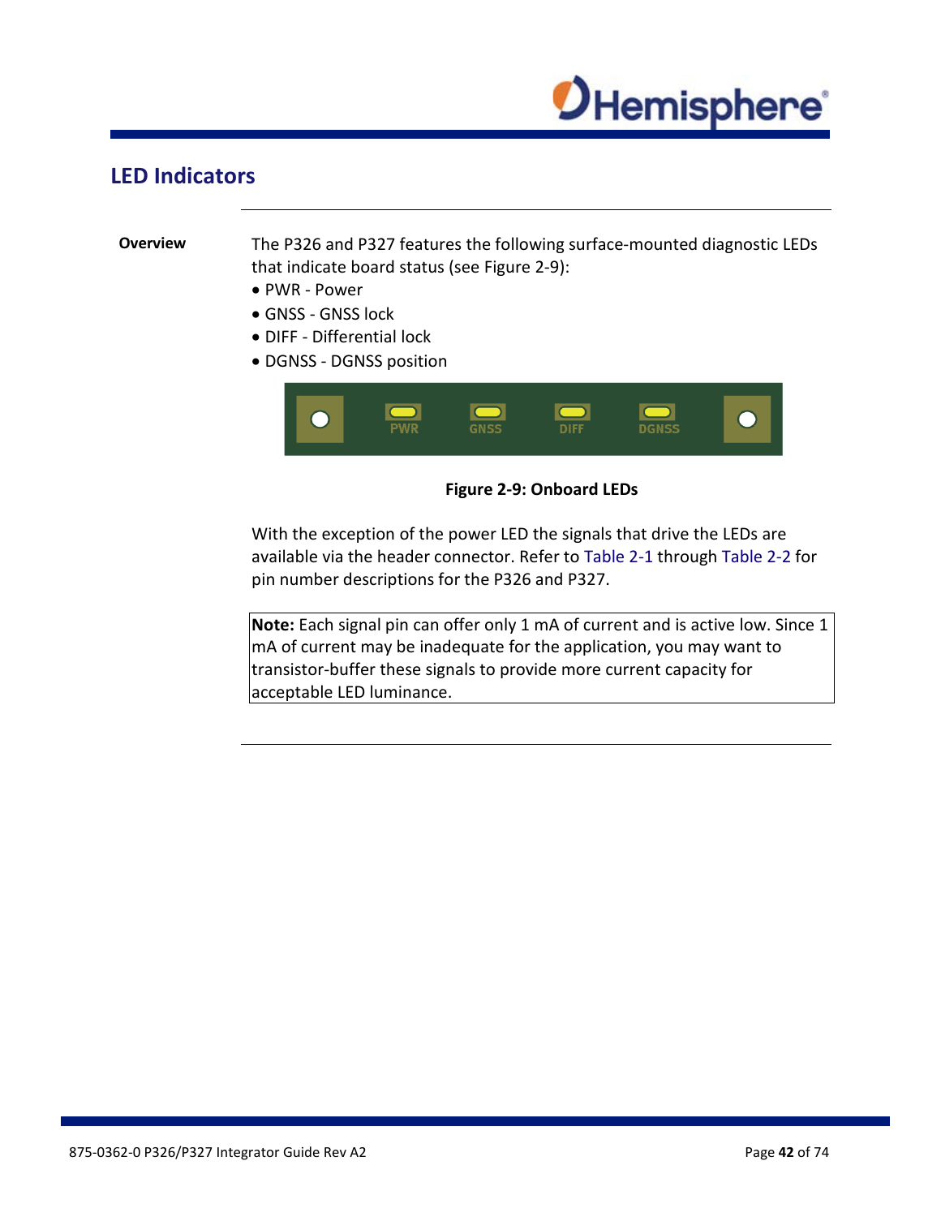# LED Indicators

**Overview**

The P326 and P327 features the following surface-mounted diagnostic LEDs that indicate board status (see Figure 2-9):

- PWR - Power
- GNSS - GNSS lock
- DIFF - Differential lock
- DGNSS - DGNSS position

**Figure 2-9: Onboard LEDs**

With the exception of the power LED the signals that drive the LEDs are available via the header connector. Refer to Table 2-1 through Table 2-2 for pin number descriptions for the P326 and P327.

**Note:** Each signal pin can offer only 1 mA of current and is active low. Since 1 mA of current may be inadequate for the application, you may want to transistor-buffer these signals to provide more current capacity for acceptable LED luminance.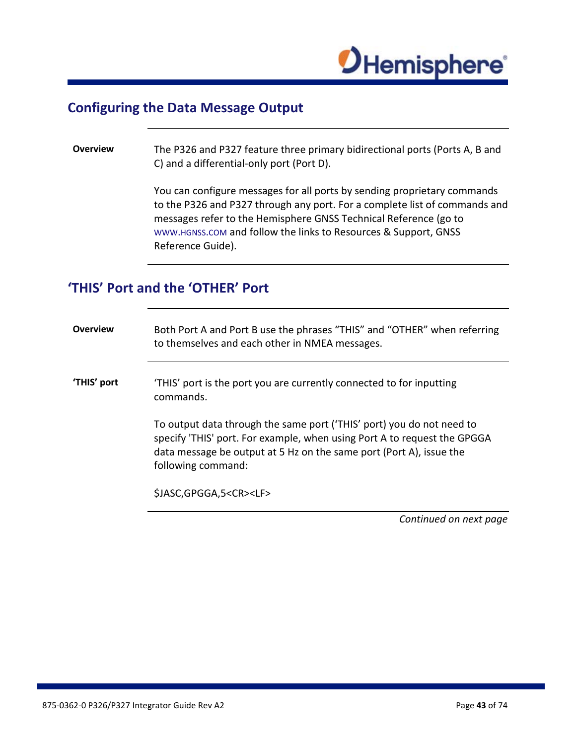## Configuring the Data Message Output

**Overview**

The P326 and P327 feature three primary bidirectional ports (Ports A, B and C) and a differential-only port (Port D).

You can configure messages for all ports by sending proprietary commands to the P326 and P327 through any port. For a complete list of commands and messages refer to the Hemisphere GNSS Technical Reference (go to WWW.HGNSS.COM and follow the links to Resources & Support, GNSS Reference Guide).

## 'THIS' Port and the 'OTHER' Port

**Overview**

Both Port A and Port B use the phrases "THIS" and "OTHER" when referring to themselves and each other in NMEA messages.

**'THIS' port**

'THIS' port is the port you are currently connected to for inputting commands.

To output data through the same port ('THIS' port) you do not need to specify 'THIS' port. For example, when using Port A to request the GPGGA data message be output at 5 Hz on the same port (Port A), issue the following command:

```
$JASC,GPGGA,5<CR><LF>
```

*Continued on next page*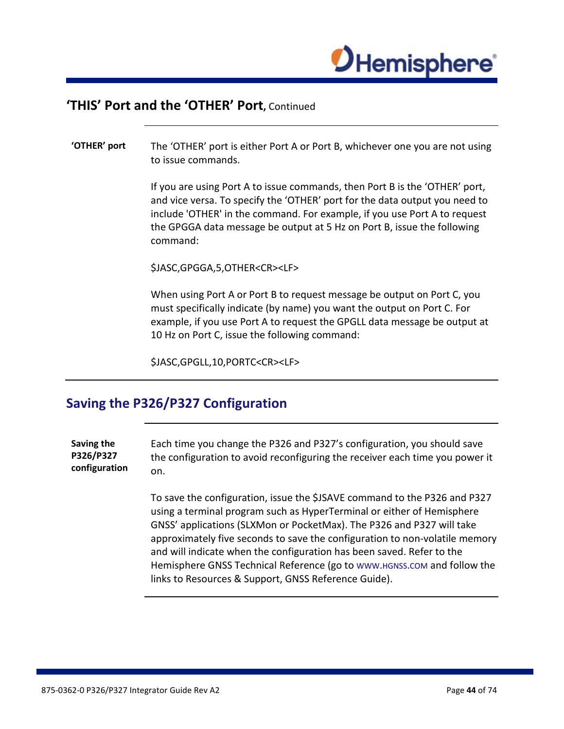## 'THIS' Port and the 'OTHER' Port, Continued

**'OTHER' port**

The 'OTHER' port is either Port A or Port B, whichever one you are not using to issue commands.

If you are using Port A to issue commands, then Port B is the 'OTHER' port, and vice versa. To specify the 'OTHER' port for the data output you need to include 'OTHER' in the command. For example, if you use Port A to request the GPGGA data message be output at 5 Hz on Port B, issue the following command:

$JASC,GPGGA,5,OTHER<CR><LF>

When using Port A or Port B to request message be output on Port C, you must specifically indicate (by name) you want the output on Port C. For example, if you use Port A to request the GPGLL data message be output at 10 Hz on Port C, issue the following command:

$JASC,GPGLL,10,PORTC<CR><LF>

## Saving the P326/P327 Configuration

**Saving the P326/P327 configuration**

Each time you change the P326 and P327's configuration, you should save the configuration to avoid reconfiguring the receiver each time you power it on.

To save the configuration, issue the $JSAVE command to the P326 and P327 using a terminal program such as HyperTerminal or either of Hemisphere GNSS' applications (SLXMon or PocketMax). The P326 and P327 will take approximately five seconds to save the configuration to non-volatile memory and will indicate when the configuration has been saved. Refer to the Hemisphere GNSS Technical Reference (go to WWW.HGNSS.COM and follow the links to Resources & Support, GNSS Reference Guide).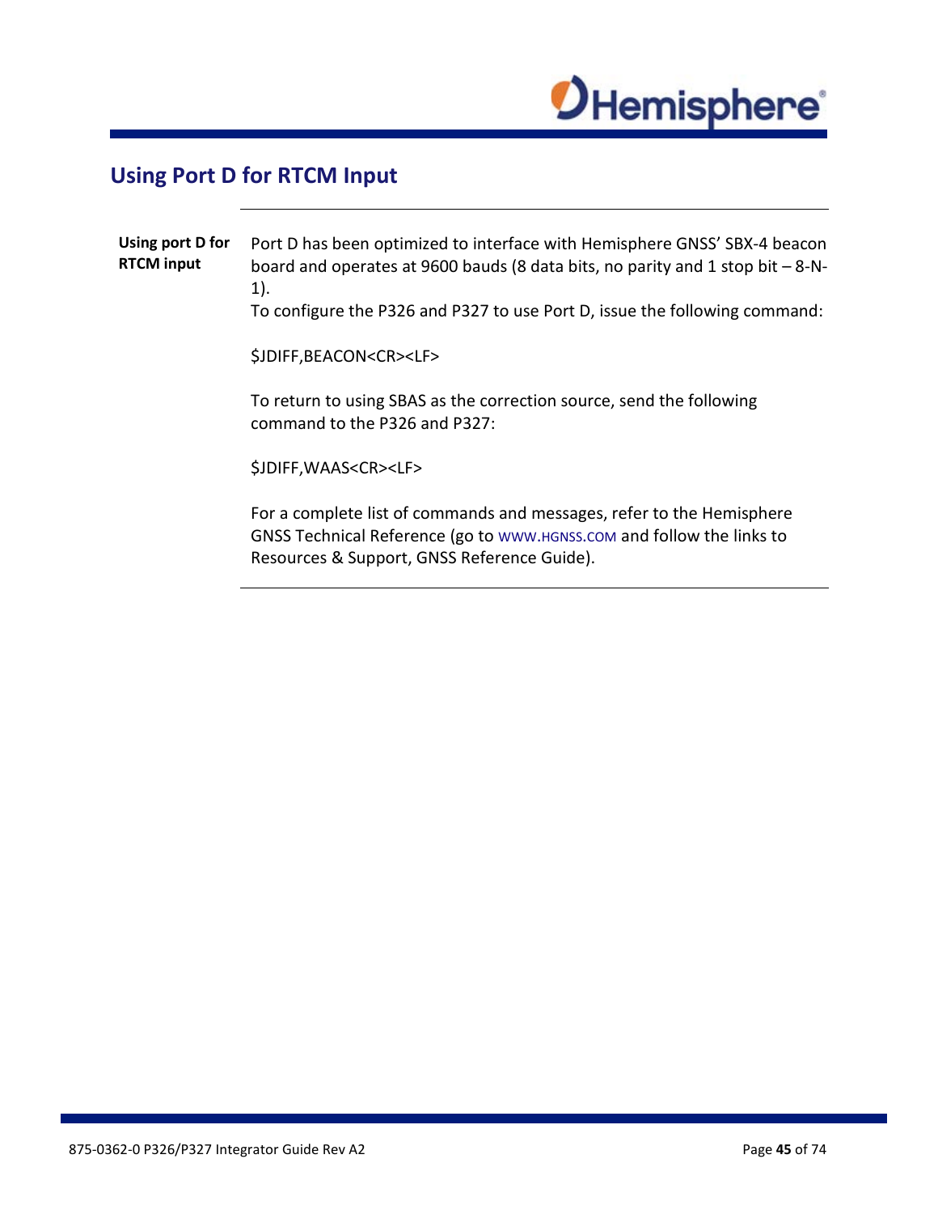# Using Port D for RTCM Input

**Using port D for RTCM input**

Port D has been optimized to interface with Hemisphere GNSS' SBX-4 beacon board and operates at 9600 bauds (8 data bits, no parity and 1 stop bit – 8-N-1).

To configure the P326 and P327 to use Port D, issue the following command:

$JDIFF,BEACON<CR><LF>

To return to using SBAS as the correction source, send the following command to the P326 and P327:

$JDIFF,WAAS<CR><LF>

For a complete list of commands and messages, refer to the Hemisphere GNSS Technical Reference (go to WWW.HGNSS.COM and follow the links to Resources & Support, GNSS Reference Guide).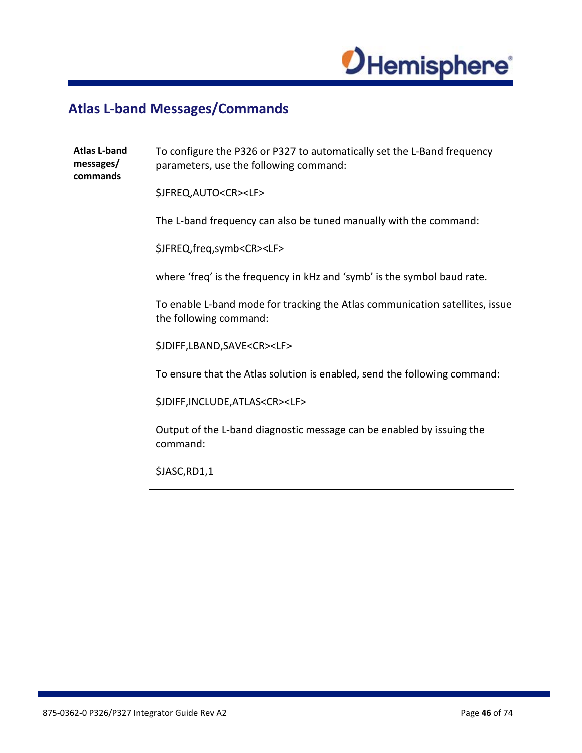## Atlas L-band Messages/Commands

**Atlas L-band messages/ commands**

To configure the P326 or P327 to automatically set the L-Band frequency parameters, use the following command:

$JFREQ,AUTO<CR><LF>

The L-band frequency can also be tuned manually with the command:

$JFREQ,freq,symb<CR><LF>

where ‘freq’ is the frequency in kHz and ‘symb’ is the symbol baud rate.

To enable L-band mode for tracking the Atlas communication satellites, issue the following command:

$JDIFF,LBAND,SAVE<CR><LF>

To ensure that the Atlas solution is enabled, send the following command:

$JDIFF,INCLUDE,ATLAS<CR><LF>

Output of the L-band diagnostic message can be enabled by issuing the command:

$JASC,RD1,1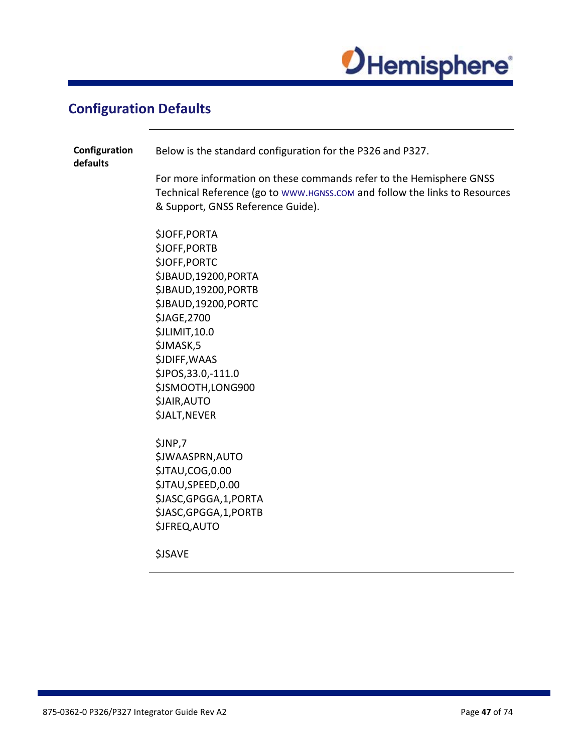## Configuration Defaults

**Configuration defaults**

Below is the standard configuration for the P326 and P327.

For more information on these commands refer to the Hemisphere GNSS Technical Reference (go to WWW.HGNSS.COM and follow the links to Resources & Support, GNSS Reference Guide).

```
$JOFF,PORTA
$JOFF,PORTB
$JOFF,PORTC
$JBAUD,19200,PORTA
$JBAUD,19200,PORTB
$JBAUD,19200,PORTC
$JAGE,2700
$JLIMIT,10.0
$JMASK,5
$JDIFF,WAAS
$JPOS,33.0,-111.0
$JSMOOTH,LONG900
$JAIR,AUTO
$JALT,NEVER

$JNP,7
$JWAASPRN,AUTO
$JTAU,COG,0.00
$JTAU,SPEED,0.00
$JASC,GPGGA,1,PORTA
$JASC,GPGGA,1,PORTB
$JFREQ,AUTO

$JSAVE
```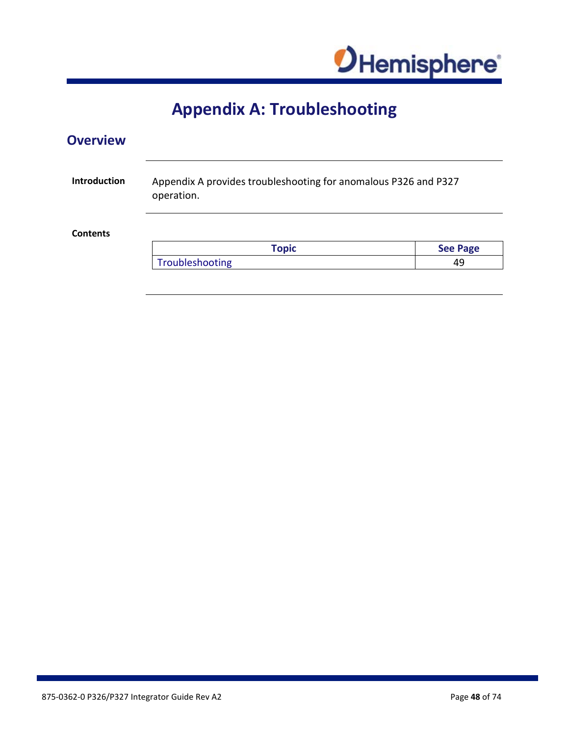# Appendix A: Troubleshooting

## Overview

**Introduction**

Appendix A provides troubleshooting for anomalous P326 and P327 operation.

**Contents**

| Topic | See Page |
|---|---|
| Troubleshooting | 49 |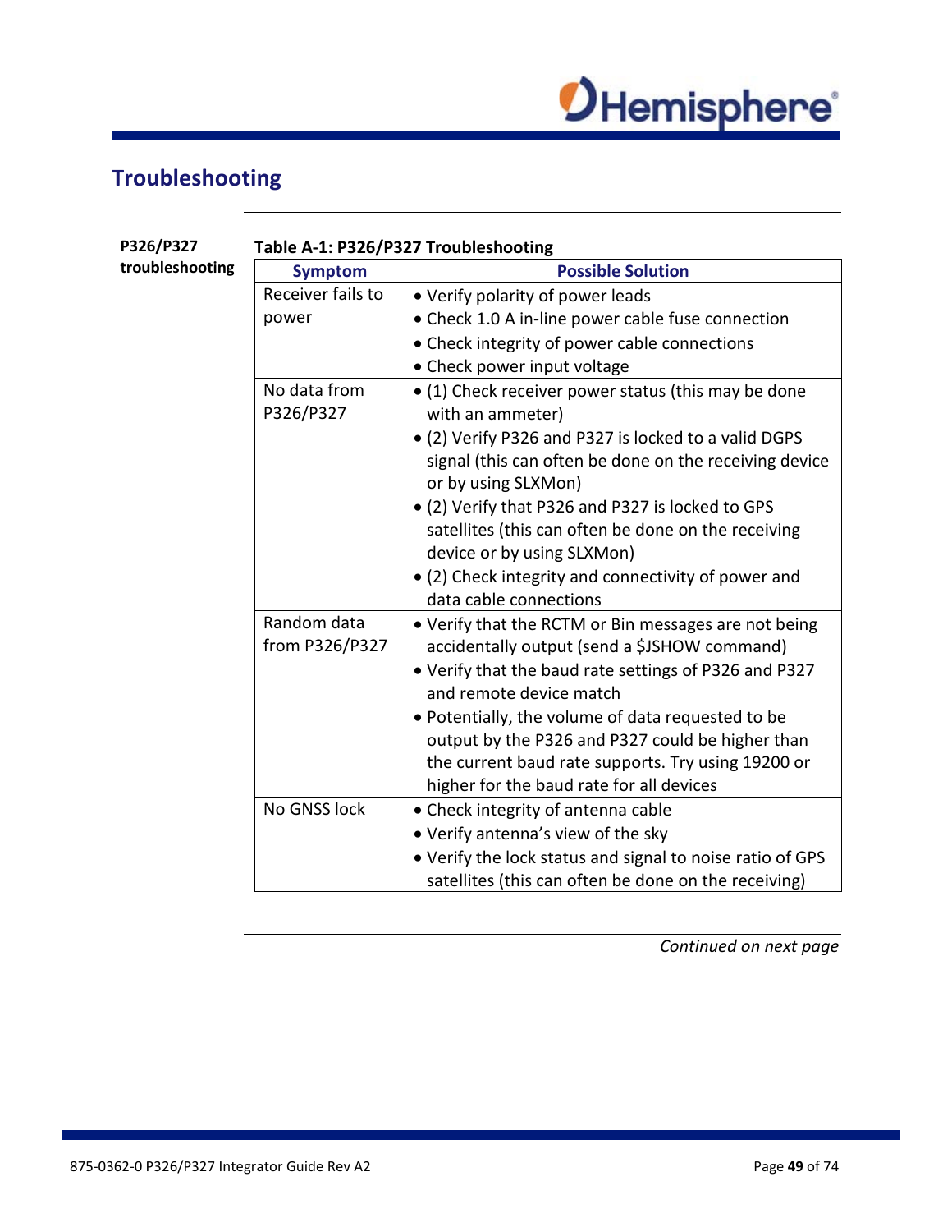## Troubleshooting

**P326/P327 troubleshooting**

**Table A-1: P326/P327 Troubleshooting**

| Symptom | Possible Solution |
|---|---|
| Receiver fails to power | • Verify polarity of power leads<br>• Check 1.0 A in-line power cable fuse connection<br>• Check integrity of power cable connections<br>• Check power input voltage |
| No data from P326/P327 | • (1) Check receiver power status (this may be done with an ammeter)<br>• (2) Verify P326 and P327 is locked to a valid DGPS signal (this can often be done on the receiving device or by using SLXMon)<br>• (2) Verify that P326 and P327 is locked to GPS satellites (this can often be done on the receiving device or by using SLXMon)<br>• (2) Check integrity and connectivity of power and data cable connections |
| Random data from P326/P327 | • Verify that the RCTM or Bin messages are not being accidentally output (send a $JSHOW command)<br>• Verify that the baud rate settings of P326 and P327 and remote device match<br>• Potentially, the volume of data requested to be output by the P326 and P327 could be higher than the current baud rate supports. Try using 19200 or higher for the baud rate for all devices |
| No GNSS lock | • Check integrity of antenna cable<br>• Verify antenna's view of the sky<br>• Verify the lock status and signal to noise ratio of GPS satellites (this can often be done on the receiving) |

*Continued on next page*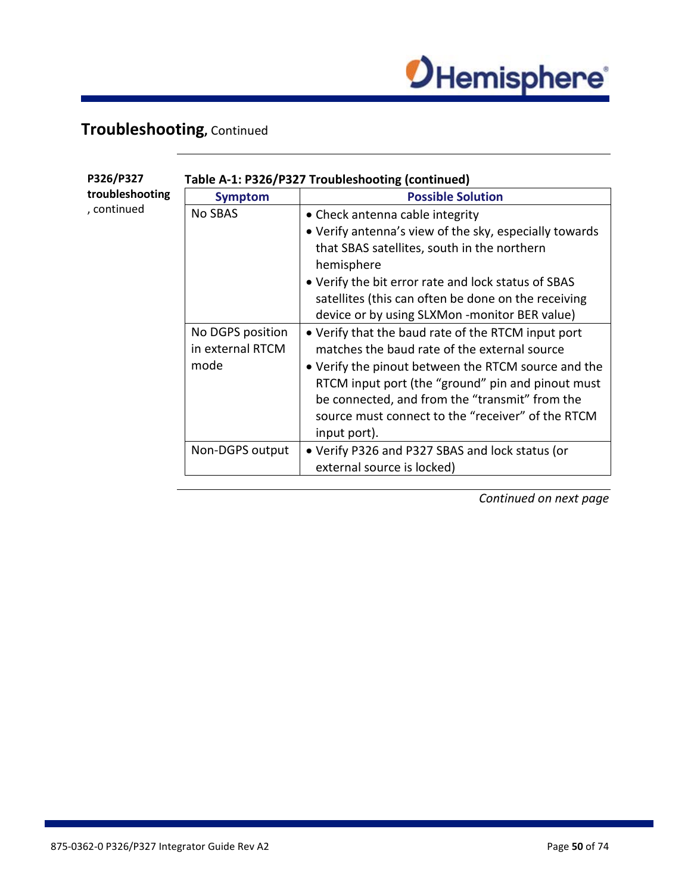## Troubleshooting, Continued

**P326/P327 troubleshooting**, continued

**Table A-1: P326/P327 Troubleshooting (continued)**

| Symptom | Possible Solution |
| --- | --- |
| No SBAS | • Check antenna cable integrity<br>• Verify antenna's view of the sky, especially towards that SBAS satellites, south in the northern hemisphere<br>• Verify the bit error rate and lock status of SBAS satellites (this can often be done on the receiving device or by using SLXMon -monitor BER value) |
| No DGPS position in external RTCM mode | • Verify that the baud rate of the RTCM input port matches the baud rate of the external source<br>• Verify the pinout between the RTCM source and the RTCM input port (the "ground" pin and pinout must be connected, and from the "transmit" from the source must connect to the "receiver" of the RTCM input port). |
| Non-DGPS output | • Verify P326 and P327 SBAS and lock status (or external source is locked) |

*Continued on next page*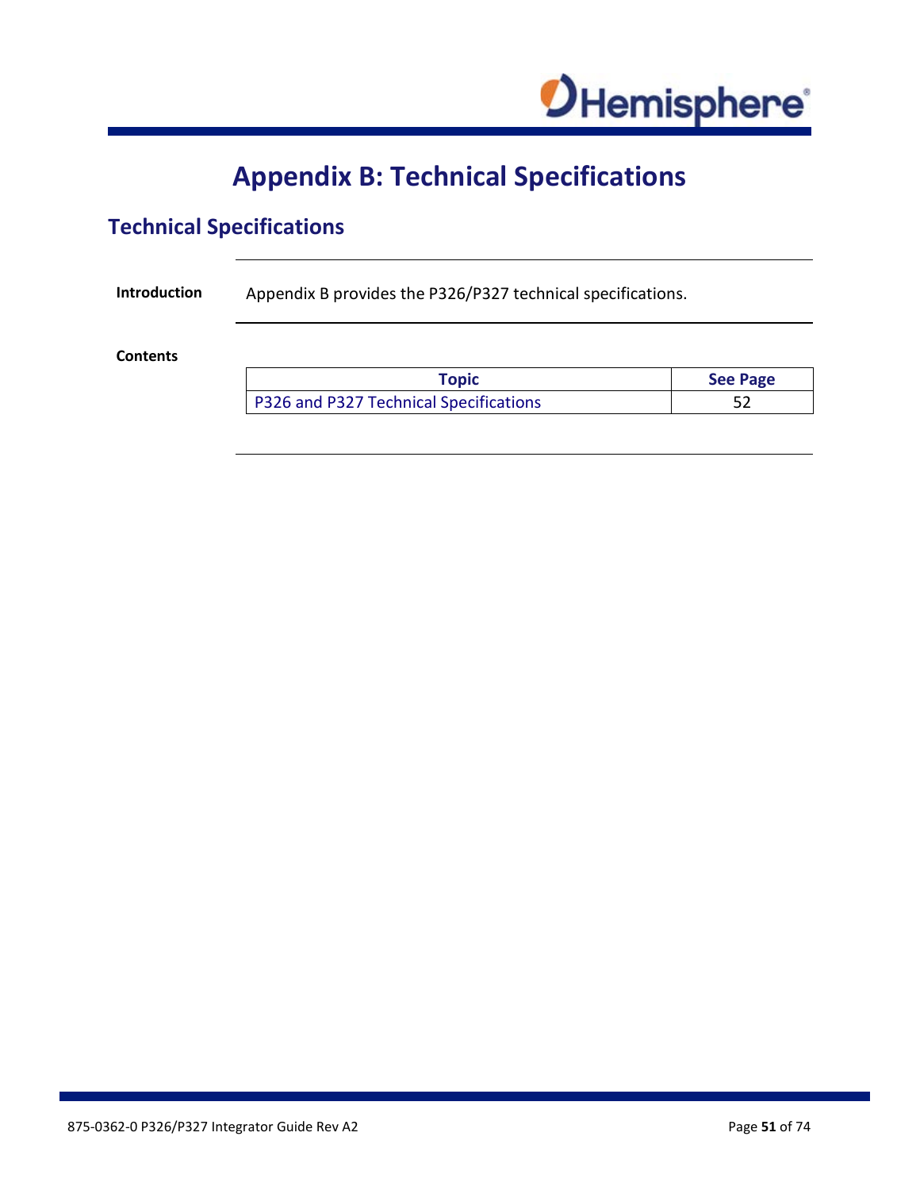# Appendix B: Technical Specifications

## Technical Specifications

**Introduction**

Appendix B provides the P326/P327 technical specifications.

**Contents**

| Topic | See Page |
| --- | --- |
| P326 and P327 Technical Specifications | 52 |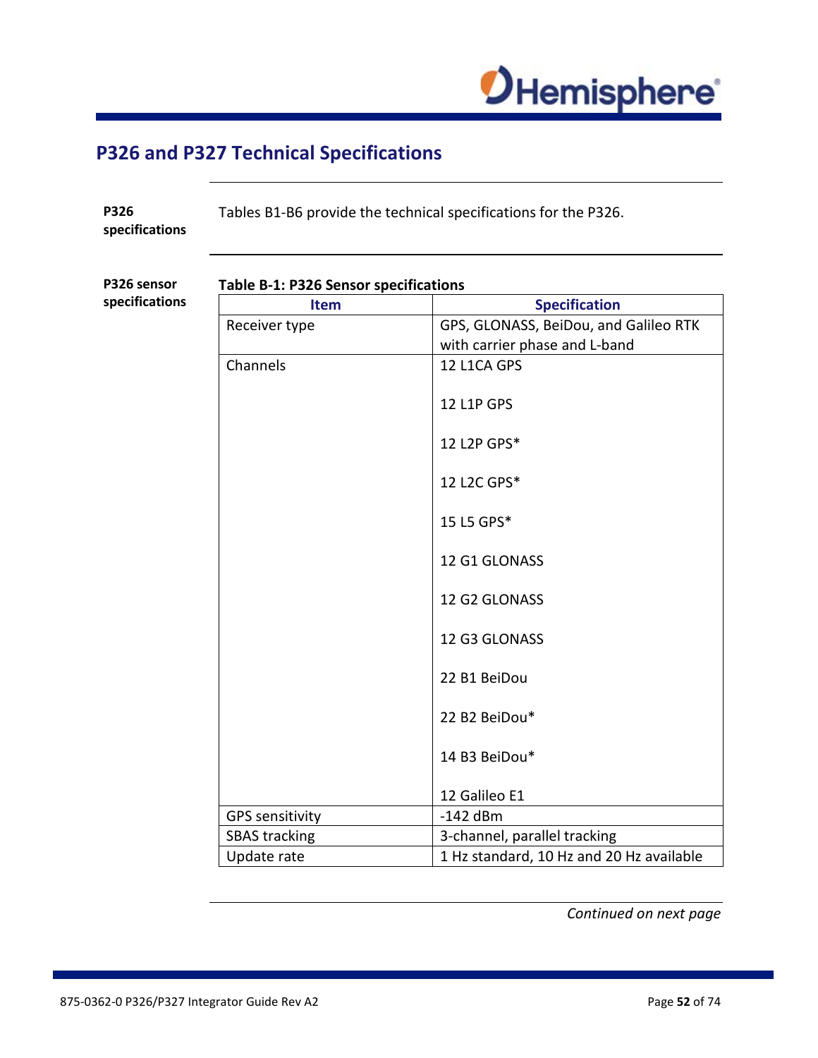# P326 and P327 Technical Specifications

**P326 specifications**

Tables B1-B6 provide the technical specifications for the P326.

**P326 sensor specifications**

**Table B-1: P326 Sensor specifications**

| Item | Specification |
|---|---|
| Receiver type | GPS, GLONASS, BeiDou, and Galileo RTK with carrier phase and L-band |
| Channels | 12 L1CA GPS<br><br>12 L1P GPS<br><br>12 L2P GPS*<br><br>12 L2C GPS*<br><br>15 L5 GPS*<br><br>12 G1 GLONASS<br><br>12 G2 GLONASS<br><br>12 G3 GLONASS<br><br>22 B1 BeiDou<br><br>22 B2 BeiDou*<br><br>14 B3 BeiDou*<br><br>12 Galileo E1 |
| GPS sensitivity | -142 dBm |
| SBAS tracking | 3-channel, parallel tracking |
| Update rate | 1 Hz standard, 10 Hz and 20 Hz available |

*Continued on next page*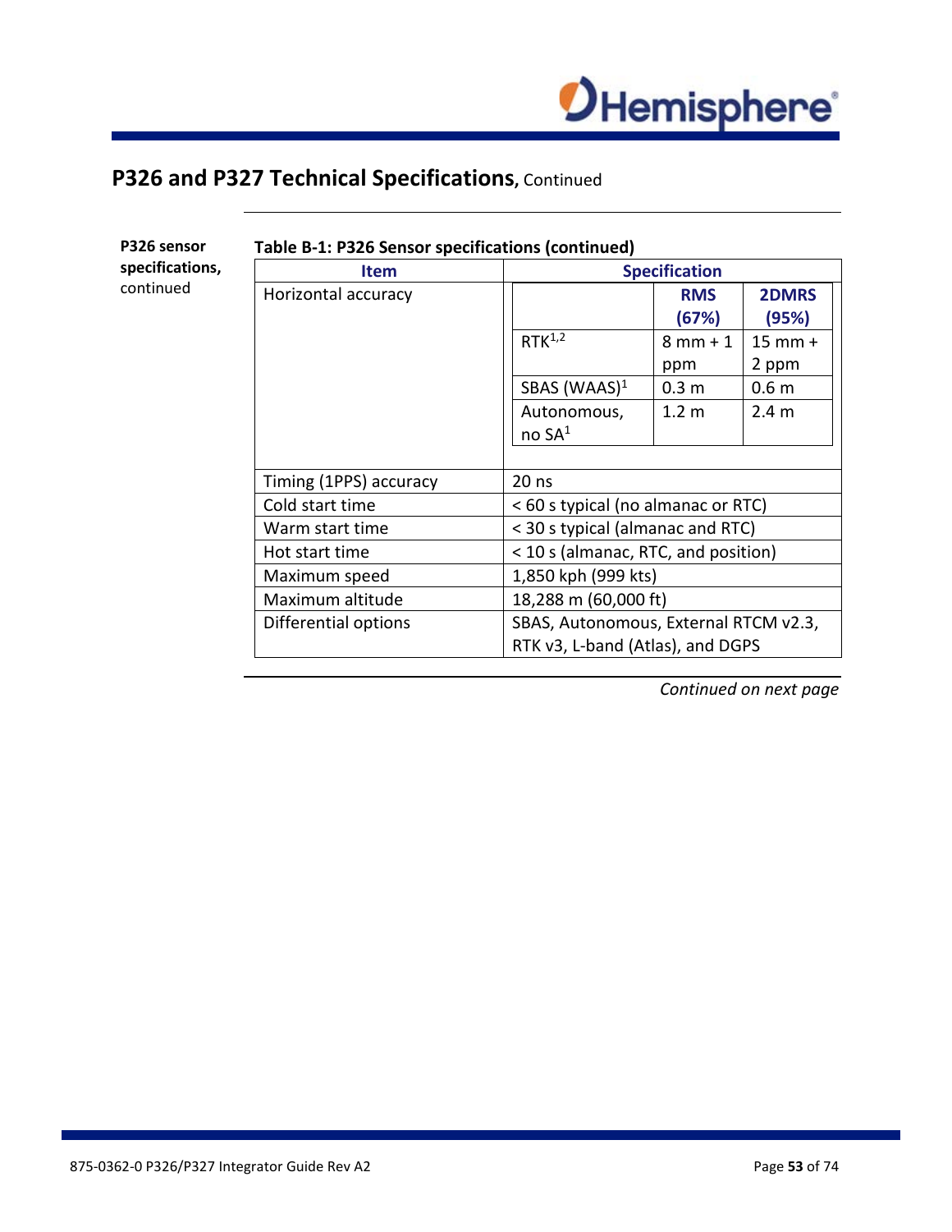## P326 and P327 Technical Specifications, Continued

**P326 sensor specifications,** continued

**Table B-1: P326 Sensor specifications (continued)**

| Item | Specification | | |
|---|---|---|---|
| Horizontal accuracy | | **RMS (67%)** | **2DMRS (95%)** |
| | RTK[1,2] | 8 mm + 1 ppm | 15 mm + 2 ppm |
| | SBAS (WAAS)[1] | 0.3 m | 0.6 m |
| | Autonomous, no SA[1] | 1.2 m | 2.4 m |
| Timing (1PPS) accuracy | 20 ns | | |
| Cold start time | < 60 s typical (no almanac or RTC) | | |
| Warm start time | < 30 s typical (almanac and RTC) | | |
| Hot start time | < 10 s (almanac, RTC, and position) | | |
| Maximum speed | 1,850 kph (999 kts) | | |
| Maximum altitude | 18,288 m (60,000 ft) | | |
| Differential options | SBAS, Autonomous, External RTCM v2.3, RTK v3, L-band (Atlas), and DGPS | | |

*Continued on next page*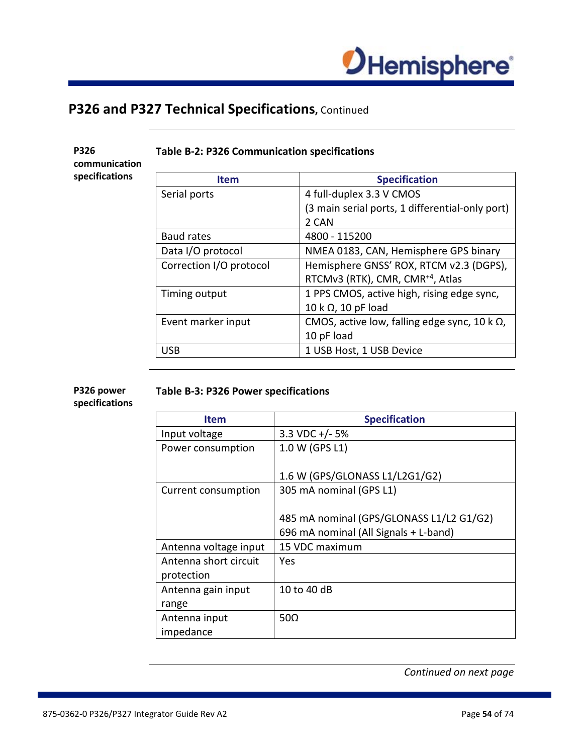## P326 and P327 Technical Specifications, Continued

**P326 communication specifications**

**Table B-2: P326 Communication specifications**

| Item | Specification |
|---|---|
| Serial ports | 4 full-duplex 3.3 V CMOS<br>(3 main serial ports, 1 differential-only port)<br>2 CAN |
| Baud rates | 4800 - 115200 |
| Data I/O protocol | NMEA 0183, CAN, Hemisphere GPS binary |
| Correction I/O protocol | Hemisphere GNSS' ROX, RTCM v2.3 (DGPS), RTCMv3 (RTK), CMR, CMR$^{+4}$, Atlas |
| Timing output | 1 PPS CMOS, active high, rising edge sync, 10 k Ω, 10 pF load |
| Event marker input | CMOS, active low, falling edge sync, 10 k Ω, 10 pF load |
| USB | 1 USB Host, 1 USB Device |

**P326 power specifications**

**Table B-3: P326 Power specifications**

| Item | Specification |
|---|---|
| Input voltage | 3.3 VDC +/- 5% |
| Power consumption | 1.0 W (GPS L1)<br><br>1.6 W (GPS/GLONASS L1/L2G1/G2) |
| Current consumption | 305 mA nominal (GPS L1)<br><br>485 mA nominal (GPS/GLONASS L1/L2 G1/G2)<br>696 mA nominal (All Signals + L-band) |
| Antenna voltage input | 15 VDC maximum |
| Antenna short circuit protection | Yes |
| Antenna gain input range | 10 to 40 dB |
| Antenna input impedance | 50Ω |

*Continued on next page*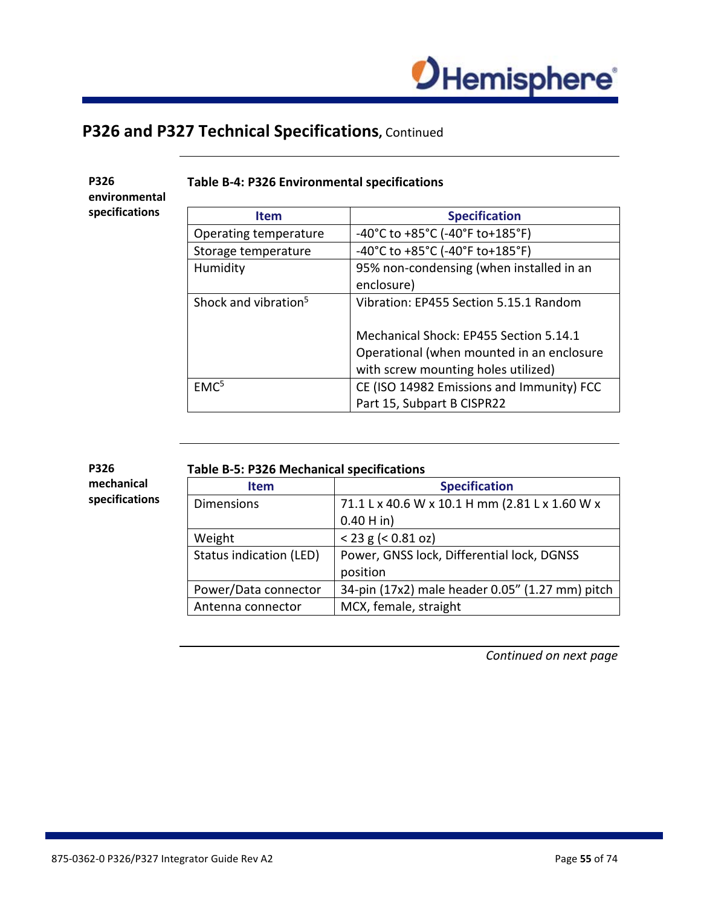## P326 and P327 Technical Specifications, Continued

**P326 environmental specifications**

**Table B-4: P326 Environmental specifications**

| Item | Specification |
| --- | --- |
| Operating temperature | -40°C to +85°C (-40°F to+185°F) |
| Storage temperature | -40°C to +85°C (-40°F to+185°F) |
| Humidity | 95% non-condensing (when installed in an enclosure) |
| Shock and vibration[5] | Vibration: EP455 Section 5.15.1 Random<br><br>Mechanical Shock: EP455 Section 5.14.1 Operational (when mounted in an enclosure with screw mounting holes utilized) |
| EMC[5] | CE (ISO 14982 Emissions and Immunity) FCC Part 15, Subpart B CISPR22 |

**P326 mechanical specifications**

**Table B-5: P326 Mechanical specifications**

| Item | Specification |
| --- | --- |
| Dimensions | 71.1 L x 40.6 W x 10.1 H mm (2.81 L x 1.60 W x 0.40 H in) |
| Weight | < 23 g (< 0.81 oz) |
| Status indication (LED) | Power, GNSS lock, Differential lock, DGNSS position |
| Power/Data connector | 34-pin (17x2) male header 0.05” (1.27 mm) pitch |
| Antenna connector | MCX, female, straight |

*Continued on next page*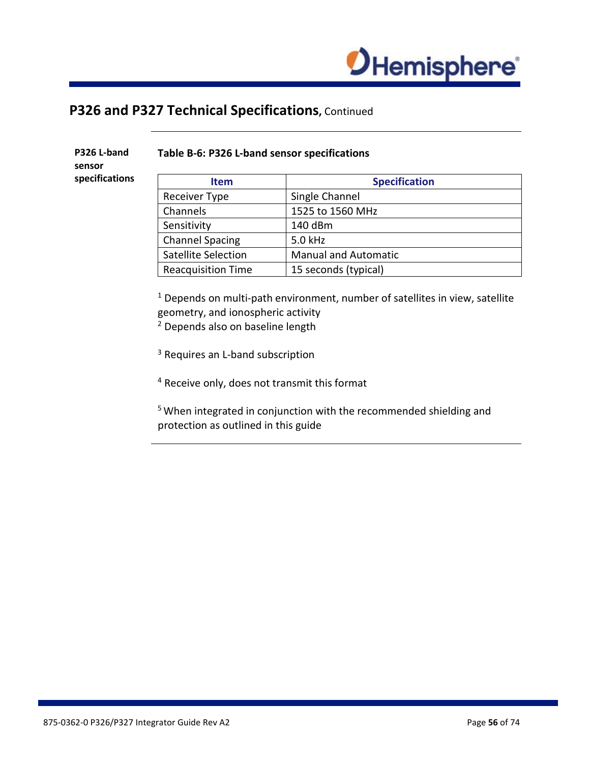## P326 and P327 Technical Specifications, Continued

**P326 L-band sensor specifications**

**Table B-6: P326 L-band sensor specifications**

| Item | Specification |
|---|---|
| Receiver Type | Single Channel |
| Channels | 1525 to 1560 MHz |
| Sensitivity | 140 dBm |
| Channel Spacing | 5.0 kHz |
| Satellite Selection | Manual and Automatic |
| Reacquisition Time | 15 seconds (typical) |

[1] Depends on multi-path environment, number of satellites in view, satellite geometry, and ionospheric activity
[2] Depends also on baseline length

[3] Requires an L-band subscription

[4] Receive only, does not transmit this format

[5] When integrated in conjunction with the recommended shielding and protection as outlined in this guide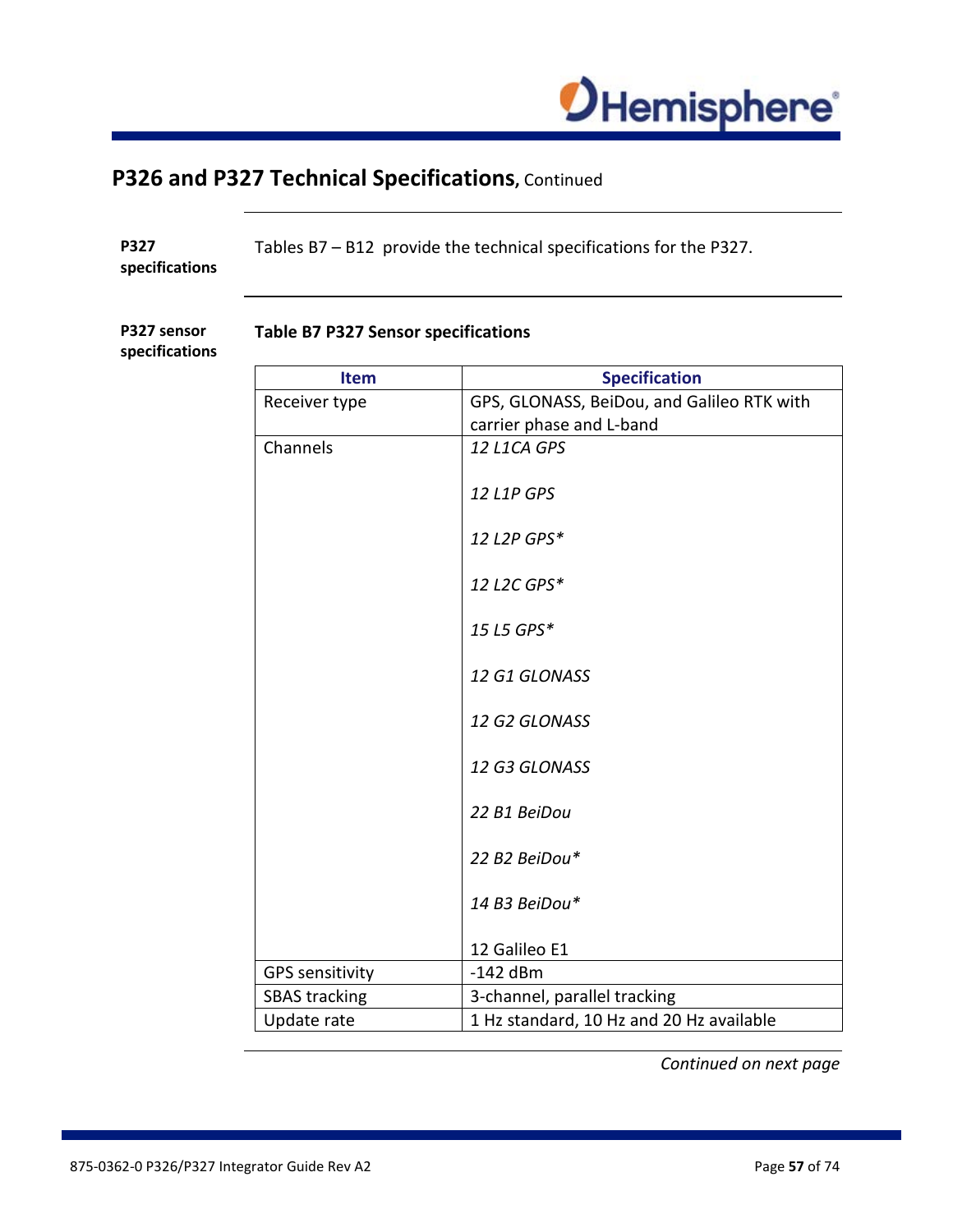## P326 and P327 Technical Specifications, Continued

**P327 specifications**

Tables B7 – B12 provide the technical specifications for the P327.

**P327 sensor specifications**

**Table B7 P327 Sensor specifications**

| Item | Specification |
|---|---|
| Receiver type | GPS, GLONASS, BeiDou, and Galileo RTK with carrier phase and L-band |
| Channels | *12 L1CA GPS*<br><br>*12 L1P GPS*<br><br>*12 L2P GPS**<br><br>*12 L2C GPS**<br><br>*15 L5 GPS**<br><br>*12 G1 GLONASS*<br><br>*12 G2 GLONASS*<br><br>*12 G3 GLONASS*<br><br>*22 B1 BeiDou*<br><br>*22 B2 BeiDou**<br><br>*14 B3 BeiDou**<br><br>12 Galileo E1 |
| GPS sensitivity | -142 dBm |
| SBAS tracking | 3-channel, parallel tracking |
| Update rate | 1 Hz standard, 10 Hz and 20 Hz available |

*Continued on next page*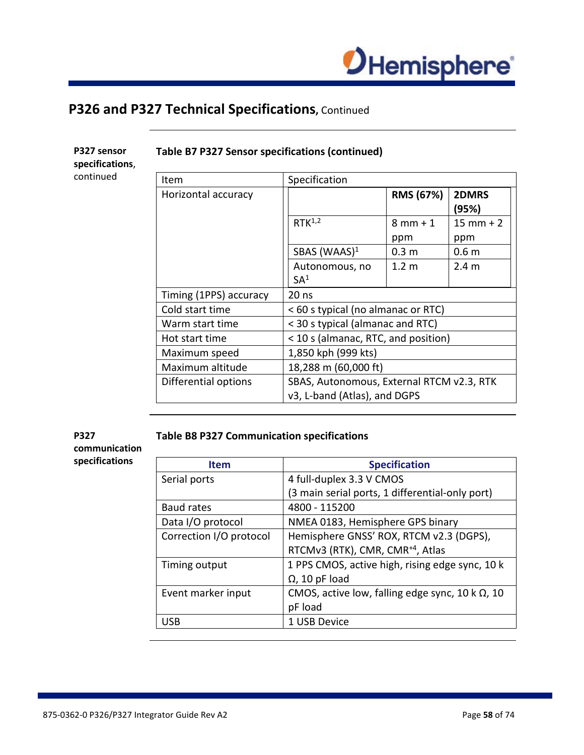## P326 and P327 Technical Specifications, Continued

**P327 sensor specifications**, continued

**Table B7 P327 Sensor specifications (continued)**

| Item | Specification | | |
|---|---|---|---|
| Horizontal accuracy | | **RMS (67%)** | **2DMRS (95%)** |
| | RTK[1,2] | 8 mm + 1 ppm | 15 mm + 2 ppm |
| | SBAS (WAAS)[1] | 0.3 m | 0.6 m |
| | Autonomous, no SA[1] | 1.2 m | 2.4 m |
| Timing (1PPS) accuracy | 20 ns | | |
| Cold start time | < 60 s typical (no almanac or RTC) | | |
| Warm start time | < 30 s typical (almanac and RTC) | | |
| Hot start time | < 10 s (almanac, RTC, and position) | | |
| Maximum speed | 1,850 kph (999 kts) | | |
| Maximum altitude | 18,288 m (60,000 ft) | | |
| Differential options | SBAS, Autonomous, External RTCM v2.3, RTK v3, L-band (Atlas), and DGPS | | |

**P327 communication specifications**

**Table B8 P327 Communication specifications**

| Item | Specification |
|---|---|
| Serial ports | 4 full-duplex 3.3 V CMOS (3 main serial ports, 1 differential-only port) |
| Baud rates | 4800 - 115200 |
| Data I/O protocol | NMEA 0183, Hemisphere GPS binary |
| Correction I/O protocol | Hemisphere GNSS' ROX, RTCM v2.3 (DGPS), RTCMv3 (RTK), CMR, CMR[+4], Atlas |
| Timing output | 1 PPS CMOS, active high, rising edge sync, 10 k Ω, 10 pF load |
| Event marker input | CMOS, active low, falling edge sync, 10 k Ω, 10 pF load |
| USB | 1 USB Device |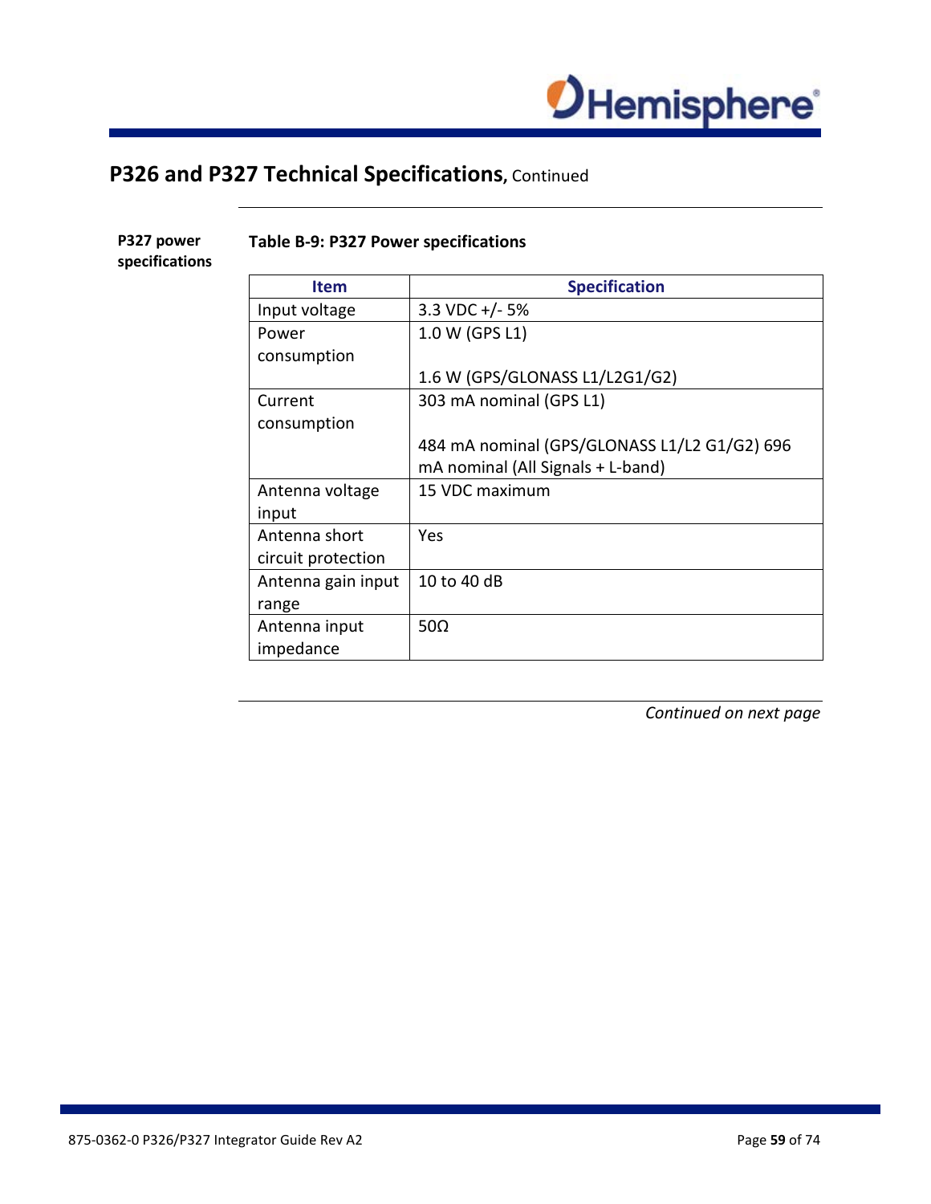## P326 and P327 Technical Specifications, Continued

**P327 power specifications**

**Table B-9: P327 Power specifications**

| Item | Specification |
|---|---|
| Input voltage | 3.3 VDC +/- 5% |
| Power consumption | 1.0 W (GPS L1)<br><br>1.6 W (GPS/GLONASS L1/L2G1/G2) |
| Current consumption | 303 mA nominal (GPS L1)<br><br>484 mA nominal (GPS/GLONASS L1/L2 G1/G2) 696 mA nominal (All Signals + L-band) |
| Antenna voltage input | 15 VDC maximum |
| Antenna short circuit protection | Yes |
| Antenna gain input range | 10 to 40 dB |
| Antenna input impedance | 50Ω |

*Continued on next page*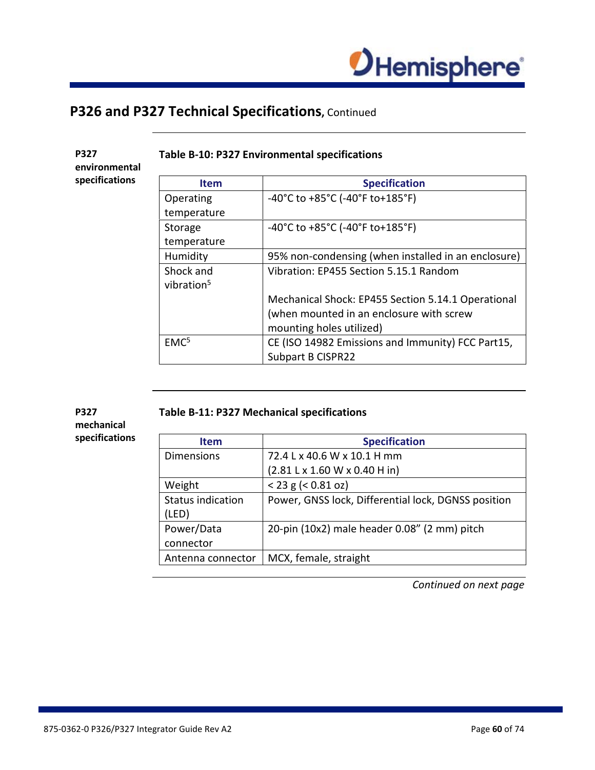## P326 and P327 Technical Specifications, Continued

**P327 environmental specifications**

**Table B-10: P327 Environmental specifications**

| Item | Specification |
|---|---|
| Operating temperature | -40°C to +85°C (-40°F to+185°F) |
| Storage temperature | -40°C to +85°C (-40°F to+185°F) |
| Humidity | 95% non-condensing (when installed in an enclosure) |
| Shock and vibration[5] | Vibration: EP455 Section 5.15.1 Random<br><br>Mechanical Shock: EP455 Section 5.14.1 Operational (when mounted in an enclosure with screw mounting holes utilized) |
| EMC[5] | CE (ISO 14982 Emissions and Immunity) FCC Part15, Subpart B CISPR22 |

**P327 mechanical specifications**

**Table B-11: P327 Mechanical specifications**

| Item | Specification |
|---|---|
| Dimensions | 72.4 L x 40.6 W x 10.1 H mm<br>(2.81 L x 1.60 W x 0.40 H in) |
| Weight | < 23 g (< 0.81 oz) |
| Status indication (LED) | Power, GNSS lock, Differential lock, DGNSS position |
| Power/Data connector | 20-pin (10x2) male header 0.08” (2 mm) pitch |
| Antenna connector | MCX, female, straight |

*Continued on next page*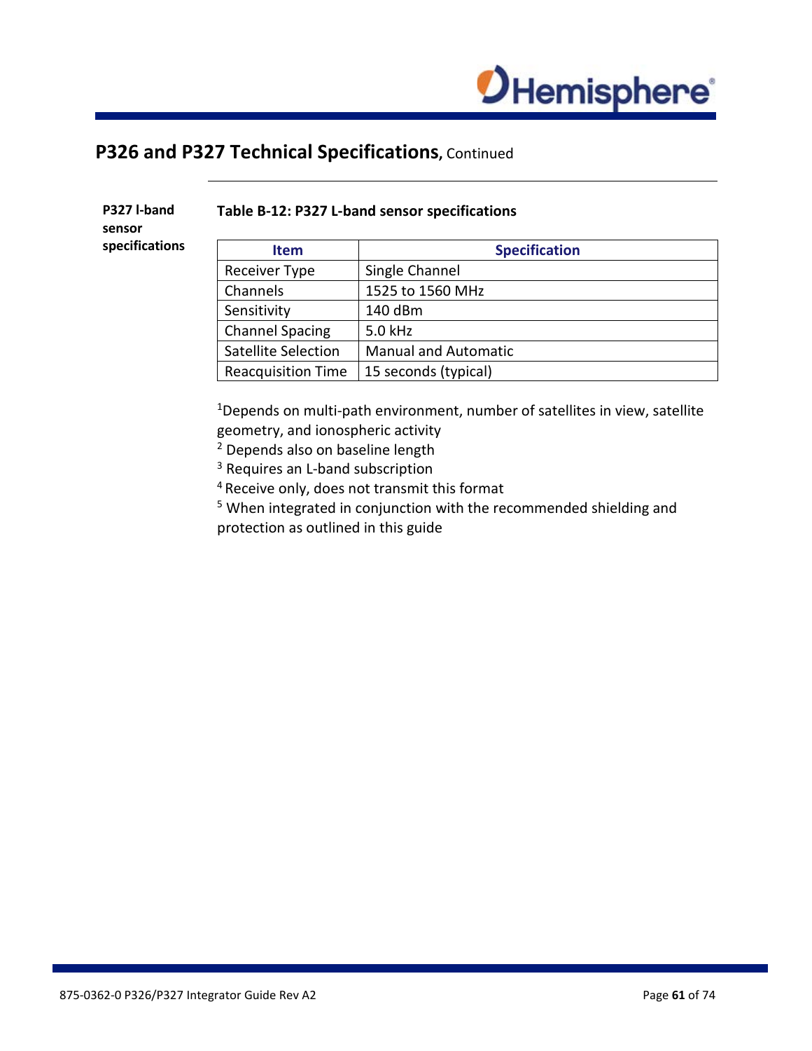## P326 and P327 Technical Specifications, Continued

**P327 l-band sensor specifications**

**Table B-12: P327 L-band sensor specifications**

| Item | Specification |
|---|---|
| Receiver Type | Single Channel |
| Channels | 1525 to 1560 MHz |
| Sensitivity | 140 dBm |
| Channel Spacing | 5.0 kHz |
| Satellite Selection | Manual and Automatic |
| Reacquisition Time | 15 seconds (typical) |

[1]Depends on multi-path environment, number of satellites in view, satellite geometry, and ionospheric activity
[2] Depends also on baseline length
[3] Requires an L-band subscription
[4] Receive only, does not transmit this format
[5] When integrated in conjunction with the recommended shielding and protection as outlined in this guide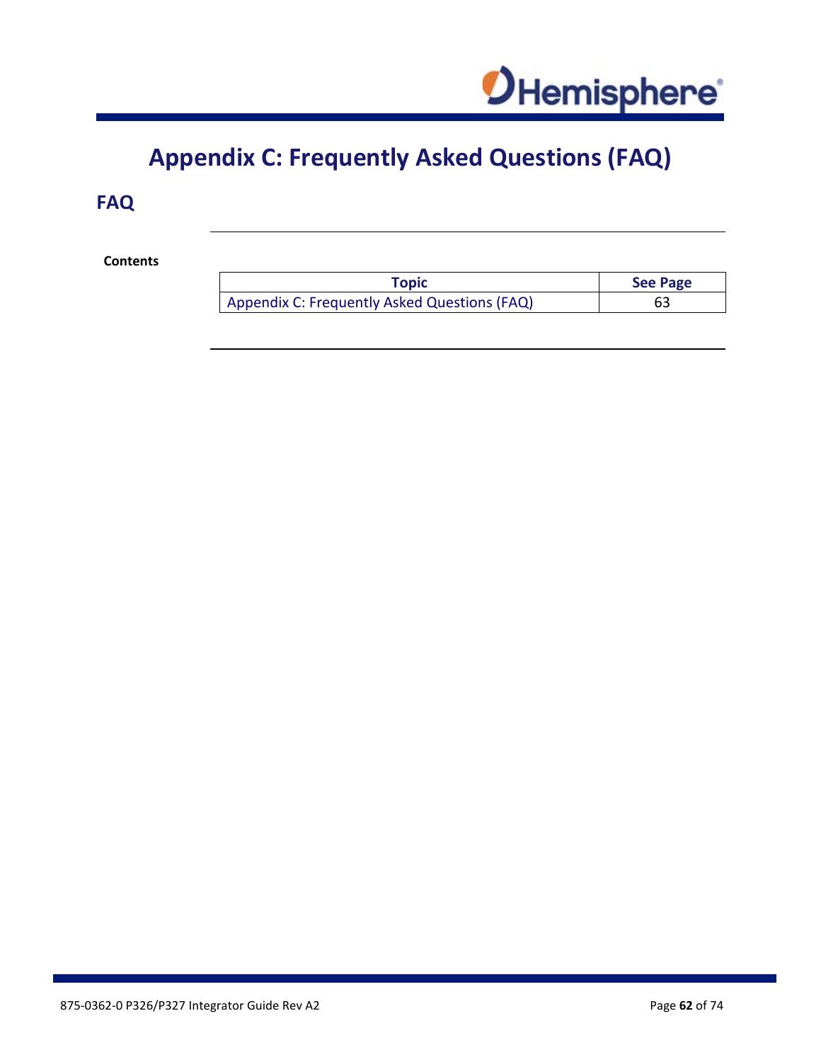# Appendix C: Frequently Asked Questions (FAQ)

## FAQ

**Contents**

| Topic | See Page |
|---|---|
| Appendix C: Frequently Asked Questions (FAQ) | 63 |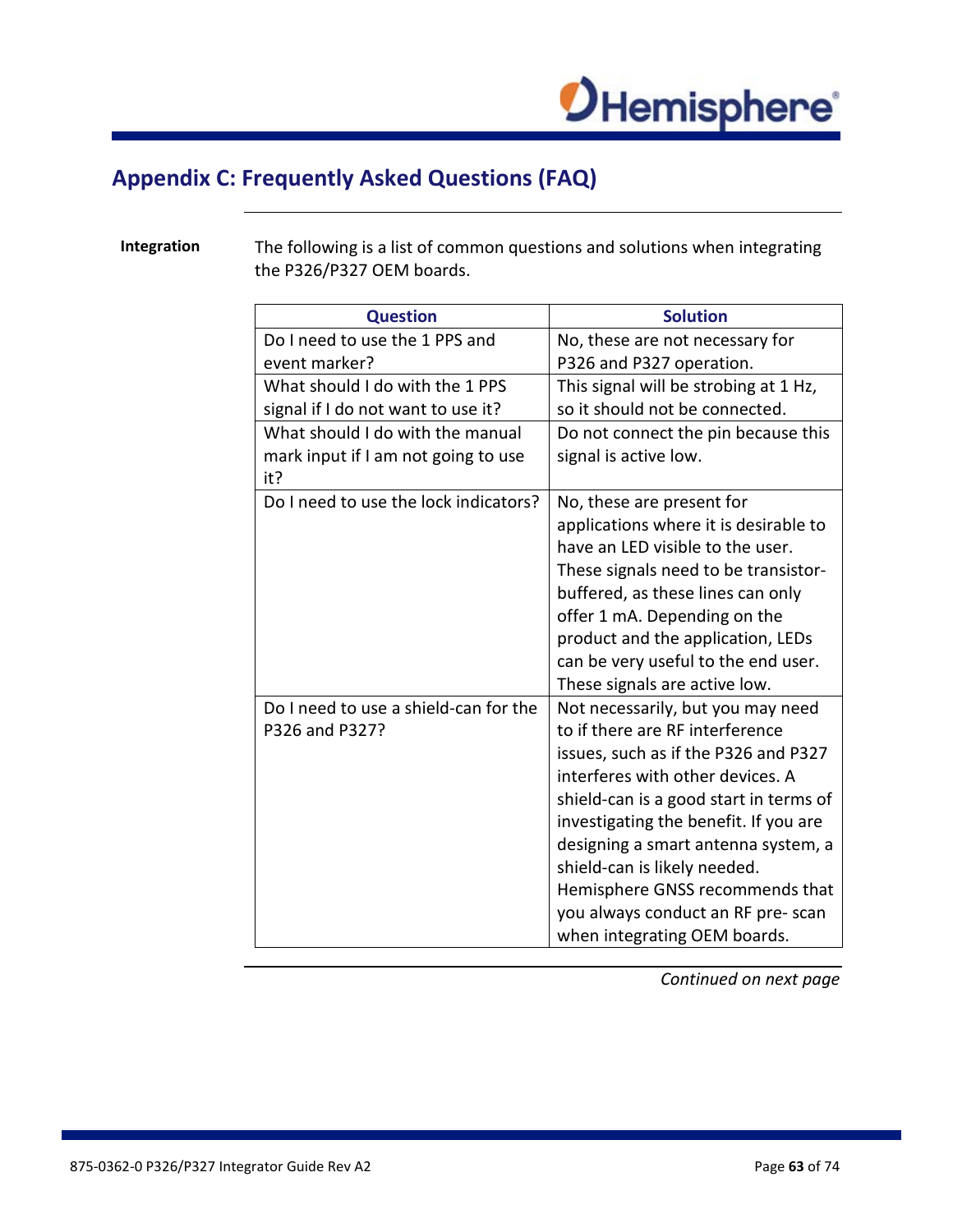# Appendix C: Frequently Asked Questions (FAQ)

**Integration**

The following is a list of common questions and solutions when integrating the P326/P327 OEM boards.

| Question | Solution |
|---|---|
| Do I need to use the 1 PPS and event marker? | No, these are not necessary for P326 and P327 operation. |
| What should I do with the 1 PPS signal if I do not want to use it? | This signal will be strobing at 1 Hz, so it should not be connected. |
| What should I do with the manual mark input if I am not going to use it? | Do not connect the pin because this signal is active low. |
| Do I need to use the lock indicators? | No, these are present for applications where it is desirable to have an LED visible to the user. These signals need to be transistor-buffered, as these lines can only offer 1 mA. Depending on the product and the application, LEDs can be very useful to the end user. These signals are active low. |
| Do I need to use a shield-can for the P326 and P327? | Not necessarily, but you may need to if there are RF interference issues, such as if the P326 and P327 interferes with other devices. A shield-can is a good start in terms of investigating the benefit. If you are designing a smart antenna system, a shield-can is likely needed. Hemisphere GNSS recommends that you always conduct an RF pre- scan when integrating OEM boards. |

*Continued on next page*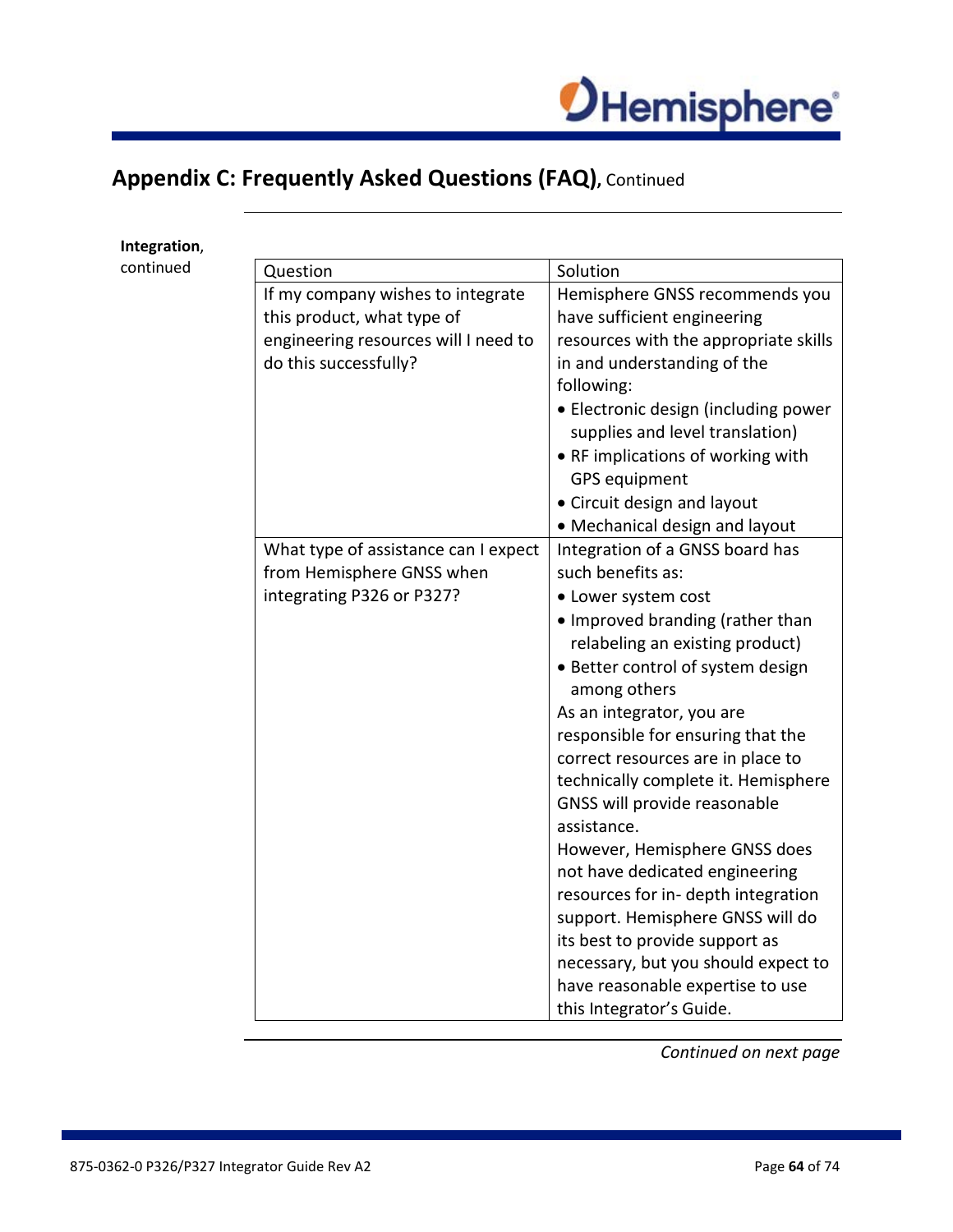## Appendix C: Frequently Asked Questions (FAQ), Continued

**Integration**, continued

| Question | Solution |
| --- | --- |
| If my company wishes to integrate this product, what type of engineering resources will I need to do this successfully? | Hemisphere GNSS recommends you have sufficient engineering resources with the appropriate skills in and understanding of the following:<br>• Electronic design (including power supplies and level translation)<br>• RF implications of working with GPS equipment<br>• Circuit design and layout<br>• Mechanical design and layout |
| What type of assistance can I expect from Hemisphere GNSS when integrating P326 or P327? | Integration of a GNSS board has such benefits as:<br>• Lower system cost<br>• Improved branding (rather than relabeling an existing product)<br>• Better control of system design among others<br>As an integrator, you are responsible for ensuring that the correct resources are in place to technically complete it. Hemisphere GNSS will provide reasonable assistance.<br>However, Hemisphere GNSS does not have dedicated engineering resources for in- depth integration support. Hemisphere GNSS will do its best to provide support as necessary, but you should expect to have reasonable expertise to use this Integrator's Guide. |

*Continued on next page*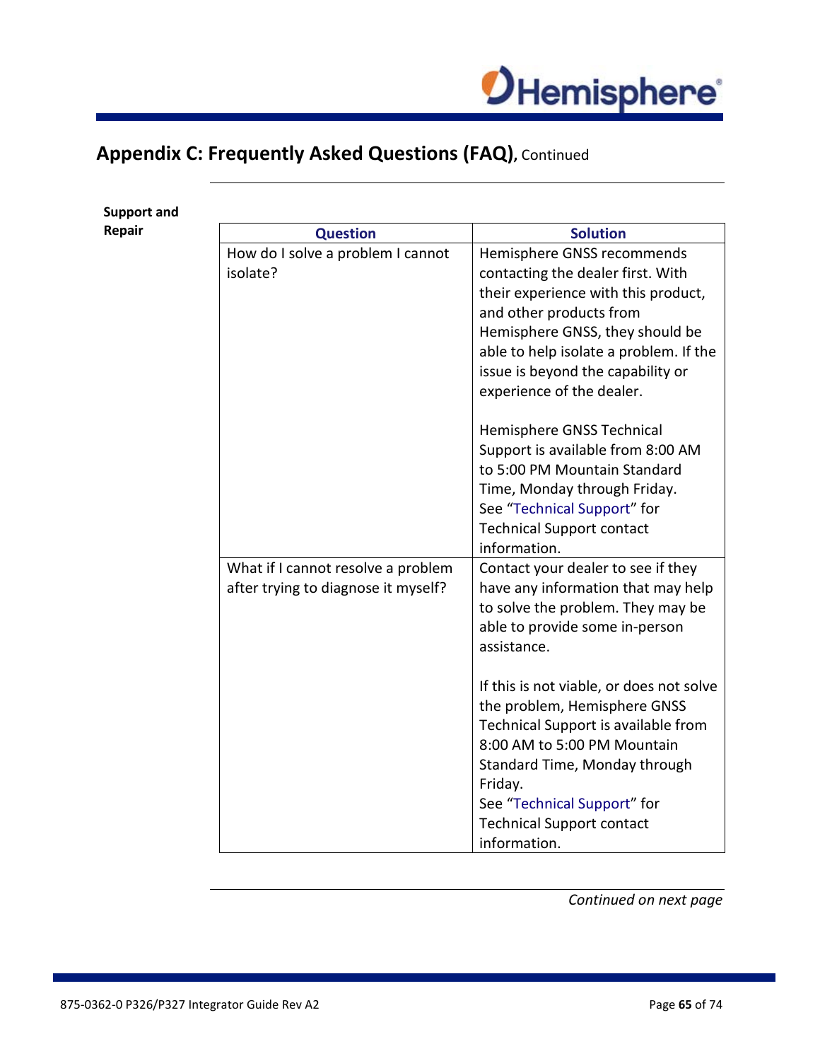## Appendix C: Frequently Asked Questions (FAQ), Continued

**Support and Repair**

| Question | Solution |
| --- | --- |
| How do I solve a problem I cannot isolate? | Hemisphere GNSS recommends contacting the dealer first. With their experience with this product, and other products from Hemisphere GNSS, they should be able to help isolate a problem. If the issue is beyond the capability or experience of the dealer.<br><br>Hemisphere GNSS Technical Support is available from 8:00 AM to 5:00 PM Mountain Standard Time, Monday through Friday.<br>See "Technical Support" for Technical Support contact information. |
| What if I cannot resolve a problem after trying to diagnose it myself? | Contact your dealer to see if they have any information that may help to solve the problem. They may be able to provide some in-person assistance.<br><br>If this is not viable, or does not solve the problem, Hemisphere GNSS Technical Support is available from 8:00 AM to 5:00 PM Mountain Standard Time, Monday through Friday.<br>See "Technical Support" for Technical Support contact information. |

*Continued on next page*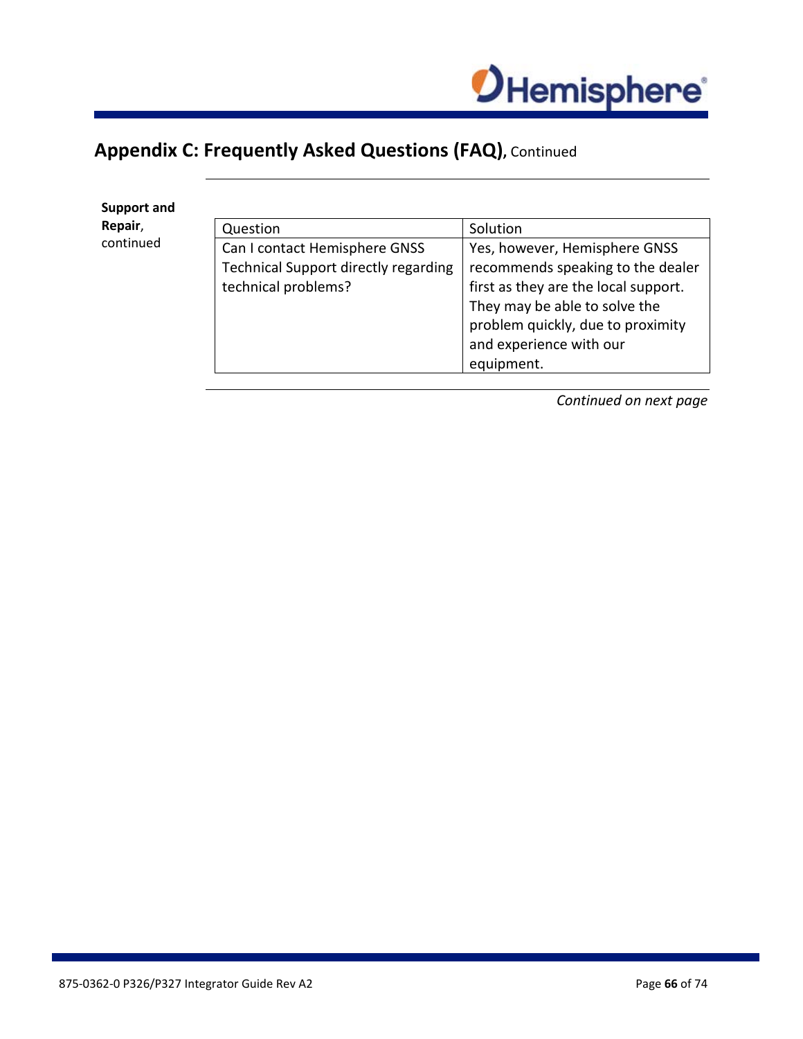## Appendix C: Frequently Asked Questions (FAQ), Continued

**Support and Repair**, continued

| Question | Solution |
|---|---|
| Can I contact Hemisphere GNSS Technical Support directly regarding technical problems? | Yes, however, Hemisphere GNSS recommends speaking to the dealer first as they are the local support. They may be able to solve the problem quickly, due to proximity and experience with our equipment. |

*Continued on next page*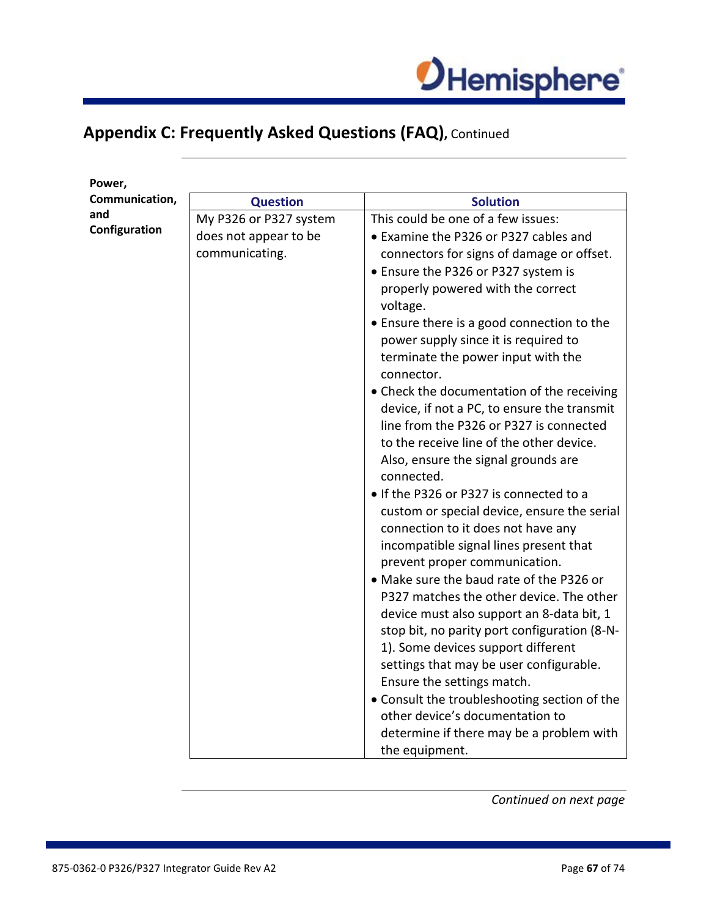## Appendix C: Frequently Asked Questions (FAQ), Continued

**Power, Communication, and Configuration**

| Question | Solution |
|---|---|
| My P326 or P327 system does not appear to be communicating. | This could be one of a few issues:<br>• Examine the P326 or P327 cables and connectors for signs of damage or offset.<br>• Ensure the P326 or P327 system is properly powered with the correct voltage.<br>• Ensure there is a good connection to the power supply since it is required to terminate the power input with the connector.<br>• Check the documentation of the receiving device, if not a PC, to ensure the transmit line from the P326 or P327 is connected to the receive line of the other device. Also, ensure the signal grounds are connected.<br>• If the P326 or P327 is connected to a custom or special device, ensure the serial connection to it does not have any incompatible signal lines present that prevent proper communication.<br>• Make sure the baud rate of the P326 or P327 matches the other device. The other device must also support an 8-data bit, 1 stop bit, no parity port configuration (8-N-1). Some devices support different settings that may be user configurable. Ensure the settings match.<br>• Consult the troubleshooting section of the other device's documentation to determine if there may be a problem with the equipment. |

*Continued on next page*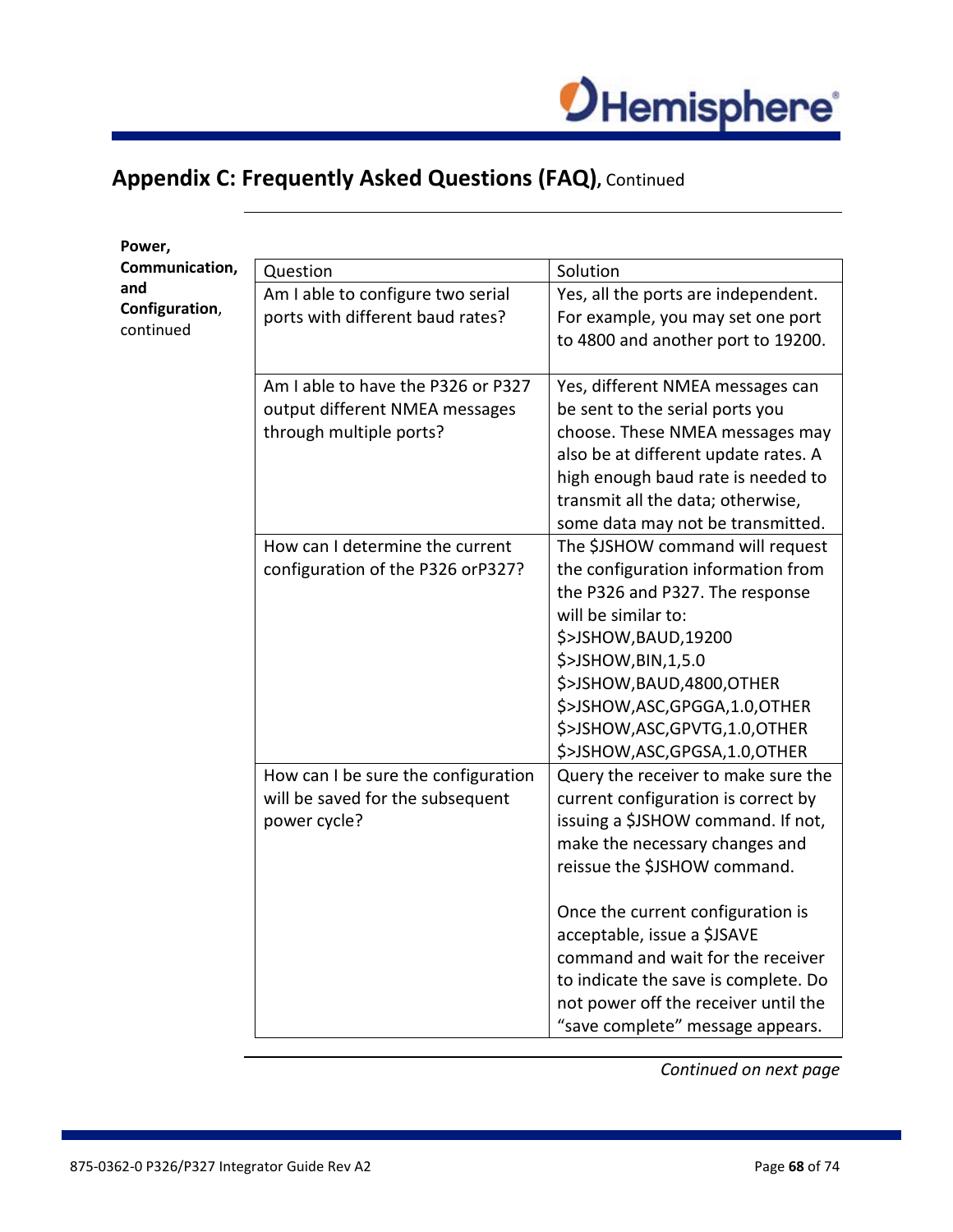## Appendix C: Frequently Asked Questions (FAQ), Continued

**Power, Communication, and Configuration**, continued

| Question | Solution |
|---|---|
| Am I able to configure two serial ports with different baud rates? | Yes, all the ports are independent. For example, you may set one port to 4800 and another port to 19200. |
| Am I able to have the P326 or P327 output different NMEA messages through multiple ports? | Yes, different NMEA messages can be sent to the serial ports you choose. These NMEA messages may also be at different update rates. A high enough baud rate is needed to transmit all the data; otherwise, some data may not be transmitted. |
| How can I determine the current configuration of the P326 orP327? | The $JSHOW command will request the configuration information from the P326 and P327. The response will be similar to:<br>$>JSHOW,BAUD,19200<br>$>JSHOW,BIN,1,5.0<br>$>JSHOW,BAUD,4800,OTHER<br>$>JSHOW,ASC,GPGGA,1.0,OTHER<br>$>JSHOW,ASC,GPVTG,1.0,OTHER<br>$>JSHOW,ASC,GPGSA,1.0,OTHER |
| How can I be sure the configuration will be saved for the subsequent power cycle? | Query the receiver to make sure the current configuration is correct by issuing a $JSHOW command. If not, make the necessary changes and reissue the $JSHOW command.<br><br>Once the current configuration is acceptable, issue a $JSAVE command and wait for the receiver to indicate the save is complete. Do not power off the receiver until the "save complete" message appears. |

*Continued on next page*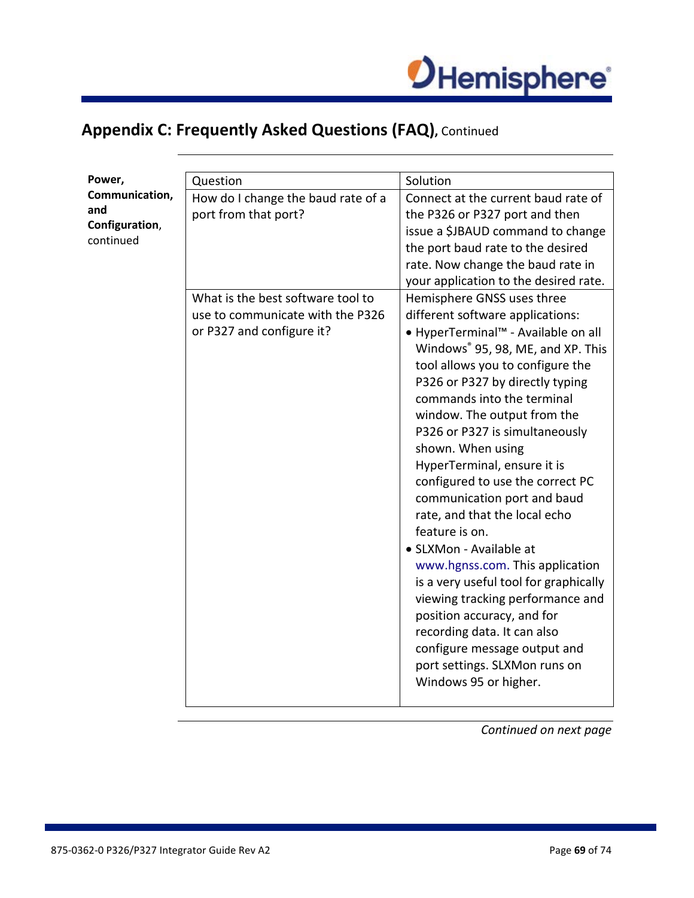## Appendix C: Frequently Asked Questions (FAQ), Continued

**Power, Communication, and Configuration**, continued

| Question | Solution |
| --- | --- |
| How do I change the baud rate of a port from that port? | Connect at the current baud rate of the P326 or P327 port and then issue a $JBAUD command to change the port baud rate to the desired rate. Now change the baud rate in your application to the desired rate. |
| What is the best software tool to use to communicate with the P326 or P327 and configure it? | Hemisphere GNSS uses three different software applications:<br>• HyperTerminal™ - Available on all Windows® 95, 98, ME, and XP. This tool allows you to configure the P326 or P327 by directly typing commands into the terminal window. The output from the P326 or P327 is simultaneously shown. When using HyperTerminal, ensure it is configured to use the correct PC communication port and baud rate, and that the local echo feature is on.<br>• SLXMon - Available at www.hgnss.com. This application is a very useful tool for graphically viewing tracking performance and position accuracy, and for recording data. It can also configure message output and port settings. SLXMon runs on Windows 95 or higher. |

*Continued on next page*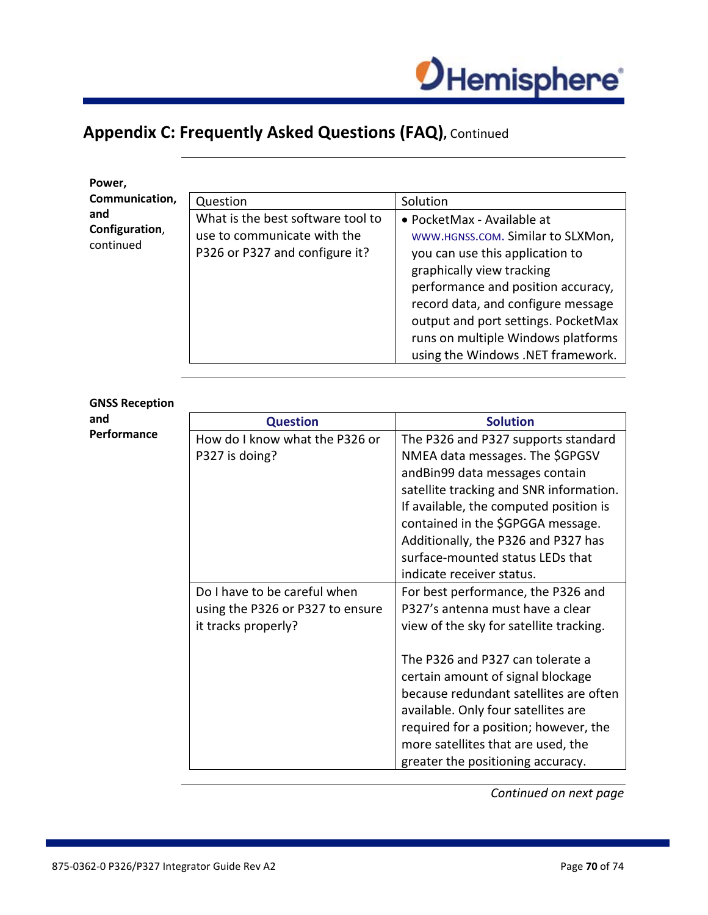## Appendix C: Frequently Asked Questions (FAQ), Continued

**Power, Communication, and Configuration**, continued

| Question | Solution |
|---|---|
| What is the best software tool to use to communicate with the P326 or P327 and configure it? | • PocketMax - Available at WWW.HGNSS.COM. Similar to SLXMon, you can use this application to graphically view tracking performance and position accuracy, record data, and configure message output and port settings. PocketMax runs on multiple Windows platforms using the Windows .NET framework. |

**GNSS Reception and Performance**

| Question | Solution |
|---|---|
| How do I know what the P326 or P327 is doing? | The P326 and P327 supports standard NMEA data messages. The $GPGSV andBin99 data messages contain satellite tracking and SNR information. If available, the computed position is contained in the $GPGGA message. Additionally, the P326 and P327 has surface-mounted status LEDs that indicate receiver status. |
| Do I have to be careful when using the P326 or P327 to ensure it tracks properly? | For best performance, the P326 and P327's antenna must have a clear view of the sky for satellite tracking.<br><br>The P326 and P327 can tolerate a certain amount of signal blockage because redundant satellites are often available. Only four satellites are required for a position; however, the more satellites that are used, the greater the positioning accuracy. |

*Continued on next page*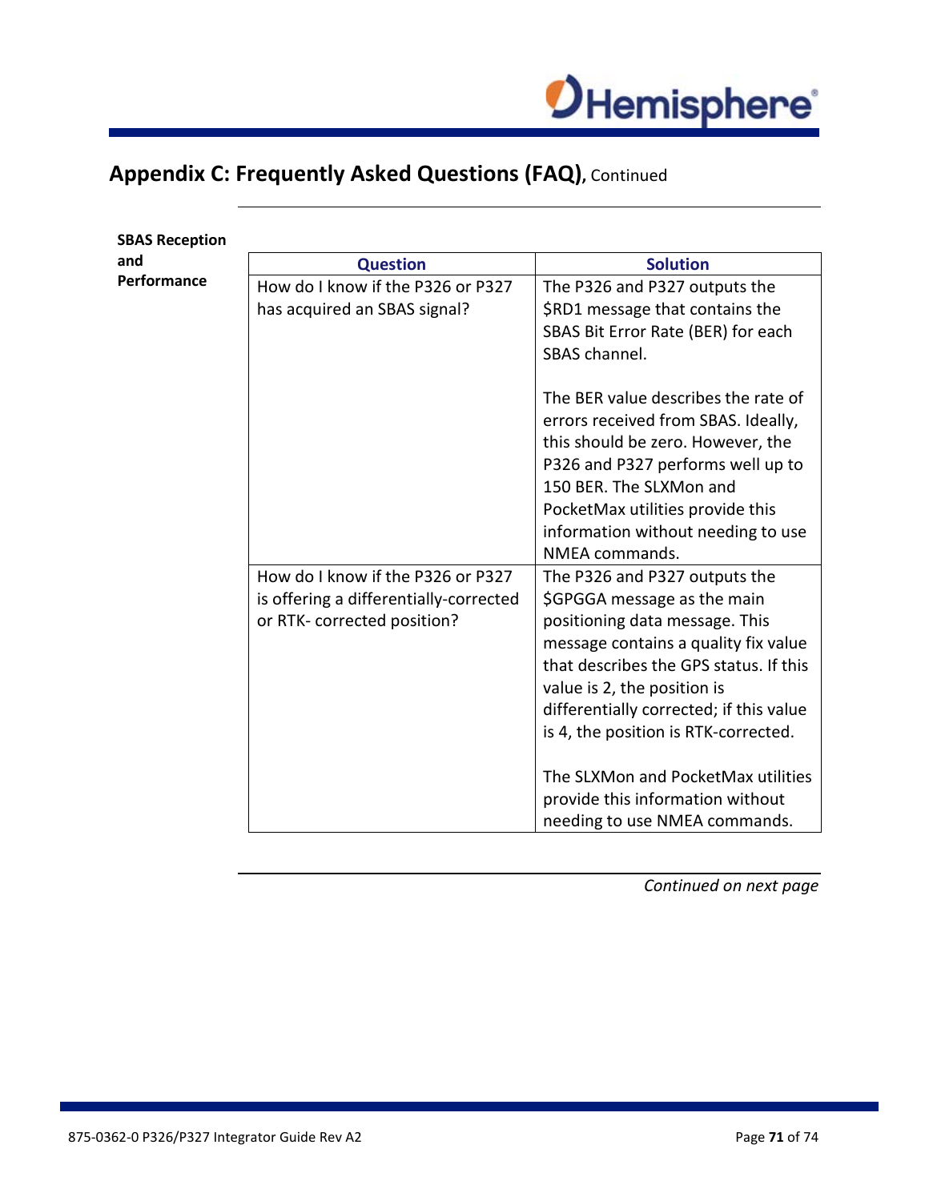## Appendix C: Frequently Asked Questions (FAQ), Continued

**SBAS Reception and Performance**

| Question | Solution |
| --- | --- |
| How do I know if the P326 or P327 has acquired an SBAS signal? | The P326 and P327 outputs the $RD1 message that contains the SBAS Bit Error Rate (BER) for each SBAS channel.<br><br>The BER value describes the rate of errors received from SBAS. Ideally, this should be zero. However, the P326 and P327 performs well up to 150 BER. The SLXMon and PocketMax utilities provide this information without needing to use NMEA commands. |
| How do I know if the P326 or P327 is offering a differentially-corrected or RTK- corrected position? | The P326 and P327 outputs the $GPGGA message as the main positioning data message. This message contains a quality fix value that describes the GPS status. If this value is 2, the position is differentially corrected; if this value is 4, the position is RTK-corrected.<br><br>The SLXMon and PocketMax utilities provide this information without needing to use NMEA commands. |

*Continued on next page*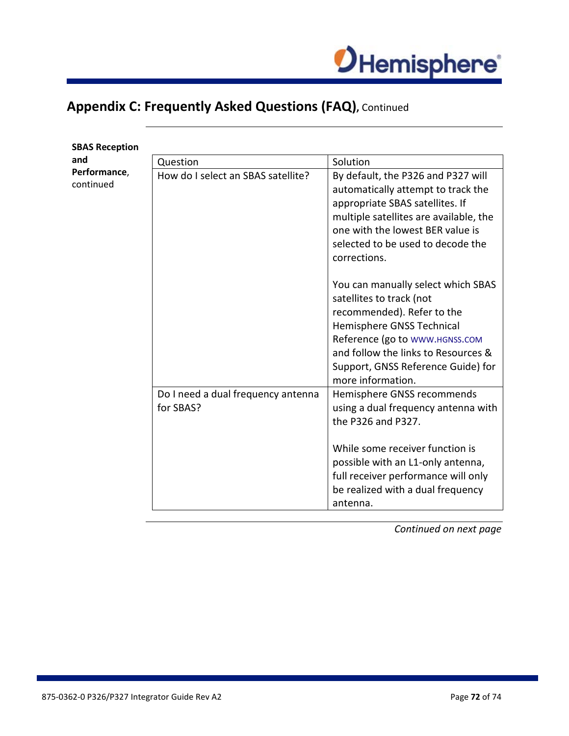## Appendix C: Frequently Asked Questions (FAQ), Continued

**SBAS Reception and Performance**, continued

| Question | Solution |
|---|---|
| How do I select an SBAS satellite? | By default, the P326 and P327 will automatically attempt to track the appropriate SBAS satellites. If multiple satellites are available, the one with the lowest BER value is selected to be used to decode the corrections.<br><br>You can manually select which SBAS satellites to track (not recommended). Refer to the Hemisphere GNSS Technical Reference (go to WWW.HGNSS.COM and follow the links to Resources & Support, GNSS Reference Guide) for more information. |
| Do I need a dual frequency antenna for SBAS? | Hemisphere GNSS recommends using a dual frequency antenna with the P326 and P327.<br><br>While some receiver function is possible with an L1-only antenna, full receiver performance will only be realized with a dual frequency antenna. |

*Continued on next page*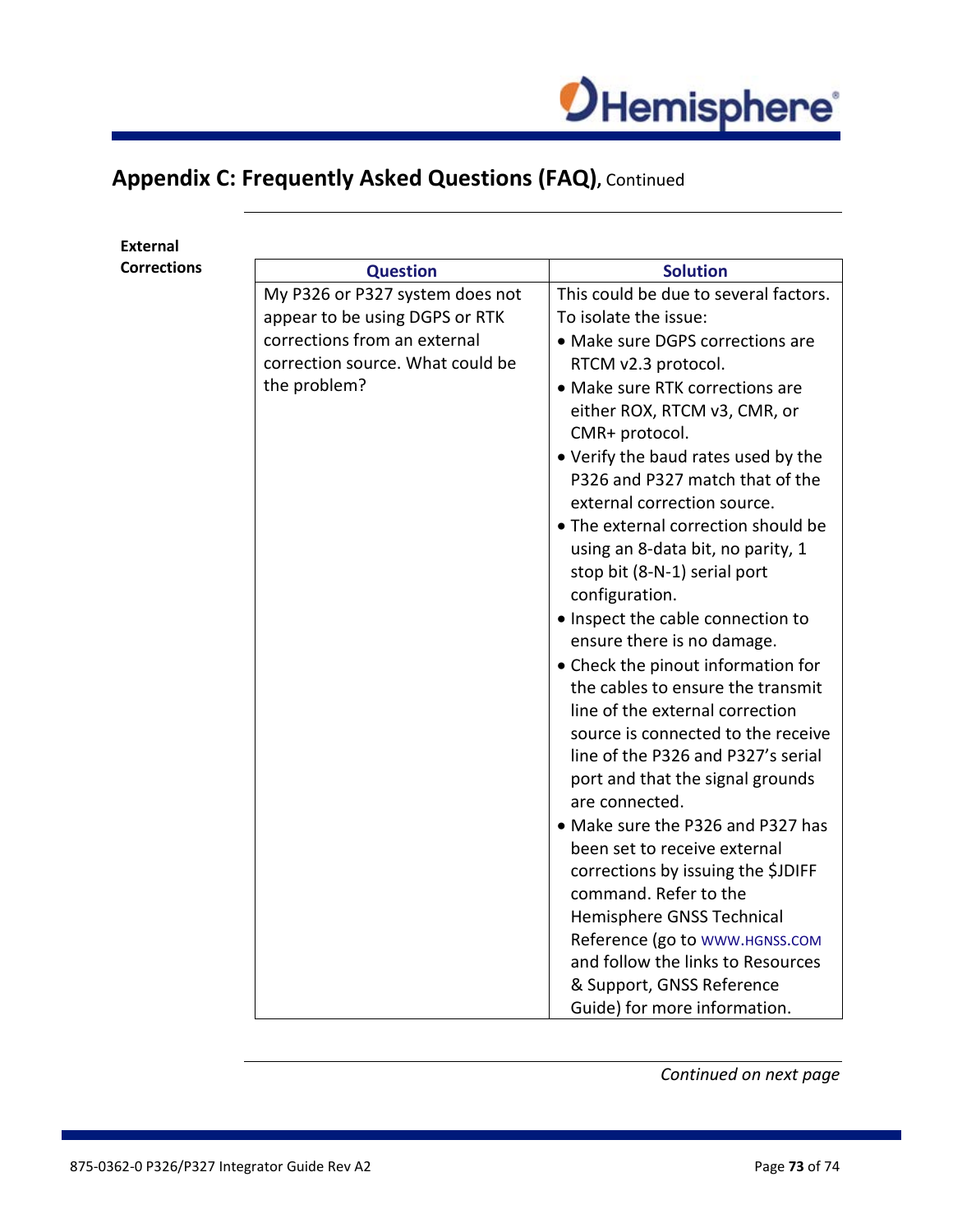## Appendix C: Frequently Asked Questions (FAQ), Continued

**External Corrections**

| Question | Solution |
|---|---|
| My P326 or P327 system does not appear to be using DGPS or RTK corrections from an external correction source. What could be the problem? | This could be due to several factors. To isolate the issue:<br>• Make sure DGPS corrections are RTCM v2.3 protocol.<br>• Make sure RTK corrections are either ROX, RTCM v3, CMR, or CMR+ protocol.<br>• Verify the baud rates used by the P326 and P327 match that of the external correction source.<br>• The external correction should be using an 8-data bit, no parity, 1 stop bit (8-N-1) serial port configuration.<br>• Inspect the cable connection to ensure there is no damage.<br>• Check the pinout information for the cables to ensure the transmit line of the external correction source is connected to the receive line of the P326 and P327's serial port and that the signal grounds are connected.<br>• Make sure the P326 and P327 has been set to receive external corrections by issuing the $JDIFF command. Refer to the Hemisphere GNSS Technical Reference (go to WWW.HGNSS.COM and follow the links to Resources & Support, GNSS Reference Guide) for more information. |

*Continued on next page*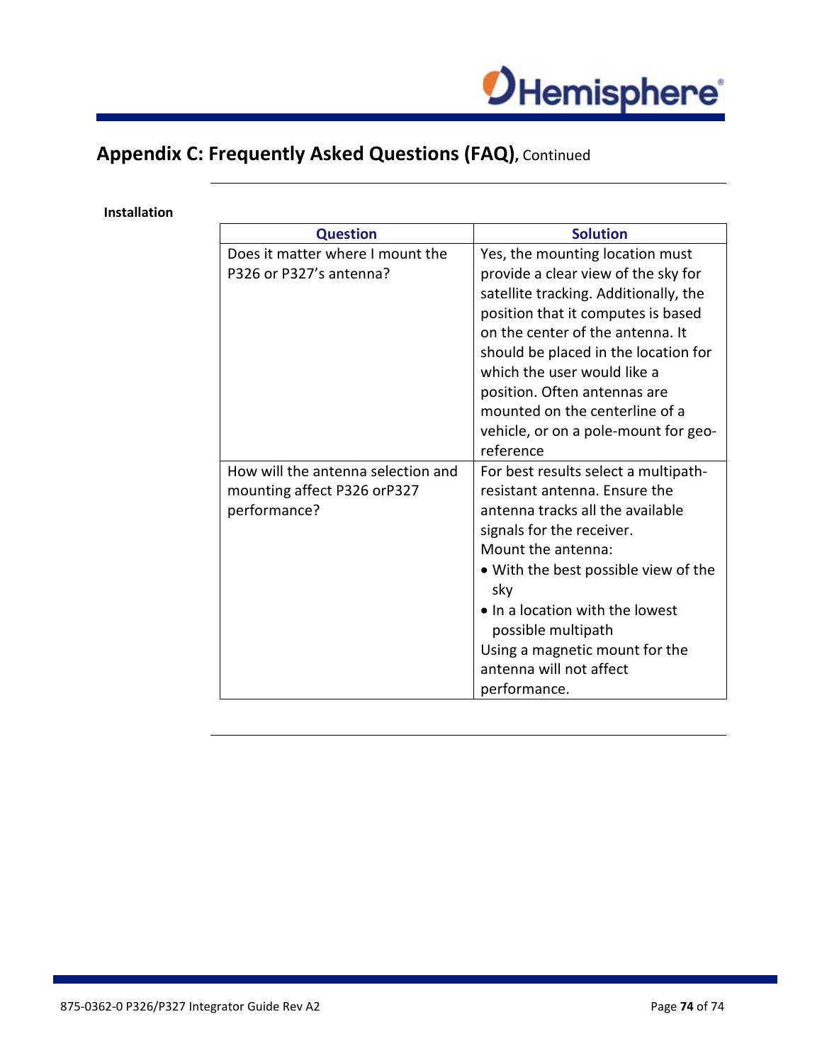## Appendix C: Frequently Asked Questions (FAQ), Continued

**Installation**

| Question | Solution |
|---|---|
| Does it matter where I mount the P326 or P327's antenna? | Yes, the mounting location must provide a clear view of the sky for satellite tracking. Additionally, the position that it computes is based on the center of the antenna. It should be placed in the location for which the user would like a position. Often antennas are mounted on the centerline of a vehicle, or on a pole-mount for geo-reference |
| How will the antenna selection and mounting affect P326 orP327 performance? | For best results select a multipath-resistant antenna. Ensure the antenna tracks all the available signals for the receiver.<br>Mount the antenna:<br>• With the best possible view of the sky<br>• In a location with the lowest possible multipath<br>Using a magnetic mount for the antenna will not affect performance. |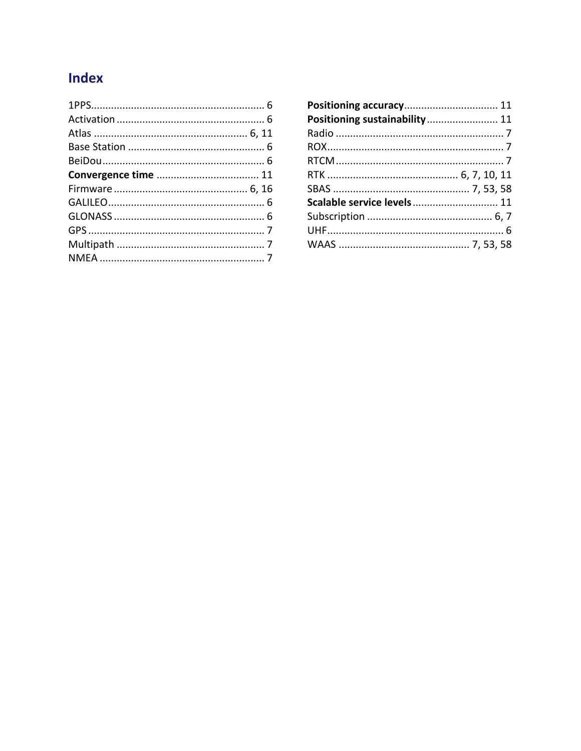# Index

1PPS ........ 6
Activation ........ 6
Atlas ........ 6, 11
Base Station ........ 6
BeiDou ........ 6
**Convergence time** ........ 11
Firmware ........ 6, 16
GALILEO ........ 6
GLONASS ........ 6
GPS ........ 7
Multipath ........ 7
NMEA ........ 7
**Positioning accuracy** ........ 11
**Positioning sustainability** ........ 11
Radio ........ 7
ROX ........ 7
RTCM ........ 7
RTK ........ 6, 7, 10, 11
SBAS ........ 7, 53, 58
**Scalable service levels** ........ 11
Subscription ........ 6, 7
UHF ........ 6
WAAS ........ 7, 53, 58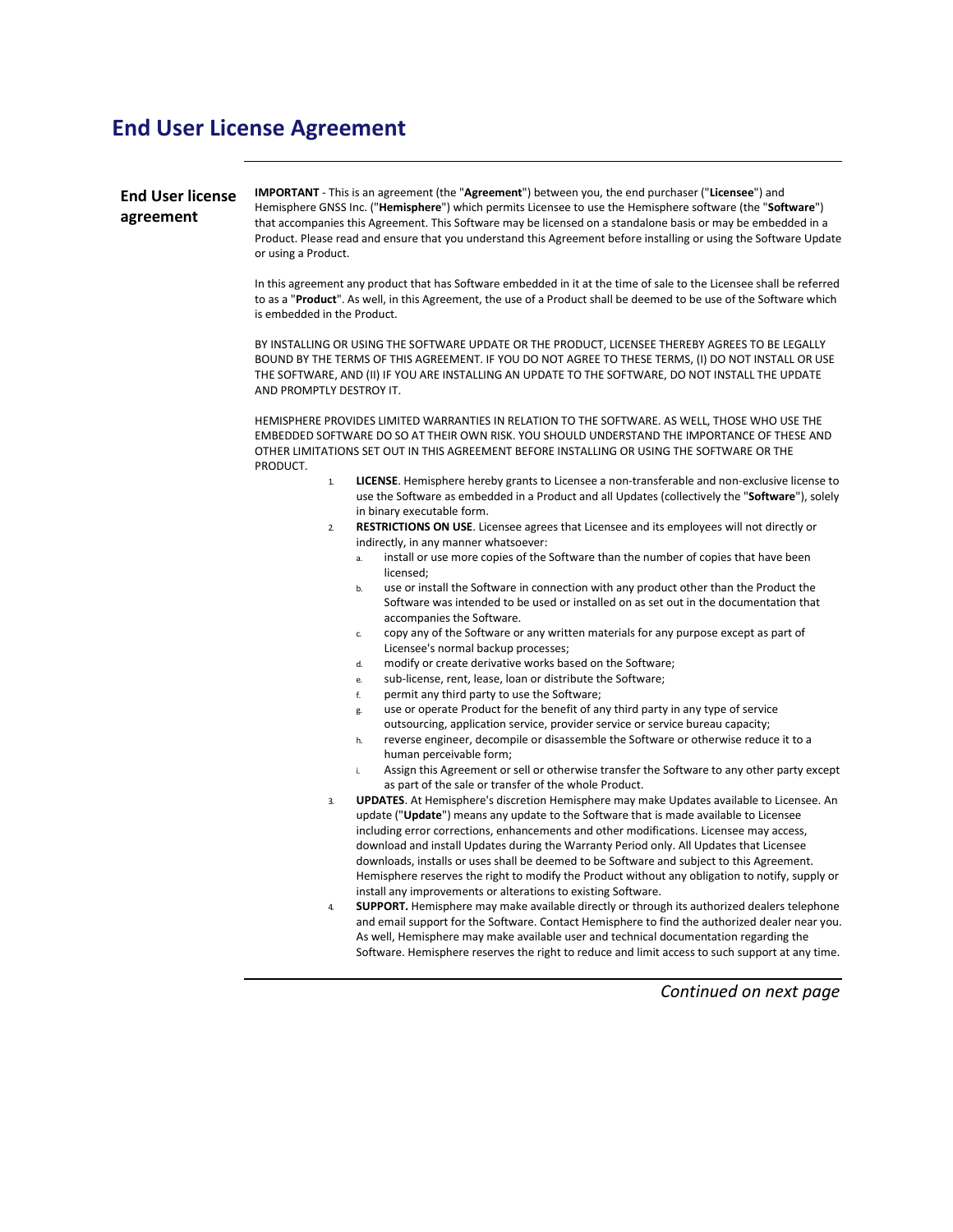# End User License Agreement

## End User license agreement

**IMPORTANT** - This is an agreement (the "**Agreement**") between you, the end purchaser ("**Licensee**") and Hemisphere GNSS Inc. ("**Hemisphere**") which permits Licensee to use the Hemisphere software (the "**Software**") that accompanies this Agreement. This Software may be licensed on a standalone basis or may be embedded in a Product. Please read and ensure that you understand this Agreement before installing or using the Software Update or using a Product.

In this agreement any product that has Software embedded in it at the time of sale to the Licensee shall be referred to as a "**Product**". As well, in this Agreement, the use of a Product shall be deemed to be use of the Software which is embedded in the Product.

BY INSTALLING OR USING THE SOFTWARE UPDATE OR THE PRODUCT, LICENSEE THEREBY AGREES TO BE LEGALLY BOUND BY THE TERMS OF THIS AGREEMENT. IF YOU DO NOT AGREE TO THESE TERMS, (I) DO NOT INSTALL OR USE THE SOFTWARE, AND (II) IF YOU ARE INSTALLING AN UPDATE TO THE SOFTWARE, DO NOT INSTALL THE UPDATE AND PROMPTLY DESTROY IT.

HEMISPHERE PROVIDES LIMITED WARRANTIES IN RELATION TO THE SOFTWARE. AS WELL, THOSE WHO USE THE EMBEDDED SOFTWARE DO SO AT THEIR OWN RISK. YOU SHOULD UNDERSTAND THE IMPORTANCE OF THESE AND OTHER LIMITATIONS SET OUT IN THIS AGREEMENT BEFORE INSTALLING OR USING THE SOFTWARE OR THE PRODUCT.

1. **LICENSE**. Hemisphere hereby grants to Licensee a non-transferable and non-exclusive license to use the Software as embedded in a Product and all Updates (collectively the "**Software**"), solely in binary executable form.
2. **RESTRICTIONS ON USE**. Licensee agrees that Licensee and its employees will not directly or indirectly, in any manner whatsoever:
   a. install or use more copies of the Software than the number of copies that have been licensed;
   b. use or install the Software in connection with any product other than the Product the Software was intended to be used or installed on as set out in the documentation that accompanies the Software.
   c. copy any of the Software or any written materials for any purpose except as part of Licensee's normal backup processes;
   d. modify or create derivative works based on the Software;
   e. sub-license, rent, lease, loan or distribute the Software;
   f. permit any third party to use the Software;
   g. use or operate Product for the benefit of any third party in any type of service outsourcing, application service, provider service or service bureau capacity;
   h. reverse engineer, decompile or disassemble the Software or otherwise reduce it to a human perceivable form;
   i. Assign this Agreement or sell or otherwise transfer the Software to any other party except as part of the sale or transfer of the whole Product.
3. **UPDATES**. At Hemisphere's discretion Hemisphere may make Updates available to Licensee. An update ("**Update**") means any update to the Software that is made available to Licensee including error corrections, enhancements and other modifications. Licensee may access, download and install Updates during the Warranty Period only. All Updates that Licensee downloads, installs or uses shall be deemed to be Software and subject to this Agreement. Hemisphere reserves the right to modify the Product without any obligation to notify, supply or install any improvements or alterations to existing Software.
4. **SUPPORT.** Hemisphere may make available directly or through its authorized dealers telephone and email support for the Software. Contact Hemisphere to find the authorized dealer near you. As well, Hemisphere may make available user and technical documentation regarding the Software. Hemisphere reserves the right to reduce and limit access to such support at any time.

*Continued on next page*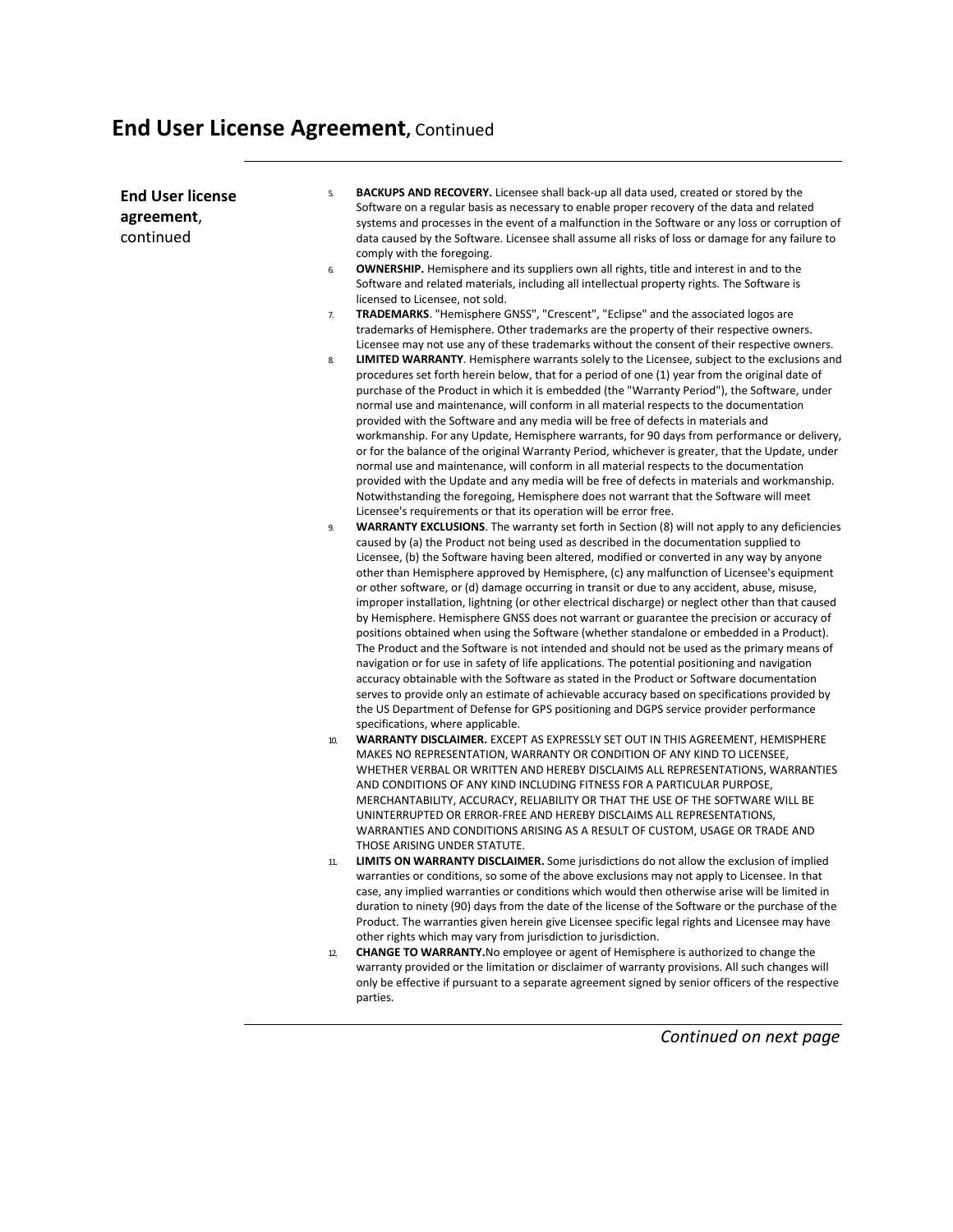# End User License Agreement, Continued

**End User license agreement**, continued

5. **BACKUPS AND RECOVERY.** Licensee shall back-up all data used, created or stored by the Software on a regular basis as necessary to enable proper recovery of the data and related systems and processes in the event of a malfunction in the Software or any loss or corruption of data caused by the Software. Licensee shall assume all risks of loss or damage for any failure to comply with the foregoing.
6. **OWNERSHIP.** Hemisphere and its suppliers own all rights, title and interest in and to the Software and related materials, including all intellectual property rights. The Software is licensed to Licensee, not sold.
7. **TRADEMARKS**. "Hemisphere GNSS", "Crescent", "Eclipse" and the associated logos are trademarks of Hemisphere. Other trademarks are the property of their respective owners. Licensee may not use any of these trademarks without the consent of their respective owners.
8. **LIMITED WARRANTY**. Hemisphere warrants solely to the Licensee, subject to the exclusions and procedures set forth herein below, that for a period of one (1) year from the original date of purchase of the Product in which it is embedded (the "Warranty Period"), the Software, under normal use and maintenance, will conform in all material respects to the documentation provided with the Software and any media will be free of defects in materials and workmanship. For any Update, Hemisphere warrants, for 90 days from performance or delivery, or for the balance of the original Warranty Period, whichever is greater, that the Update, under normal use and maintenance, will conform in all material respects to the documentation provided with the Update and any media will be free of defects in materials and workmanship. Notwithstanding the foregoing, Hemisphere does not warrant that the Software will meet Licensee's requirements or that its operation will be error free.
9. **WARRANTY EXCLUSIONS**. The warranty set forth in Section (8) will not apply to any deficiencies caused by (a) the Product not being used as described in the documentation supplied to Licensee, (b) the Software having been altered, modified or converted in any way by anyone other than Hemisphere approved by Hemisphere, (c) any malfunction of Licensee's equipment or other software, or (d) damage occurring in transit or due to any accident, abuse, misuse, improper installation, lightning (or other electrical discharge) or neglect other than that caused by Hemisphere. Hemisphere GNSS does not warrant or guarantee the precision or accuracy of positions obtained when using the Software (whether standalone or embedded in a Product). The Product and the Software is not intended and should not be used as the primary means of navigation or for use in safety of life applications. The potential positioning and navigation accuracy obtainable with the Software as stated in the Product or Software documentation serves to provide only an estimate of achievable accuracy based on specifications provided by the US Department of Defense for GPS positioning and DGPS service provider performance specifications, where applicable.
10. **WARRANTY DISCLAIMER.** EXCEPT AS EXPRESSLY SET OUT IN THIS AGREEMENT, HEMISPHERE MAKES NO REPRESENTATION, WARRANTY OR CONDITION OF ANY KIND TO LICENSEE, WHETHER VERBAL OR WRITTEN AND HEREBY DISCLAIMS ALL REPRESENTATIONS, WARRANTIES AND CONDITIONS OF ANY KIND INCLUDING FITNESS FOR A PARTICULAR PURPOSE, MERCHANTABILITY, ACCURACY, RELIABILITY OR THAT THE USE OF THE SOFTWARE WILL BE UNINTERRUPTED OR ERROR-FREE AND HEREBY DISCLAIMS ALL REPRESENTATIONS, WARRANTIES AND CONDITIONS ARISING AS A RESULT OF CUSTOM, USAGE OR TRADE AND THOSE ARISING UNDER STATUTE.
11. **LIMITS ON WARRANTY DISCLAIMER.** Some jurisdictions do not allow the exclusion of implied warranties or conditions, so some of the above exclusions may not apply to Licensee. In that case, any implied warranties or conditions which would then otherwise arise will be limited in duration to ninety (90) days from the date of the license of the Software or the purchase of the Product. The warranties given herein give Licensee specific legal rights and Licensee may have other rights which may vary from jurisdiction to jurisdiction.
12. **CHANGE TO WARRANTY.**No employee or agent of Hemisphere is authorized to change the warranty provided or the limitation or disclaimer of warranty provisions. All such changes will only be effective if pursuant to a separate agreement signed by senior officers of the respective parties.

*Continued on next page*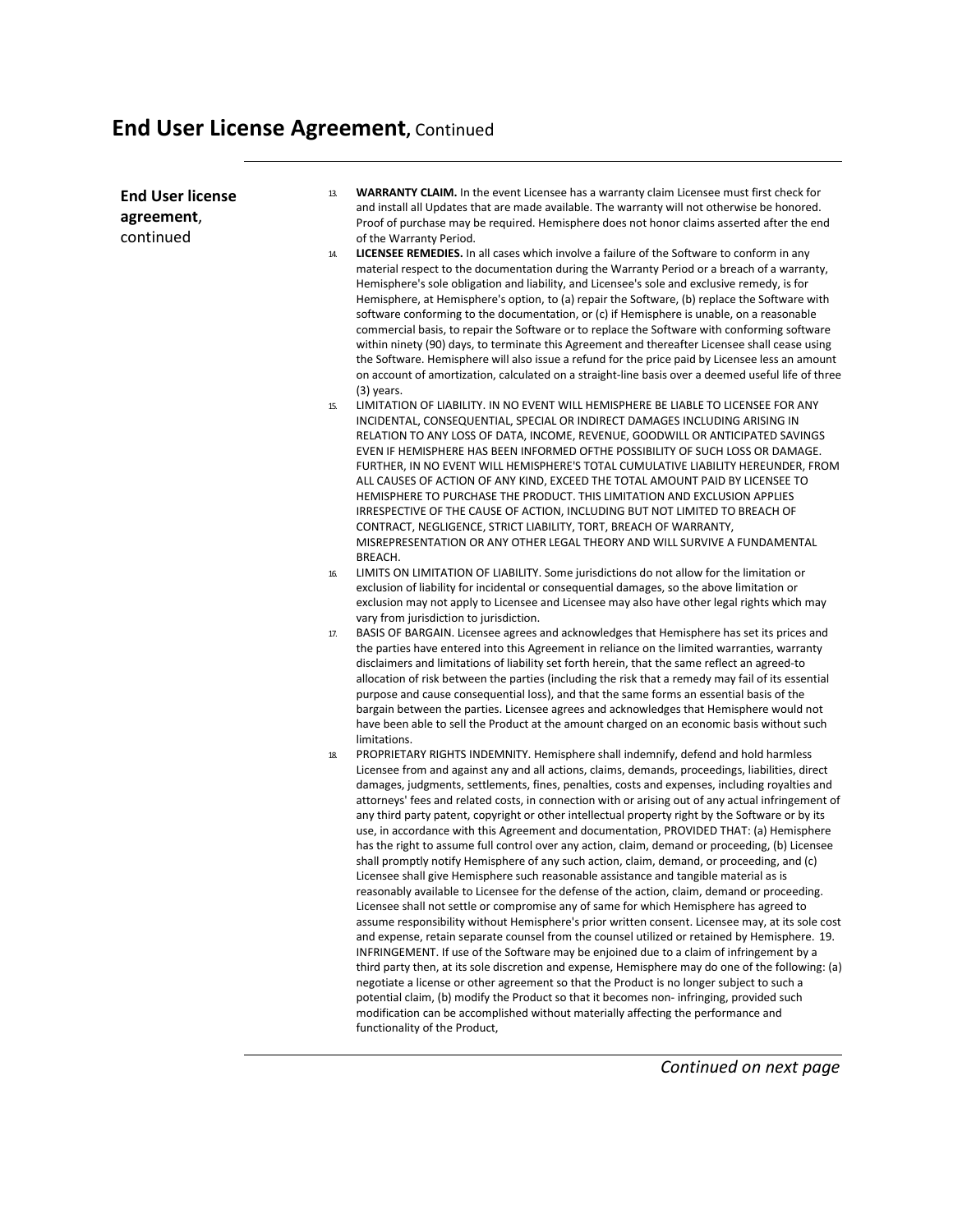# End User License Agreement, Continued

**End User license agreement**, continued

13. **WARRANTY CLAIM.** In the event Licensee has a warranty claim Licensee must first check for and install all Updates that are made available. The warranty will not otherwise be honored. Proof of purchase may be required. Hemisphere does not honor claims asserted after the end of the Warranty Period.
14. **LICENSEE REMEDIES.** In all cases which involve a failure of the Software to conform in any material respect to the documentation during the Warranty Period or a breach of a warranty, Hemisphere's sole obligation and liability, and Licensee's sole and exclusive remedy, is for Hemisphere, at Hemisphere's option, to (a) repair the Software, (b) replace the Software with software conforming to the documentation, or (c) if Hemisphere is unable, on a reasonable commercial basis, to repair the Software or to replace the Software with conforming software within ninety (90) days, to terminate this Agreement and thereafter Licensee shall cease using the Software. Hemisphere will also issue a refund for the price paid by Licensee less an amount on account of amortization, calculated on a straight-line basis over a deemed useful life of three (3) years.
15. LIMITATION OF LIABILITY. IN NO EVENT WILL HEMISPHERE BE LIABLE TO LICENSEE FOR ANY INCIDENTAL, CONSEQUENTIAL, SPECIAL OR INDIRECT DAMAGES INCLUDING ARISING IN RELATION TO ANY LOSS OF DATA, INCOME, REVENUE, GOODWILL OR ANTICIPATED SAVINGS EVEN IF HEMISPHERE HAS BEEN INFORMED OFTHE POSSIBILITY OF SUCH LOSS OR DAMAGE. FURTHER, IN NO EVENT WILL HEMISPHERE'S TOTAL CUMULATIVE LIABILITY HEREUNDER, FROM ALL CAUSES OF ACTION OF ANY KIND, EXCEED THE TOTAL AMOUNT PAID BY LICENSEE TO HEMISPHERE TO PURCHASE THE PRODUCT. THIS LIMITATION AND EXCLUSION APPLIES IRRESPECTIVE OF THE CAUSE OF ACTION, INCLUDING BUT NOT LIMITED TO BREACH OF CONTRACT, NEGLIGENCE, STRICT LIABILITY, TORT, BREACH OF WARRANTY, MISREPRESENTATION OR ANY OTHER LEGAL THEORY AND WILL SURVIVE A FUNDAMENTAL BREACH.
16. LIMITS ON LIMITATION OF LIABILITY. Some jurisdictions do not allow for the limitation or exclusion of liability for incidental or consequential damages, so the above limitation or exclusion may not apply to Licensee and Licensee may also have other legal rights which may vary from jurisdiction to jurisdiction.
17. BASIS OF BARGAIN. Licensee agrees and acknowledges that Hemisphere has set its prices and the parties have entered into this Agreement in reliance on the limited warranties, warranty disclaimers and limitations of liability set forth herein, that the same reflect an agreed-to allocation of risk between the parties (including the risk that a remedy may fail of its essential purpose and cause consequential loss), and that the same forms an essential basis of the bargain between the parties. Licensee agrees and acknowledges that Hemisphere would not have been able to sell the Product at the amount charged on an economic basis without such limitations.
18. PROPRIETARY RIGHTS INDEMNITY. Hemisphere shall indemnify, defend and hold harmless Licensee from and against any and all actions, claims, demands, proceedings, liabilities, direct damages, judgments, settlements, fines, penalties, costs and expenses, including royalties and attorneys' fees and related costs, in connection with or arising out of any actual infringement of any third party patent, copyright or other intellectual property right by the Software or by its use, in accordance with this Agreement and documentation, PROVIDED THAT: (a) Hemisphere has the right to assume full control over any action, claim, demand or proceeding, (b) Licensee shall promptly notify Hemisphere of any such action, claim, demand, or proceeding, and (c) Licensee shall give Hemisphere such reasonable assistance and tangible material as is reasonably available to Licensee for the defense of the action, claim, demand or proceeding. Licensee shall not settle or compromise any of same for which Hemisphere has agreed to assume responsibility without Hemisphere's prior written consent. Licensee may, at its sole cost and expense, retain separate counsel from the counsel utilized or retained by Hemisphere. 19. INFRINGEMENT. If use of the Software may be enjoined due to a claim of infringement by a third party then, at its sole discretion and expense, Hemisphere may do one of the following: (a) negotiate a license or other agreement so that the Product is no longer subject to such a potential claim, (b) modify the Product so that it becomes non- infringing, provided such modification can be accomplished without materially affecting the performance and functionality of the Product,

*Continued on next page*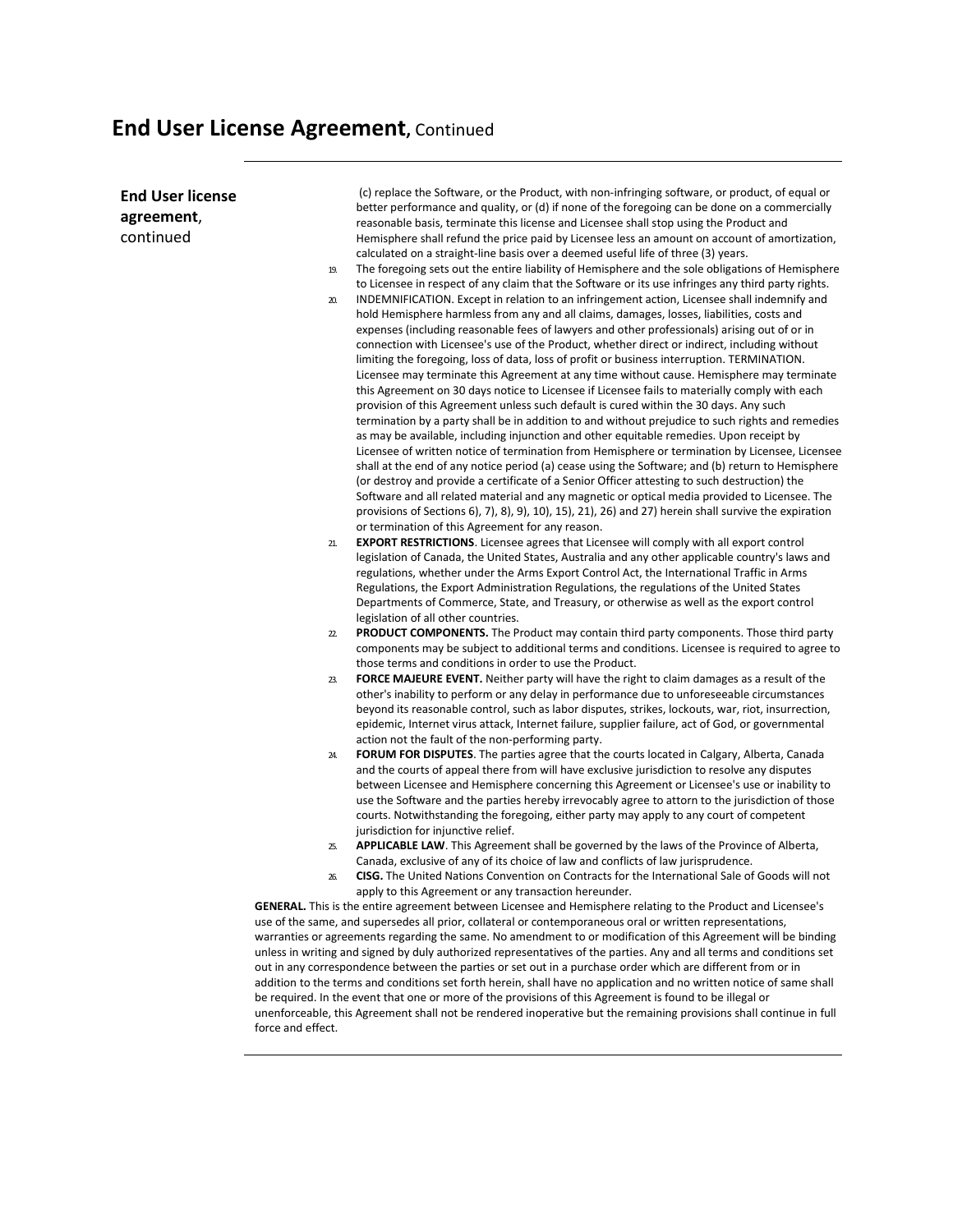# End User License Agreement, Continued

**End User license agreement**, continued

(c) replace the Software, or the Product, with non-infringing software, or product, of equal or better performance and quality, or (d) if none of the foregoing can be done on a commercially reasonable basis, terminate this license and Licensee shall stop using the Product and Hemisphere shall refund the price paid by Licensee less an amount on account of amortization, calculated on a straight-line basis over a deemed useful life of three (3) years.

19. The foregoing sets out the entire liability of Hemisphere and the sole obligations of Hemisphere to Licensee in respect of any claim that the Software or its use infringes any third party rights.
20. INDEMNIFICATION. Except in relation to an infringement action, Licensee shall indemnify and hold Hemisphere harmless from any and all claims, damages, losses, liabilities, costs and expenses (including reasonable fees of lawyers and other professionals) arising out of or in connection with Licensee's use of the Product, whether direct or indirect, including without limiting the foregoing, loss of data, loss of profit or business interruption. TERMINATION. Licensee may terminate this Agreement at any time without cause. Hemisphere may terminate this Agreement on 30 days notice to Licensee if Licensee fails to materially comply with each provision of this Agreement unless such default is cured within the 30 days. Any such termination by a party shall be in addition to and without prejudice to such rights and remedies as may be available, including injunction and other equitable remedies. Upon receipt by Licensee of written notice of termination from Hemisphere or termination by Licensee, Licensee shall at the end of any notice period (a) cease using the Software; and (b) return to Hemisphere (or destroy and provide a certificate of a Senior Officer attesting to such destruction) the Software and all related material and any magnetic or optical media provided to Licensee. The provisions of Sections 6), 7), 8), 9), 10), 15), 21), 26) and 27) herein shall survive the expiration or termination of this Agreement for any reason.
21. **EXPORT RESTRICTIONS**. Licensee agrees that Licensee will comply with all export control legislation of Canada, the United States, Australia and any other applicable country's laws and regulations, whether under the Arms Export Control Act, the International Traffic in Arms Regulations, the Export Administration Regulations, the regulations of the United States Departments of Commerce, State, and Treasury, or otherwise as well as the export control legislation of all other countries.
22. **PRODUCT COMPONENTS.** The Product may contain third party components. Those third party components may be subject to additional terms and conditions. Licensee is required to agree to those terms and conditions in order to use the Product.
23. **FORCE MAJEURE EVENT.** Neither party will have the right to claim damages as a result of the other's inability to perform or any delay in performance due to unforeseeable circumstances beyond its reasonable control, such as labor disputes, strikes, lockouts, war, riot, insurrection, epidemic, Internet virus attack, Internet failure, supplier failure, act of God, or governmental action not the fault of the non-performing party.
24. **FORUM FOR DISPUTES**. The parties agree that the courts located in Calgary, Alberta, Canada and the courts of appeal there from will have exclusive jurisdiction to resolve any disputes between Licensee and Hemisphere concerning this Agreement or Licensee's use or inability to use the Software and the parties hereby irrevocably agree to attorn to the jurisdiction of those courts. Notwithstanding the foregoing, either party may apply to any court of competent jurisdiction for injunctive relief.
25. **APPLICABLE LAW**. This Agreement shall be governed by the laws of the Province of Alberta, Canada, exclusive of any of its choice of law and conflicts of law jurisprudence.
26. **CISG.** The United Nations Convention on Contracts for the International Sale of Goods will not apply to this Agreement or any transaction hereunder.

**GENERAL.** This is the entire agreement between Licensee and Hemisphere relating to the Product and Licensee's use of the same, and supersedes all prior, collateral or contemporaneous oral or written representations, warranties or agreements regarding the same. No amendment to or modification of this Agreement will be binding unless in writing and signed by duly authorized representatives of the parties. Any and all terms and conditions set out in any correspondence between the parties or set out in a purchase order which are different from or in addition to the terms and conditions set forth herein, shall have no application and no written notice of same shall be required. In the event that one or more of the provisions of this Agreement is found to be illegal or unenforceable, this Agreement shall not be rendered inoperative but the remaining provisions shall continue in full force and effect.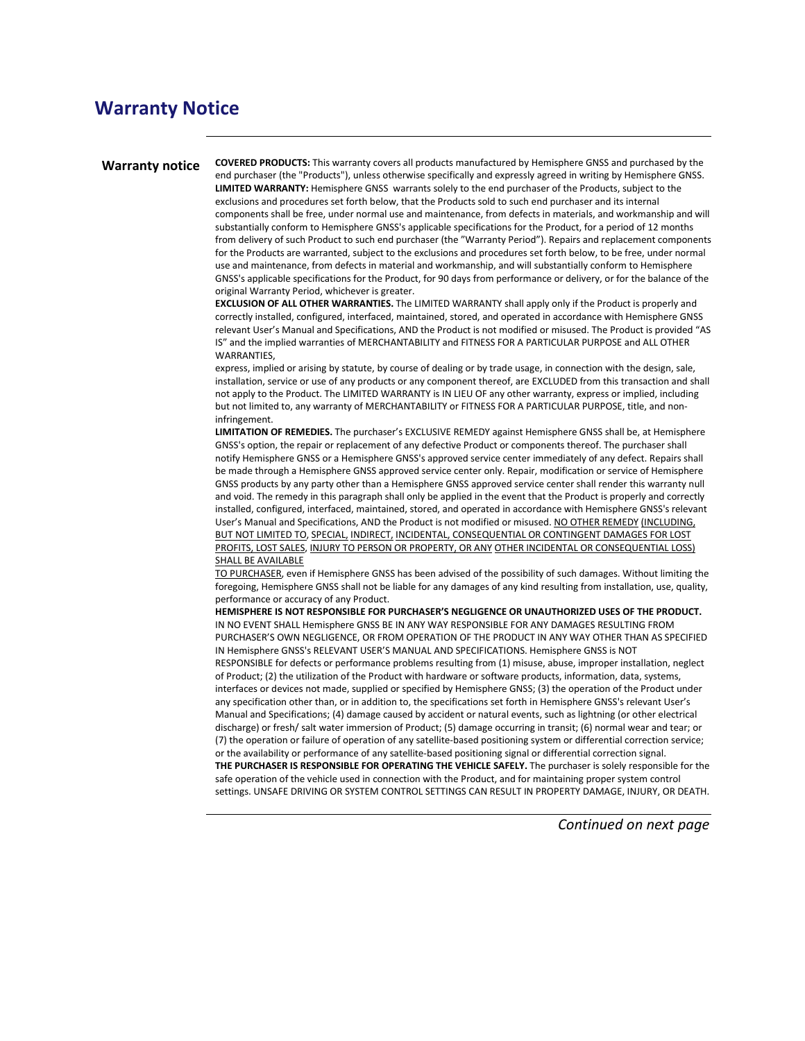# Warranty Notice

## Warranty notice

**COVERED PRODUCTS:** This warranty covers all products manufactured by Hemisphere GNSS and purchased by the end purchaser (the "Products"), unless otherwise specifically and expressly agreed in writing by Hemisphere GNSS.

**LIMITED WARRANTY:** Hemisphere GNSS warrants solely to the end purchaser of the Products, subject to the exclusions and procedures set forth below, that the Products sold to such end purchaser and its internal components shall be free, under normal use and maintenance, from defects in materials, and workmanship and will substantially conform to Hemisphere GNSS's applicable specifications for the Product, for a period of 12 months from delivery of such Product to such end purchaser (the "Warranty Period"). Repairs and replacement components for the Products are warranted, subject to the exclusions and procedures set forth below, to be free, under normal use and maintenance, from defects in material and workmanship, and will substantially conform to Hemisphere GNSS's applicable specifications for the Product, for 90 days from performance or delivery, or for the balance of the original Warranty Period, whichever is greater.

**EXCLUSION OF ALL OTHER WARRANTIES.** The LIMITED WARRANTY shall apply only if the Product is properly and correctly installed, configured, interfaced, maintained, stored, and operated in accordance with Hemisphere GNSS relevant User's Manual and Specifications, AND the Product is not modified or misused. The Product is provided "AS IS" and the implied warranties of MERCHANTABILITY and FITNESS FOR A PARTICULAR PURPOSE and ALL OTHER WARRANTIES, express, implied or arising by statute, by course of dealing or by trade usage, in connection with the design, sale, installation, service or use of any products or any component thereof, are EXCLUDED from this transaction and shall not apply to the Product. The LIMITED WARRANTY is IN LIEU OF any other warranty, express or implied, including but not limited to, any warranty of MERCHANTABILITY or FITNESS FOR A PARTICULAR PURPOSE, title, and non-infringement.

**LIMITATION OF REMEDIES.** The purchaser's EXCLUSIVE REMEDY against Hemisphere GNSS shall be, at Hemisphere GNSS's option, the repair or replacement of any defective Product or components thereof. The purchaser shall notify Hemisphere GNSS or a Hemisphere GNSS's approved service center immediately of any defect. Repairs shall be made through a Hemisphere GNSS approved service center only. Repair, modification or service of Hemisphere GNSS products by any party other than a Hemisphere GNSS approved service center shall render this warranty null and void. The remedy in this paragraph shall only be applied in the event that the Product is properly and correctly installed, configured, interfaced, maintained, stored, and operated in accordance with Hemisphere GNSS's relevant User's Manual and Specifications, AND the Product is not modified or misused. NO OTHER REMEDY (INCLUDING, BUT NOT LIMITED TO, SPECIAL, INDIRECT, INCIDENTAL, CONSEQUENTIAL OR CONTINGENT DAMAGES FOR LOST PROFITS, LOST SALES, INJURY TO PERSON OR PROPERTY, OR ANY OTHER INCIDENTAL OR CONSEQUENTIAL LOSS) SHALL BE AVAILABLE TO PURCHASER, even if Hemisphere GNSS has been advised of the possibility of such damages. Without limiting the foregoing, Hemisphere GNSS shall not be liable for any damages of any kind resulting from installation, use, quality, performance or accuracy of any Product.

**HEMISPHERE IS NOT RESPONSIBLE FOR PURCHASER'S NEGLIGENCE OR UNAUTHORIZED USES OF THE PRODUCT.** IN NO EVENT SHALL Hemisphere GNSS BE IN ANY WAY RESPONSIBLE FOR ANY DAMAGES RESULTING FROM PURCHASER'S OWN NEGLIGENCE, OR FROM OPERATION OF THE PRODUCT IN ANY WAY OTHER THAN AS SPECIFIED IN Hemisphere GNSS's RELEVANT USER'S MANUAL AND SPECIFICATIONS. Hemisphere GNSS is NOT RESPONSIBLE for defects or performance problems resulting from (1) misuse, abuse, improper installation, neglect of Product; (2) the utilization of the Product with hardware or software products, information, data, systems, interfaces or devices not made, supplied or specified by Hemisphere GNSS; (3) the operation of the Product under any specification other than, or in addition to, the specifications set forth in Hemisphere GNSS's relevant User's Manual and Specifications; (4) damage caused by accident or natural events, such as lightning (or other electrical discharge) or fresh/ salt water immersion of Product; (5) damage occurring in transit; (6) normal wear and tear; or (7) the operation or failure of operation of any satellite-based positioning system or differential correction service; or the availability or performance of any satellite-based positioning signal or differential correction signal.

**THE PURCHASER IS RESPONSIBLE FOR OPERATING THE VEHICLE SAFELY.** The purchaser is solely responsible for the safe operation of the vehicle used in connection with the Product, and for maintaining proper system control settings. UNSAFE DRIVING OR SYSTEM CONTROL SETTINGS CAN RESULT IN PROPERTY DAMAGE, INJURY, OR DEATH.

*Continued on next page*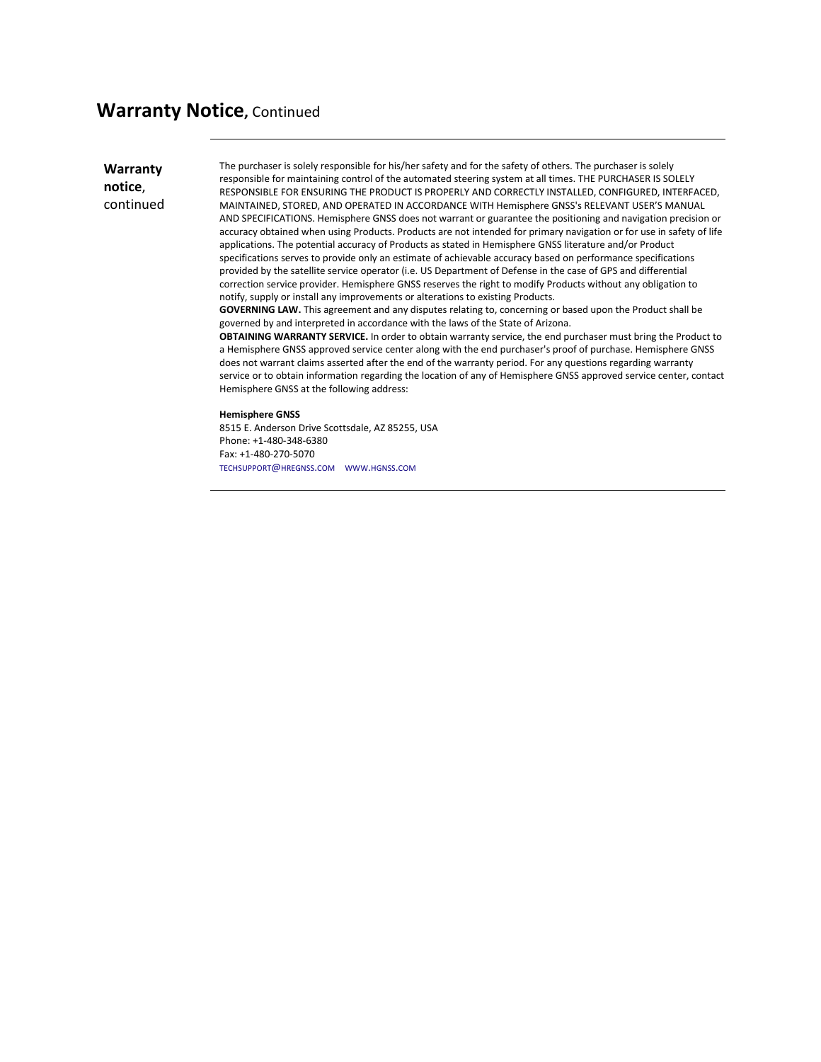# Warranty Notice, Continued

**Warranty notice**, continued

The purchaser is solely responsible for his/her safety and for the safety of others. The purchaser is solely responsible for maintaining control of the automated steering system at all times. THE PURCHASER IS SOLELY RESPONSIBLE FOR ENSURING THE PRODUCT IS PROPERLY AND CORRECTLY INSTALLED, CONFIGURED, INTERFACED, MAINTAINED, STORED, AND OPERATED IN ACCORDANCE WITH Hemisphere GNSS's RELEVANT USER'S MANUAL AND SPECIFICATIONS. Hemisphere GNSS does not warrant or guarantee the positioning and navigation precision or accuracy obtained when using Products. Products are not intended for primary navigation or for use in safety of life applications. The potential accuracy of Products as stated in Hemisphere GNSS literature and/or Product specifications serves to provide only an estimate of achievable accuracy based on performance specifications provided by the satellite service operator (i.e. US Department of Defense in the case of GPS and differential correction service provider. Hemisphere GNSS reserves the right to modify Products without any obligation to notify, supply or install any improvements or alterations to existing Products.

**GOVERNING LAW.** This agreement and any disputes relating to, concerning or based upon the Product shall be governed by and interpreted in accordance with the laws of the State of Arizona.

**OBTAINING WARRANTY SERVICE.** In order to obtain warranty service, the end purchaser must bring the Product to a Hemisphere GNSS approved service center along with the end purchaser's proof of purchase. Hemisphere GNSS does not warrant claims asserted after the end of the warranty period. For any questions regarding warranty service or to obtain information regarding the location of any of Hemisphere GNSS approved service center, contact Hemisphere GNSS at the following address:

**Hemisphere GNSS**
8515 E. Anderson Drive Scottsdale, AZ 85255, USA
Phone: +1-480-348-6380
Fax: +1-480-270-5070
TECHSUPPORT@HREGNSS.COM WWW.HGNSS.COM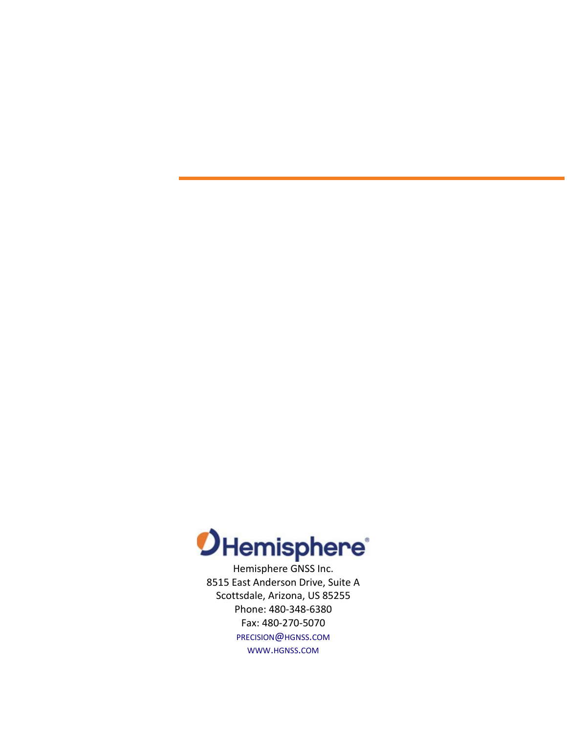Hemisphere GNSS Inc.
8515 East Anderson Drive, Suite A
Scottsdale, Arizona, US 85255
Phone: 480-348-6380
Fax: 480-270-5070
PRECISION@HGNSS.COM
WWW.HGNSS.COM